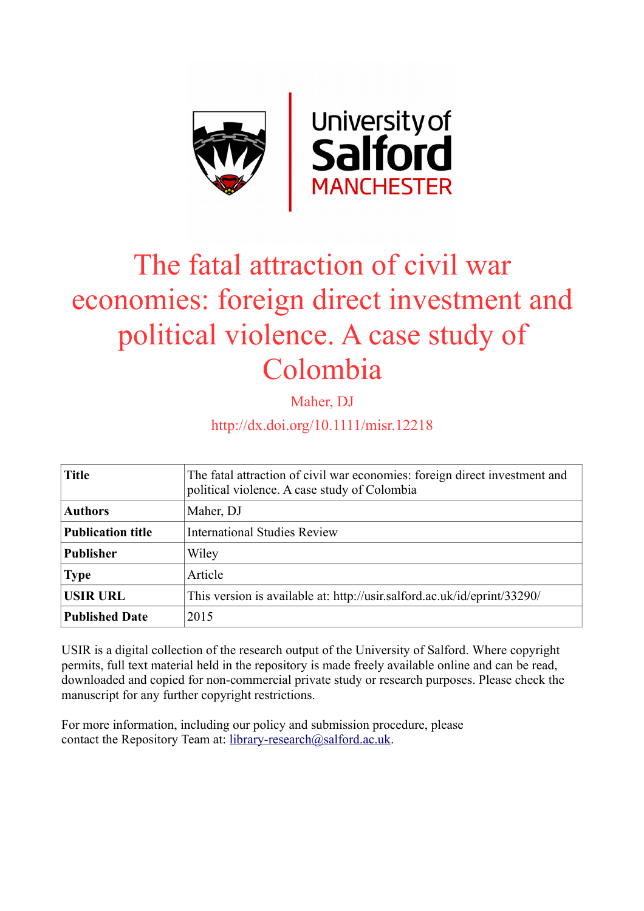# The fatal attraction of civil war economies: foreign direct investment and political violence. A case study of Colombia

Maher, DJ

http://dx.doi.org/10.1111/misr.12218

| Title | The fatal attraction of civil war economies: foreign direct investment and political violence. A case study of Colombia |
|---|---|
| Authors | Maher, DJ |
| Publication title | International Studies Review |
| Publisher | Wiley |
| Type | Article |
| USIR URL | This version is available at: http://usir.salford.ac.uk/id/eprint/33290/ |
| Published Date | 2015 |

USIR is a digital collection of the research output of the University of Salford. Where copyright permits, full text material held in the repository is made freely available online and can be read, downloaded and copied for non-commercial private study or research purposes. Please check the manuscript for any further copyright restrictions.

For more information, including our policy and submission procedure, please contact the Repository Team at: library-research@salford.ac.uk.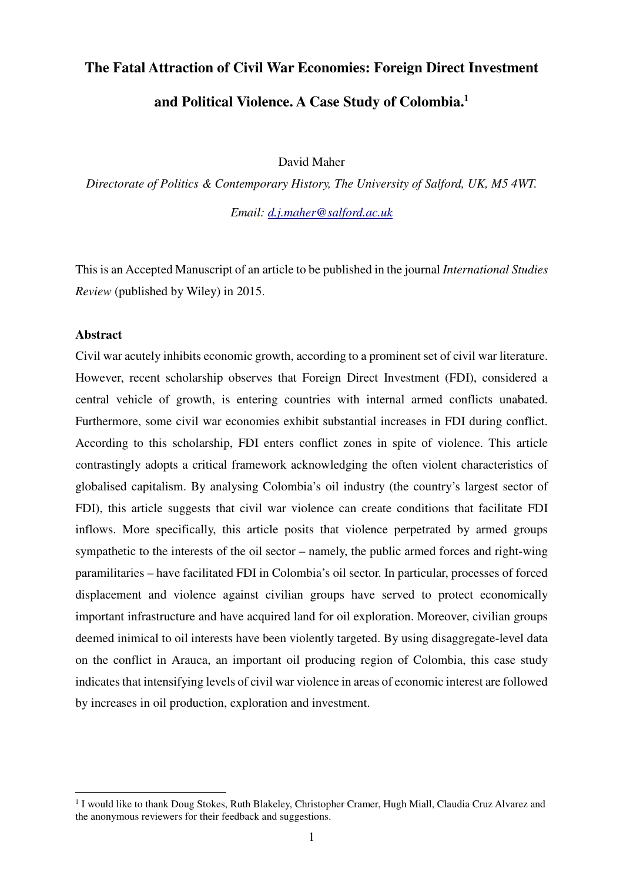# The Fatal Attraction of Civil War Economies: Foreign Direct Investment and Political Violence. A Case Study of Colombia.[1]

David Maher

*Directorate of Politics & Contemporary History, The University of Salford, UK, M5 4WT.*

*Email: d.j.maher@salford.ac.uk*

This is an Accepted Manuscript of an article to be published in the journal *International Studies Review* (published by Wiley) in 2015.

**Abstract**

Civil war acutely inhibits economic growth, according to a prominent set of civil war literature. However, recent scholarship observes that Foreign Direct Investment (FDI), considered a central vehicle of growth, is entering countries with internal armed conflicts unabated. Furthermore, some civil war economies exhibit substantial increases in FDI during conflict. According to this scholarship, FDI enters conflict zones in spite of violence. This article contrastingly adopts a critical framework acknowledging the often violent characteristics of globalised capitalism. By analysing Colombia's oil industry (the country's largest sector of FDI), this article suggests that civil war violence can create conditions that facilitate FDI inflows. More specifically, this article posits that violence perpetrated by armed groups sympathetic to the interests of the oil sector – namely, the public armed forces and right-wing paramilitaries – have facilitated FDI in Colombia's oil sector. In particular, processes of forced displacement and violence against civilian groups have served to protect economically important infrastructure and have acquired land for oil exploration. Moreover, civilian groups deemed inimical to oil interests have been violently targeted. By using disaggregate-level data on the conflict in Arauca, an important oil producing region of Colombia, this case study indicates that intensifying levels of civil war violence in areas of economic interest are followed by increases in oil production, exploration and investment.

[1] I would like to thank Doug Stokes, Ruth Blakeley, Christopher Cramer, Hugh Miall, Claudia Cruz Alvarez and the anonymous reviewers for their feedback and suggestions.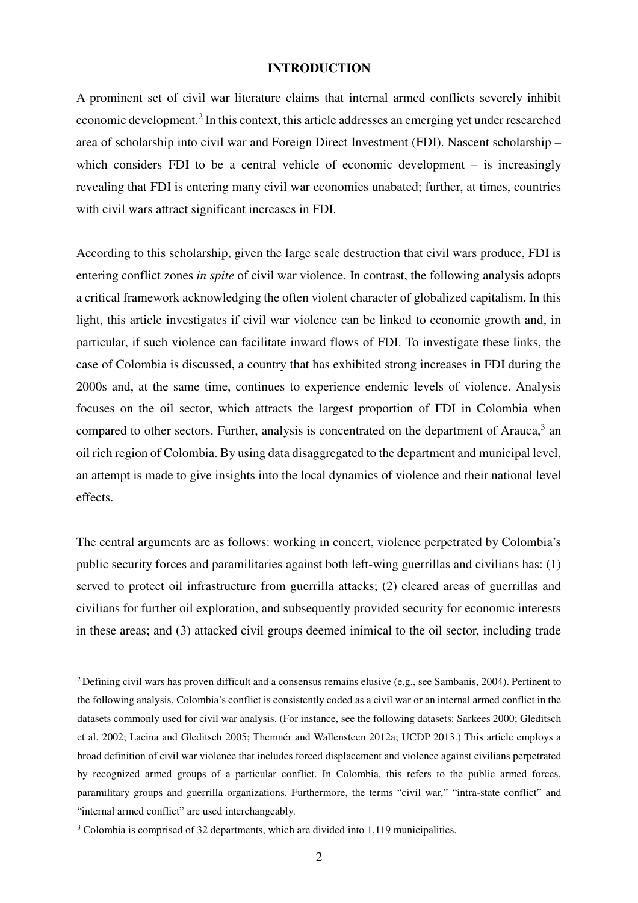## INTRODUCTION

A prominent set of civil war literature claims that internal armed conflicts severely inhibit economic development.[2] In this context, this article addresses an emerging yet under researched area of scholarship into civil war and Foreign Direct Investment (FDI). Nascent scholarship – which considers FDI to be a central vehicle of economic development – is increasingly revealing that FDI is entering many civil war economies unabated; further, at times, countries with civil wars attract significant increases in FDI.

According to this scholarship, given the large scale destruction that civil wars produce, FDI is entering conflict zones *in spite* of civil war violence. In contrast, the following analysis adopts a critical framework acknowledging the often violent character of globalized capitalism. In this light, this article investigates if civil war violence can be linked to economic growth and, in particular, if such violence can facilitate inward flows of FDI. To investigate these links, the case of Colombia is discussed, a country that has exhibited strong increases in FDI during the 2000s and, at the same time, continues to experience endemic levels of violence. Analysis focuses on the oil sector, which attracts the largest proportion of FDI in Colombia when compared to other sectors. Further, analysis is concentrated on the department of Arauca,[3] an oil rich region of Colombia. By using data disaggregated to the department and municipal level, an attempt is made to give insights into the local dynamics of violence and their national level effects.

The central arguments are as follows: working in concert, violence perpetrated by Colombia's public security forces and paramilitaries against both left-wing guerrillas and civilians has: (1) served to protect oil infrastructure from guerrilla attacks; (2) cleared areas of guerrillas and civilians for further oil exploration, and subsequently provided security for economic interests in these areas; and (3) attacked civil groups deemed inimical to the oil sector, including trade

---

[2] Defining civil wars has proven difficult and a consensus remains elusive (e.g., see Sambanis, 2004). Pertinent to the following analysis, Colombia's conflict is consistently coded as a civil war or an internal armed conflict in the datasets commonly used for civil war analysis. (For instance, see the following datasets: Sarkees 2000; Gleditsch et al. 2002; Lacina and Gleditsch 2005; Themnér and Wallensteen 2012a; UCDP 2013.) This article employs a broad definition of civil war violence that includes forced displacement and violence against civilians perpetrated by recognized armed groups of a particular conflict. In Colombia, this refers to the public armed forces, paramilitary groups and guerrilla organizations. Furthermore, the terms "civil war," "intra-state conflict" and "internal armed conflict" are used interchangeably.

[3] Colombia is comprised of 32 departments, which are divided into 1,119 municipalities.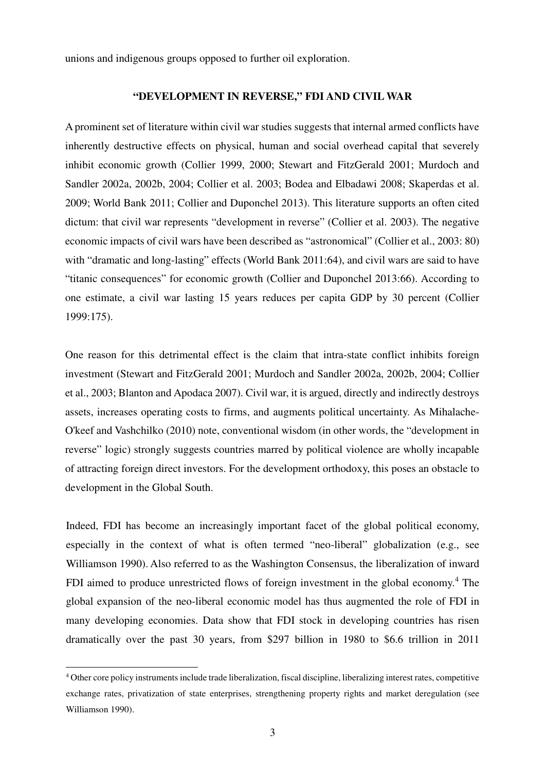unions and indigenous groups opposed to further oil exploration.

## "DEVELOPMENT IN REVERSE," FDI AND CIVIL WAR

A prominent set of literature within civil war studies suggests that internal armed conflicts have inherently destructive effects on physical, human and social overhead capital that severely inhibit economic growth (Collier 1999, 2000; Stewart and FitzGerald 2001; Murdoch and Sandler 2002a, 2002b, 2004; Collier et al. 2003; Bodea and Elbadawi 2008; Skaperdas et al. 2009; World Bank 2011; Collier and Duponchel 2013). This literature supports an often cited dictum: that civil war represents "development in reverse" (Collier et al. 2003). The negative economic impacts of civil wars have been described as "astronomical" (Collier et al., 2003: 80) with "dramatic and long-lasting" effects (World Bank 2011:64), and civil wars are said to have "titanic consequences" for economic growth (Collier and Duponchel 2013:66). According to one estimate, a civil war lasting 15 years reduces per capita GDP by 30 percent (Collier 1999:175).

One reason for this detrimental effect is the claim that intra-state conflict inhibits foreign investment (Stewart and FitzGerald 2001; Murdoch and Sandler 2002a, 2002b, 2004; Collier et al., 2003; Blanton and Apodaca 2007). Civil war, it is argued, directly and indirectly destroys assets, increases operating costs to firms, and augments political uncertainty. As Mihalache-O'keef and Vashchilko (2010) note, conventional wisdom (in other words, the "development in reverse" logic) strongly suggests countries marred by political violence are wholly incapable of attracting foreign direct investors. For the development orthodoxy, this poses an obstacle to development in the Global South.

Indeed, FDI has become an increasingly important facet of the global political economy, especially in the context of what is often termed "neo-liberal" globalization (e.g., see Williamson 1990). Also referred to as the Washington Consensus, the liberalization of inward FDI aimed to produce unrestricted flows of foreign investment in the global economy.[4] The global expansion of the neo-liberal economic model has thus augmented the role of FDI in many developing economies. Data show that FDI stock in developing countries has risen dramatically over the past 30 years, from $297 billion in 1980 to $6.6 trillion in 2011

[4] Other core policy instruments include trade liberalization, fiscal discipline, liberalizing interest rates, competitive exchange rates, privatization of state enterprises, strengthening property rights and market deregulation (see Williamson 1990).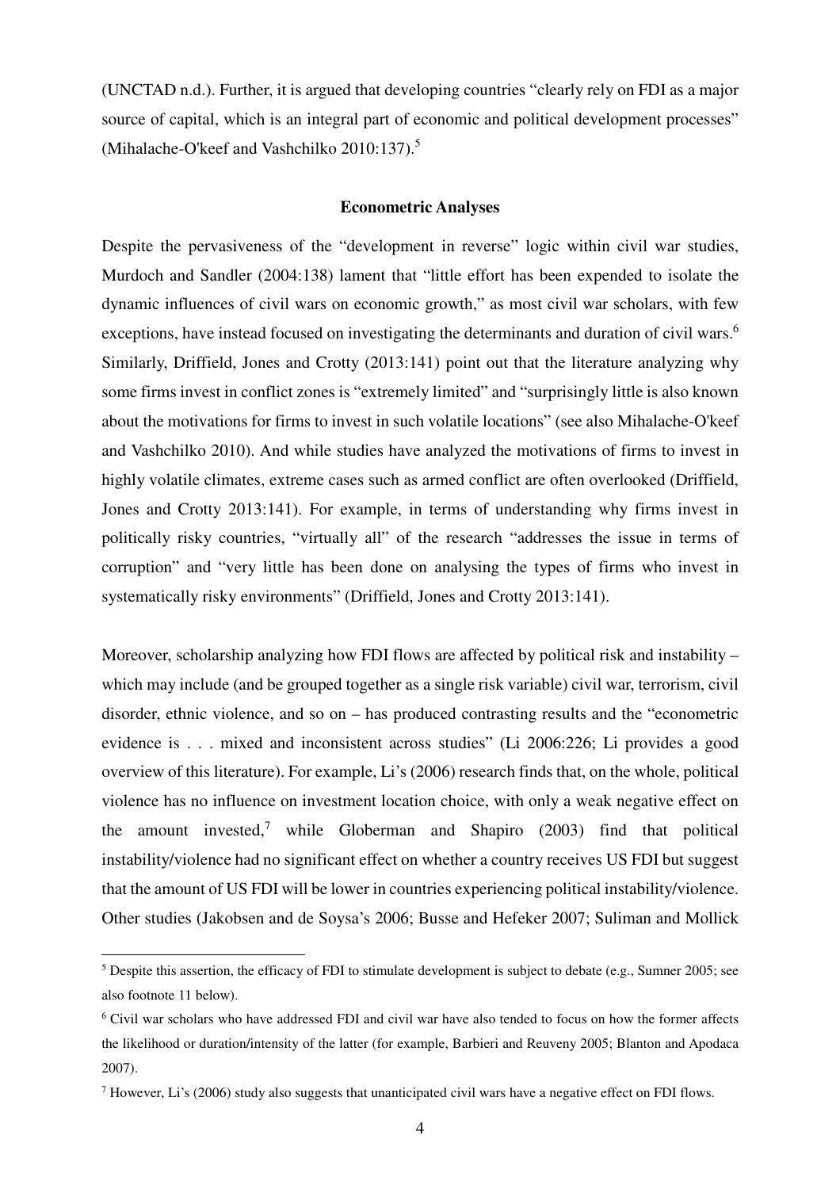(UNCTAD n.d.). Further, it is argued that developing countries "clearly rely on FDI as a major source of capital, which is an integral part of economic and political development processes" (Mihalache-O'keef and Vashchilko 2010:137).[5]

### Econometric Analyses

Despite the pervasiveness of the "development in reverse" logic within civil war studies, Murdoch and Sandler (2004:138) lament that "little effort has been expended to isolate the dynamic influences of civil wars on economic growth," as most civil war scholars, with few exceptions, have instead focused on investigating the determinants and duration of civil wars.[6] Similarly, Driffield, Jones and Crotty (2013:141) point out that the literature analyzing why some firms invest in conflict zones is "extremely limited" and "surprisingly little is also known about the motivations for firms to invest in such volatile locations" (see also Mihalache-O'keef and Vashchilko 2010). And while studies have analyzed the motivations of firms to invest in highly volatile climates, extreme cases such as armed conflict are often overlooked (Driffield, Jones and Crotty 2013:141). For example, in terms of understanding why firms invest in politically risky countries, "virtually all" of the research "addresses the issue in terms of corruption" and "very little has been done on analysing the types of firms who invest in systematically risky environments" (Driffield, Jones and Crotty 2013:141).

Moreover, scholarship analyzing how FDI flows are affected by political risk and instability – which may include (and be grouped together as a single risk variable) civil war, terrorism, civil disorder, ethnic violence, and so on – has produced contrasting results and the "econometric evidence is . . . mixed and inconsistent across studies" (Li 2006:226; Li provides a good overview of this literature). For example, Li's (2006) research finds that, on the whole, political violence has no influence on investment location choice, with only a weak negative effect on the amount invested,[7] while Globerman and Shapiro (2003) find that political instability/violence had no significant effect on whether a country receives US FDI but suggest that the amount of US FDI will be lower in countries experiencing political instability/violence. Other studies (Jakobsen and de Soysa's 2006; Busse and Hefeker 2007; Suliman and Mollick

---

[5] Despite this assertion, the efficacy of FDI to stimulate development is subject to debate (e.g., Sumner 2005; see also footnote 11 below).

[6] Civil war scholars who have addressed FDI and civil war have also tended to focus on how the former affects the likelihood or duration/intensity of the latter (for example, Barbieri and Reuveny 2005; Blanton and Apodaca 2007).

[7] However, Li's (2006) study also suggests that unanticipated civil wars have a negative effect on FDI flows.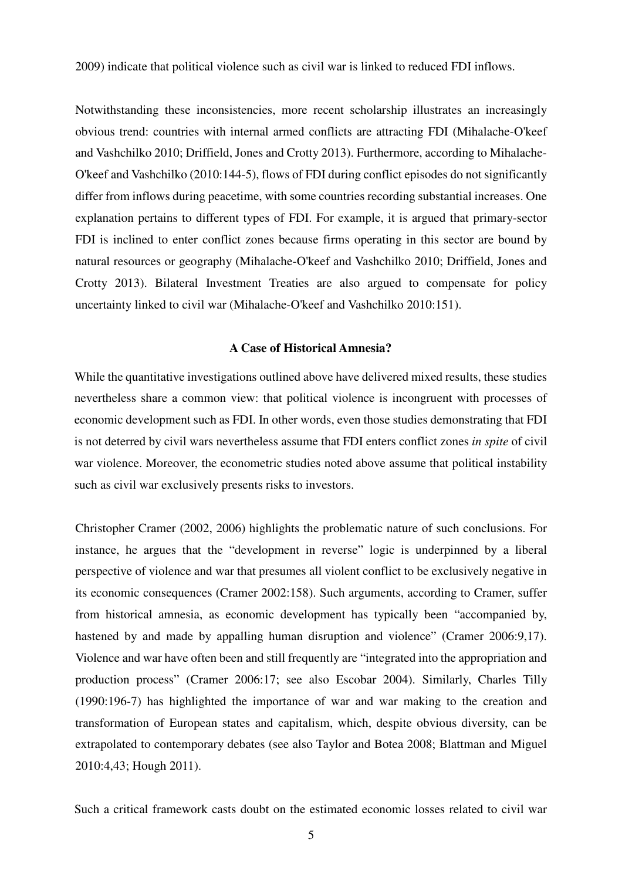2009) indicate that political violence such as civil war is linked to reduced FDI inflows.

Notwithstanding these inconsistencies, more recent scholarship illustrates an increasingly obvious trend: countries with internal armed conflicts are attracting FDI (Mihalache-O'keef and Vashchilko 2010; Driffield, Jones and Crotty 2013). Furthermore, according to Mihalache-O'keef and Vashchilko (2010:144-5), flows of FDI during conflict episodes do not significantly differ from inflows during peacetime, with some countries recording substantial increases. One explanation pertains to different types of FDI. For example, it is argued that primary-sector FDI is inclined to enter conflict zones because firms operating in this sector are bound by natural resources or geography (Mihalache-O'keef and Vashchilko 2010; Driffield, Jones and Crotty 2013). Bilateral Investment Treaties are also argued to compensate for policy uncertainty linked to civil war (Mihalache-O'keef and Vashchilko 2010:151).

## A Case of Historical Amnesia?

While the quantitative investigations outlined above have delivered mixed results, these studies nevertheless share a common view: that political violence is incongruent with processes of economic development such as FDI. In other words, even those studies demonstrating that FDI is not deterred by civil wars nevertheless assume that FDI enters conflict zones *in spite* of civil war violence. Moreover, the econometric studies noted above assume that political instability such as civil war exclusively presents risks to investors.

Christopher Cramer (2002, 2006) highlights the problematic nature of such conclusions. For instance, he argues that the "development in reverse" logic is underpinned by a liberal perspective of violence and war that presumes all violent conflict to be exclusively negative in its economic consequences (Cramer 2002:158). Such arguments, according to Cramer, suffer from historical amnesia, as economic development has typically been "accompanied by, hastened by and made by appalling human disruption and violence" (Cramer 2006:9,17). Violence and war have often been and still frequently are "integrated into the appropriation and production process" (Cramer 2006:17; see also Escobar 2004). Similarly, Charles Tilly (1990:196-7) has highlighted the importance of war and war making to the creation and transformation of European states and capitalism, which, despite obvious diversity, can be extrapolated to contemporary debates (see also Taylor and Botea 2008; Blattman and Miguel 2010:4,43; Hough 2011).

Such a critical framework casts doubt on the estimated economic losses related to civil war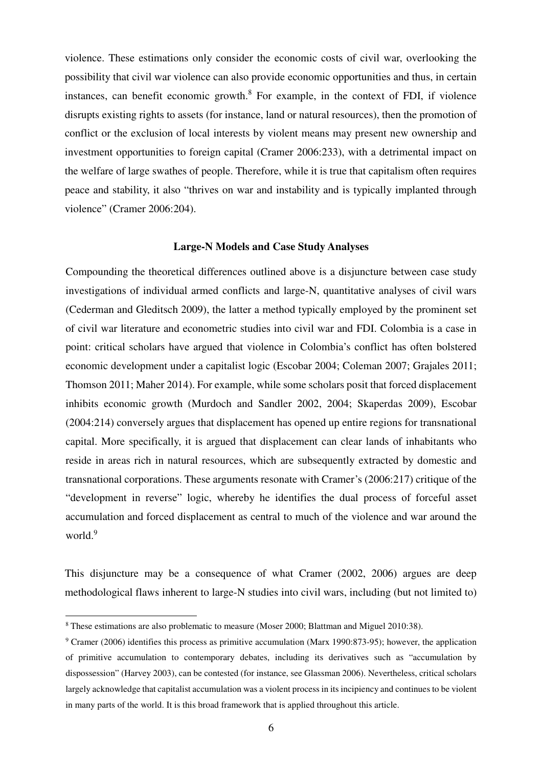violence. These estimations only consider the economic costs of civil war, overlooking the possibility that civil war violence can also provide economic opportunities and thus, in certain instances, can benefit economic growth.[8] For example, in the context of FDI, if violence disrupts existing rights to assets (for instance, land or natural resources), then the promotion of conflict or the exclusion of local interests by violent means may present new ownership and investment opportunities to foreign capital (Cramer 2006:233), with a detrimental impact on the welfare of large swathes of people. Therefore, while it is true that capitalism often requires peace and stability, it also "thrives on war and instability and is typically implanted through violence" (Cramer 2006:204).

## Large-N Models and Case Study Analyses

Compounding the theoretical differences outlined above is a disjuncture between case study investigations of individual armed conflicts and large-N, quantitative analyses of civil wars (Cederman and Gleditsch 2009), the latter a method typically employed by the prominent set of civil war literature and econometric studies into civil war and FDI. Colombia is a case in point: critical scholars have argued that violence in Colombia's conflict has often bolstered economic development under a capitalist logic (Escobar 2004; Coleman 2007; Grajales 2011; Thomson 2011; Maher 2014). For example, while some scholars posit that forced displacement inhibits economic growth (Murdoch and Sandler 2002, 2004; Skaperdas 2009), Escobar (2004:214) conversely argues that displacement has opened up entire regions for transnational capital. More specifically, it is argued that displacement can clear lands of inhabitants who reside in areas rich in natural resources, which are subsequently extracted by domestic and transnational corporations. These arguments resonate with Cramer's (2006:217) critique of the "development in reverse" logic, whereby he identifies the dual process of forceful asset accumulation and forced displacement as central to much of the violence and war around the world.[9]

This disjuncture may be a consequence of what Cramer (2002, 2006) argues are deep methodological flaws inherent to large-N studies into civil wars, including (but not limited to)

---

[8] These estimations are also problematic to measure (Moser 2000; Blattman and Miguel 2010:38).

[9] Cramer (2006) identifies this process as primitive accumulation (Marx 1990:873-95); however, the application of primitive accumulation to contemporary debates, including its derivatives such as "accumulation by dispossession" (Harvey 2003), can be contested (for instance, see Glassman 2006). Nevertheless, critical scholars largely acknowledge that capitalist accumulation was a violent process in its incipiency and continues to be violent in many parts of the world. It is this broad framework that is applied throughout this article.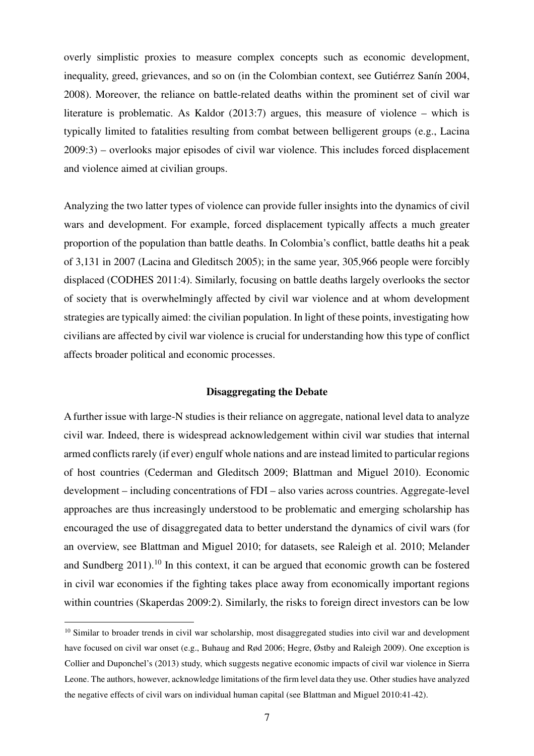overly simplistic proxies to measure complex concepts such as economic development, inequality, greed, grievances, and so on (in the Colombian context, see Gutiérrez Sanín 2004, 2008). Moreover, the reliance on battle-related deaths within the prominent set of civil war literature is problematic. As Kaldor (2013:7) argues, this measure of violence – which is typically limited to fatalities resulting from combat between belligerent groups (e.g., Lacina 2009:3) – overlooks major episodes of civil war violence. This includes forced displacement and violence aimed at civilian groups.

Analyzing the two latter types of violence can provide fuller insights into the dynamics of civil wars and development. For example, forced displacement typically affects a much greater proportion of the population than battle deaths. In Colombia's conflict, battle deaths hit a peak of 3,131 in 2007 (Lacina and Gleditsch 2005); in the same year, 305,966 people were forcibly displaced (CODHES 2011:4). Similarly, focusing on battle deaths largely overlooks the sector of society that is overwhelmingly affected by civil war violence and at whom development strategies are typically aimed: the civilian population. In light of these points, investigating how civilians are affected by civil war violence is crucial for understanding how this type of conflict affects broader political and economic processes.

**Disaggregating the Debate**

A further issue with large-N studies is their reliance on aggregate, national level data to analyze civil war. Indeed, there is widespread acknowledgement within civil war studies that internal armed conflicts rarely (if ever) engulf whole nations and are instead limited to particular regions of host countries (Cederman and Gleditsch 2009; Blattman and Miguel 2010). Economic development – including concentrations of FDI – also varies across countries. Aggregate-level approaches are thus increasingly understood to be problematic and emerging scholarship has encouraged the use of disaggregated data to better understand the dynamics of civil wars (for an overview, see Blattman and Miguel 2010; for datasets, see Raleigh et al. 2010; Melander and Sundberg 2011).[10] In this context, it can be argued that economic growth can be fostered in civil war economies if the fighting takes place away from economically important regions within countries (Skaperdas 2009:2). Similarly, the risks to foreign direct investors can be low

[10] Similar to broader trends in civil war scholarship, most disaggregated studies into civil war and development have focused on civil war onset (e.g., Buhaug and Rød 2006; Hegre, Østby and Raleigh 2009). One exception is Collier and Duponchel's (2013) study, which suggests negative economic impacts of civil war violence in Sierra Leone. The authors, however, acknowledge limitations of the firm level data they use. Other studies have analyzed the negative effects of civil wars on individual human capital (see Blattman and Miguel 2010:41-42).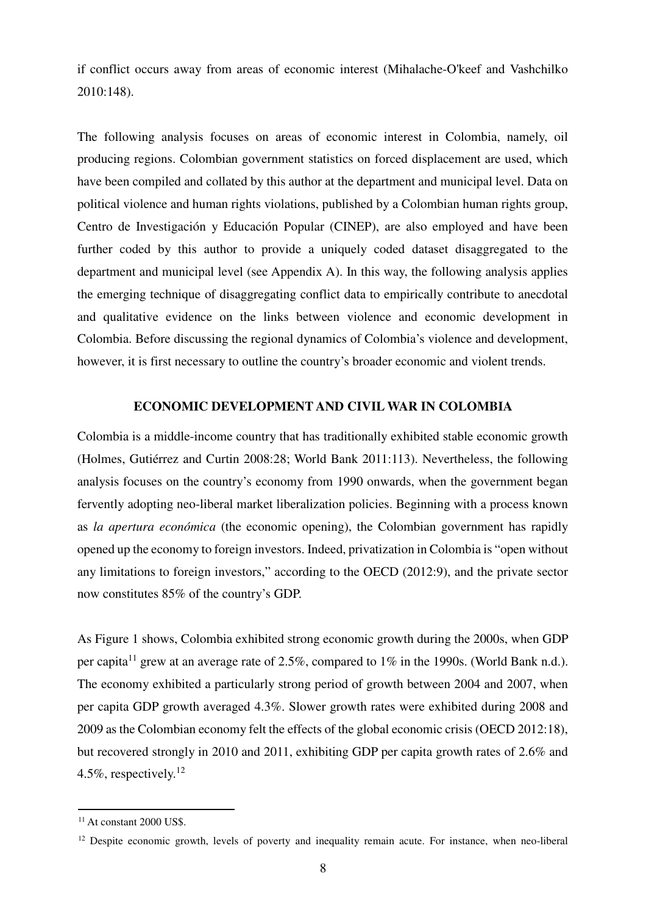if conflict occurs away from areas of economic interest (Mihalache-O'keef and Vashchilko 2010:148).

The following analysis focuses on areas of economic interest in Colombia, namely, oil producing regions. Colombian government statistics on forced displacement are used, which have been compiled and collated by this author at the department and municipal level. Data on political violence and human rights violations, published by a Colombian human rights group, Centro de Investigación y Educación Popular (CINEP), are also employed and have been further coded by this author to provide a uniquely coded dataset disaggregated to the department and municipal level (see Appendix A). In this way, the following analysis applies the emerging technique of disaggregating conflict data to empirically contribute to anecdotal and qualitative evidence on the links between violence and economic development in Colombia. Before discussing the regional dynamics of Colombia's violence and development, however, it is first necessary to outline the country's broader economic and violent trends.

## ECONOMIC DEVELOPMENT AND CIVIL WAR IN COLOMBIA

Colombia is a middle-income country that has traditionally exhibited stable economic growth (Holmes, Gutiérrez and Curtin 2008:28; World Bank 2011:113). Nevertheless, the following analysis focuses on the country's economy from 1990 onwards, when the government began fervently adopting neo-liberal market liberalization policies. Beginning with a process known as *la apertura económica* (the economic opening), the Colombian government has rapidly opened up the economy to foreign investors. Indeed, privatization in Colombia is "open without any limitations to foreign investors," according to the OECD (2012:9), and the private sector now constitutes 85% of the country's GDP.

As Figure 1 shows, Colombia exhibited strong economic growth during the 2000s, when GDP per capita[11] grew at an average rate of 2.5%, compared to 1% in the 1990s. (World Bank n.d.). The economy exhibited a particularly strong period of growth between 2004 and 2007, when per capita GDP growth averaged 4.3%. Slower growth rates were exhibited during 2008 and 2009 as the Colombian economy felt the effects of the global economic crisis (OECD 2012:18), but recovered strongly in 2010 and 2011, exhibiting GDP per capita growth rates of 2.6% and 4.5%, respectively.[12]

---

[11] At constant 2000 US$.

[12] Despite economic growth, levels of poverty and inequality remain acute. For instance, when neo-liberal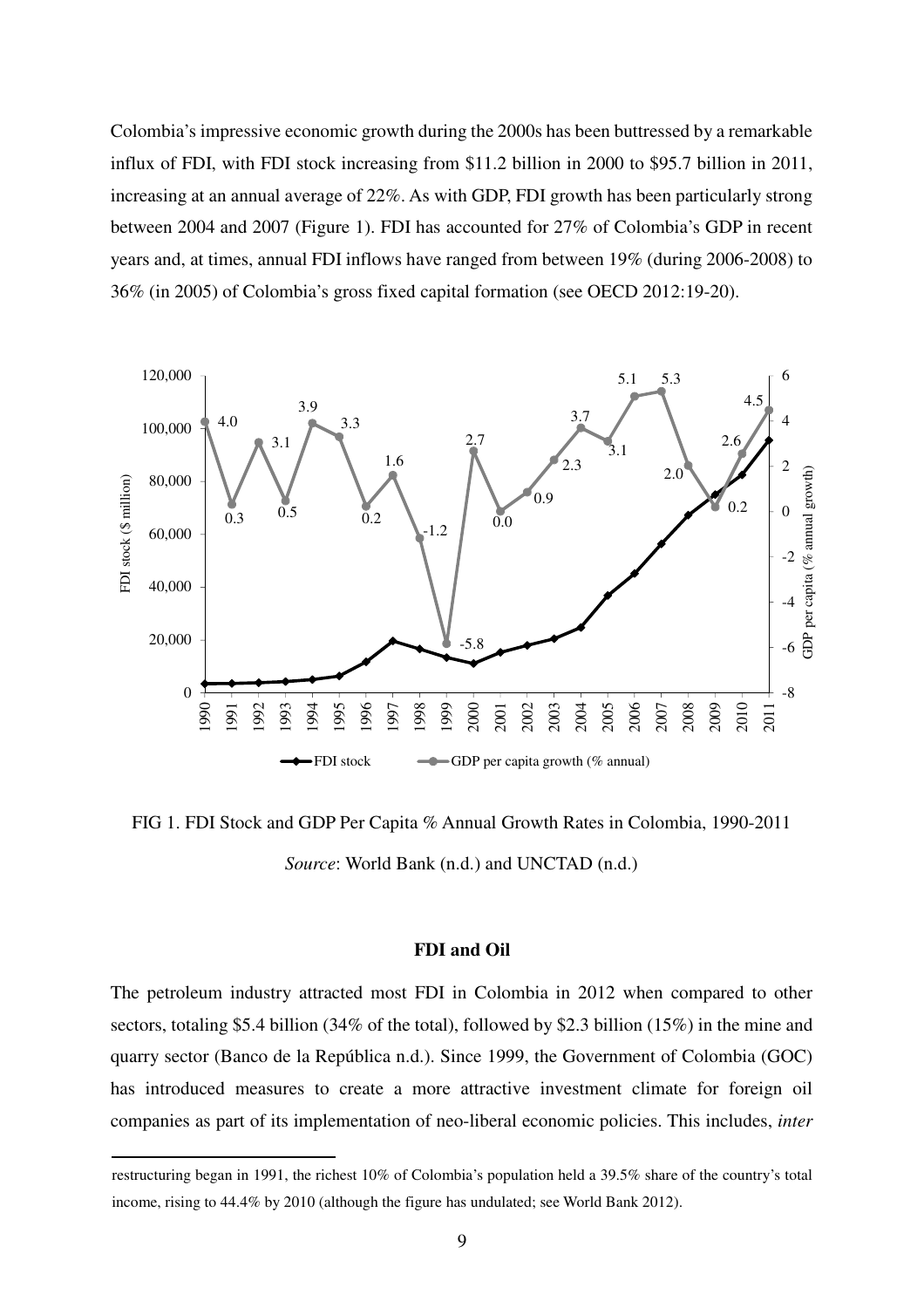Colombia's impressive economic growth during the 2000s has been buttressed by a remarkable influx of FDI, with FDI stock increasing from \$11.2 billion in 2000 to \$95.7 billion in 2011, increasing at an annual average of 22%. As with GDP, FDI growth has been particularly strong between 2004 and 2007 (Figure 1). FDI has accounted for 27% of Colombia's GDP in recent years and, at times, annual FDI inflows have ranged from between 19% (during 2006-2008) to 36% (in 2005) of Colombia's gross fixed capital formation (see OECD 2012:19-20).

FIG 1. FDI Stock and GDP Per Capita % Annual Growth Rates in Colombia, 1990-2011

*Source*: World Bank (n.d.) and UNCTAD (n.d.)

### FDI and Oil

The petroleum industry attracted most FDI in Colombia in 2012 when compared to other sectors, totaling \$5.4 billion (34% of the total), followed by \$2.3 billion (15%) in the mine and quarry sector (Banco de la República n.d.). Since 1999, the Government of Colombia (GOC) has introduced measures to create a more attractive investment climate for foreign oil companies as part of its implementation of neo-liberal economic policies. This includes, *inter*

---

restructuring began in 1991, the richest 10% of Colombia's population held a 39.5% share of the country's total income, rising to 44.4% by 2010 (although the figure has undulated; see World Bank 2012).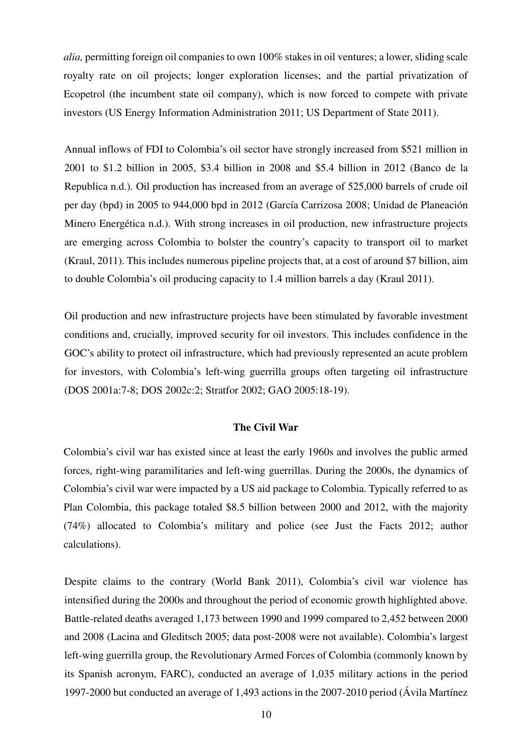*alia,* permitting foreign oil companies to own 100% stakes in oil ventures; a lower, sliding scale royalty rate on oil projects; longer exploration licenses; and the partial privatization of Ecopetrol (the incumbent state oil company), which is now forced to compete with private investors (US Energy Information Administration 2011; US Department of State 2011).

Annual inflows of FDI to Colombia's oil sector have strongly increased from $521 million in 2001 to $1.2 billion in 2005, $3.4 billion in 2008 and $5.4 billion in 2012 (Banco de la Republica n.d.). Oil production has increased from an average of 525,000 barrels of crude oil per day (bpd) in 2005 to 944,000 bpd in 2012 (García Carrizosa 2008; Unidad de Planeación Minero Energética n.d.). With strong increases in oil production, new infrastructure projects are emerging across Colombia to bolster the country's capacity to transport oil to market (Kraul, 2011). This includes numerous pipeline projects that, at a cost of around $7 billion, aim to double Colombia's oil producing capacity to 1.4 million barrels a day (Kraul 2011).

Oil production and new infrastructure projects have been stimulated by favorable investment conditions and, crucially, improved security for oil investors. This includes confidence in the GOC's ability to protect oil infrastructure, which had previously represented an acute problem for investors, with Colombia's left-wing guerrilla groups often targeting oil infrastructure (DOS 2001a:7-8; DOS 2002c:2; Stratfor 2002; GAO 2005:18-19).

## The Civil War

Colombia's civil war has existed since at least the early 1960s and involves the public armed forces, right-wing paramilitaries and left-wing guerrillas. During the 2000s, the dynamics of Colombia's civil war were impacted by a US aid package to Colombia. Typically referred to as Plan Colombia, this package totaled $8.5 billion between 2000 and 2012, with the majority (74%) allocated to Colombia's military and police (see Just the Facts 2012; author calculations).

Despite claims to the contrary (World Bank 2011), Colombia's civil war violence has intensified during the 2000s and throughout the period of economic growth highlighted above. Battle-related deaths averaged 1,173 between 1990 and 1999 compared to 2,452 between 2000 and 2008 (Lacina and Gleditsch 2005; data post-2008 were not available). Colombia's largest left-wing guerrilla group, the Revolutionary Armed Forces of Colombia (commonly known by its Spanish acronym, FARC), conducted an average of 1,035 military actions in the period 1997-2000 but conducted an average of 1,493 actions in the 2007-2010 period (Ávila Martínez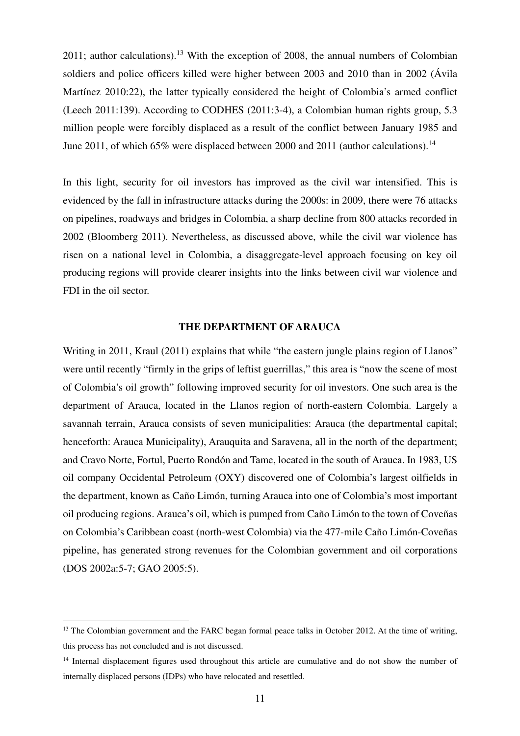2011; author calculations).[13] With the exception of 2008, the annual numbers of Colombian soldiers and police officers killed were higher between 2003 and 2010 than in 2002 (Ávila Martínez 2010:22), the latter typically considered the height of Colombia's armed conflict (Leech 2011:139). According to CODHES (2011:3-4), a Colombian human rights group, 5.3 million people were forcibly displaced as a result of the conflict between January 1985 and June 2011, of which 65% were displaced between 2000 and 2011 (author calculations).[14]

In this light, security for oil investors has improved as the civil war intensified. This is evidenced by the fall in infrastructure attacks during the 2000s: in 2009, there were 76 attacks on pipelines, roadways and bridges in Colombia, a sharp decline from 800 attacks recorded in 2002 (Bloomberg 2011). Nevertheless, as discussed above, while the civil war violence has risen on a national level in Colombia, a disaggregate-level approach focusing on key oil producing regions will provide clearer insights into the links between civil war violence and FDI in the oil sector.

## THE DEPARTMENT OF ARAUCA

Writing in 2011, Kraul (2011) explains that while "the eastern jungle plains region of Llanos" were until recently "firmly in the grips of leftist guerrillas," this area is "now the scene of most of Colombia's oil growth" following improved security for oil investors. One such area is the department of Arauca, located in the Llanos region of north-eastern Colombia. Largely a savannah terrain, Arauca consists of seven municipalities: Arauca (the departmental capital; henceforth: Arauca Municipality), Arauquita and Saravena, all in the north of the department; and Cravo Norte, Fortul, Puerto Rondón and Tame, located in the south of Arauca. In 1983, US oil company Occidental Petroleum (OXY) discovered one of Colombia's largest oilfields in the department, known as Caño Limón, turning Arauca into one of Colombia's most important oil producing regions. Arauca's oil, which is pumped from Caño Limón to the town of Coveñas on Colombia's Caribbean coast (north-west Colombia) via the 477-mile Caño Limón-Coveñas pipeline, has generated strong revenues for the Colombian government and oil corporations (DOS 2002a:5-7; GAO 2005:5).

---

[13] The Colombian government and the FARC began formal peace talks in October 2012. At the time of writing, this process has not concluded and is not discussed.

[14] Internal displacement figures used throughout this article are cumulative and do not show the number of internally displaced persons (IDPs) who have relocated and resettled.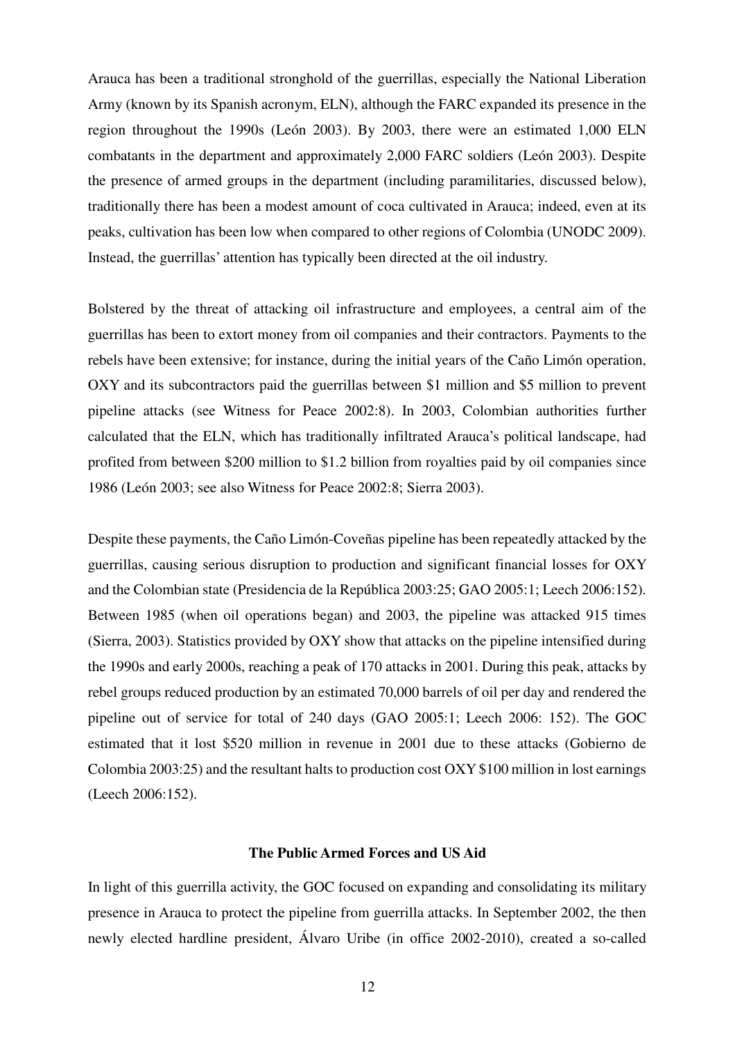Arauca has been a traditional stronghold of the guerrillas, especially the National Liberation Army (known by its Spanish acronym, ELN), although the FARC expanded its presence in the region throughout the 1990s (León 2003). By 2003, there were an estimated 1,000 ELN combatants in the department and approximately 2,000 FARC soldiers (León 2003). Despite the presence of armed groups in the department (including paramilitaries, discussed below), traditionally there has been a modest amount of coca cultivated in Arauca; indeed, even at its peaks, cultivation has been low when compared to other regions of Colombia (UNODC 2009). Instead, the guerrillas' attention has typically been directed at the oil industry.

Bolstered by the threat of attacking oil infrastructure and employees, a central aim of the guerrillas has been to extort money from oil companies and their contractors. Payments to the rebels have been extensive; for instance, during the initial years of the Caño Limón operation, OXY and its subcontractors paid the guerrillas between $1 million and $5 million to prevent pipeline attacks (see Witness for Peace 2002:8). In 2003, Colombian authorities further calculated that the ELN, which has traditionally infiltrated Arauca's political landscape, had profited from between $200 million to $1.2 billion from royalties paid by oil companies since 1986 (León 2003; see also Witness for Peace 2002:8; Sierra 2003).

Despite these payments, the Caño Limón-Coveñas pipeline has been repeatedly attacked by the guerrillas, causing serious disruption to production and significant financial losses for OXY and the Colombian state (Presidencia de la República 2003:25; GAO 2005:1; Leech 2006:152). Between 1985 (when oil operations began) and 2003, the pipeline was attacked 915 times (Sierra, 2003). Statistics provided by OXY show that attacks on the pipeline intensified during the 1990s and early 2000s, reaching a peak of 170 attacks in 2001. During this peak, attacks by rebel groups reduced production by an estimated 70,000 barrels of oil per day and rendered the pipeline out of service for total of 240 days (GAO 2005:1; Leech 2006: 152). The GOC estimated that it lost $520 million in revenue in 2001 due to these attacks (Gobierno de Colombia 2003:25) and the resultant halts to production cost OXY $100 million in lost earnings (Leech 2006:152).

### The Public Armed Forces and US Aid

In light of this guerrilla activity, the GOC focused on expanding and consolidating its military presence in Arauca to protect the pipeline from guerrilla attacks. In September 2002, the then newly elected hardline president, Álvaro Uribe (in office 2002-2010), created a so-called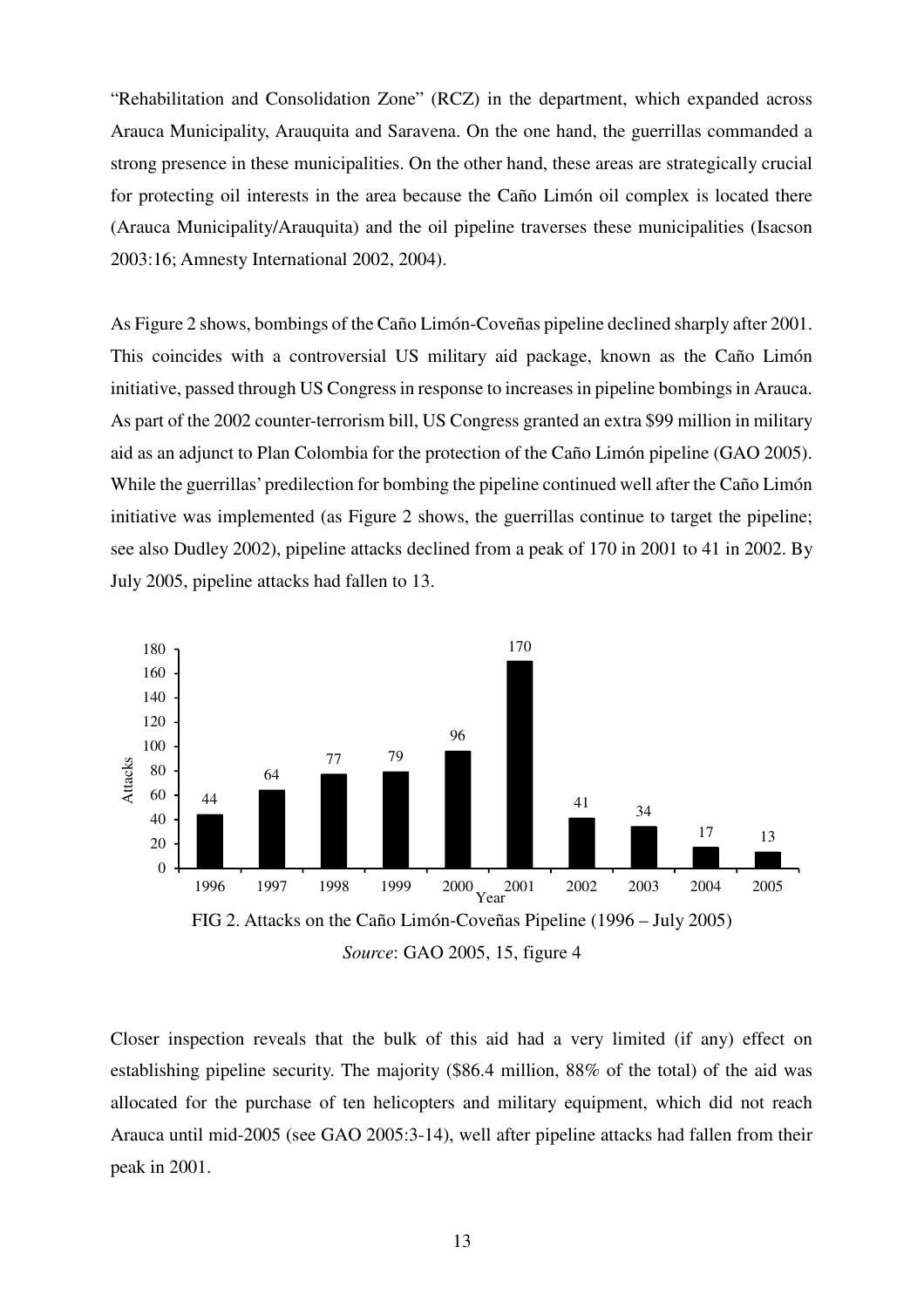"Rehabilitation and Consolidation Zone" (RCZ) in the department, which expanded across Arauca Municipality, Arauquita and Saravena. On the one hand, the guerrillas commanded a strong presence in these municipalities. On the other hand, these areas are strategically crucial for protecting oil interests in the area because the Caño Limón oil complex is located there (Arauca Municipality/Arauquita) and the oil pipeline traverses these municipalities (Isacson 2003:16; Amnesty International 2002, 2004).

As Figure 2 shows, bombings of the Caño Limón-Coveñas pipeline declined sharply after 2001. This coincides with a controversial US military aid package, known as the Caño Limón initiative, passed through US Congress in response to increases in pipeline bombings in Arauca. As part of the 2002 counter-terrorism bill, US Congress granted an extra $99 million in military aid as an adjunct to Plan Colombia for the protection of the Caño Limón pipeline (GAO 2005). While the guerrillas' predilection for bombing the pipeline continued well after the Caño Limón initiative was implemented (as Figure 2 shows, the guerrillas continue to target the pipeline; see also Dudley 2002), pipeline attacks declined from a peak of 170 in 2001 to 41 in 2002. By July 2005, pipeline attacks had fallen to 13.

| Year | 1996 | 1997 | 1998 | 1999 | 2000 | 2001 | 2002 | 2003 | 2004 | 2005 |
|---|---|---|---|---|---|---|---|---|---|---|
| Attacks | 44 | 64 | 77 | 79 | 96 | 170 | 41 | 34 | 17 | 13 |

FIG 2. Attacks on the Caño Limón-Coveñas Pipeline (1996 – July 2005)

*Source*: GAO 2005, 15, figure 4

Closer inspection reveals that the bulk of this aid had a very limited (if any) effect on establishing pipeline security. The majority ($86.4 million, 88% of the total) of the aid was allocated for the purchase of ten helicopters and military equipment, which did not reach Arauca until mid-2005 (see GAO 2005:3-14), well after pipeline attacks had fallen from their peak in 2001.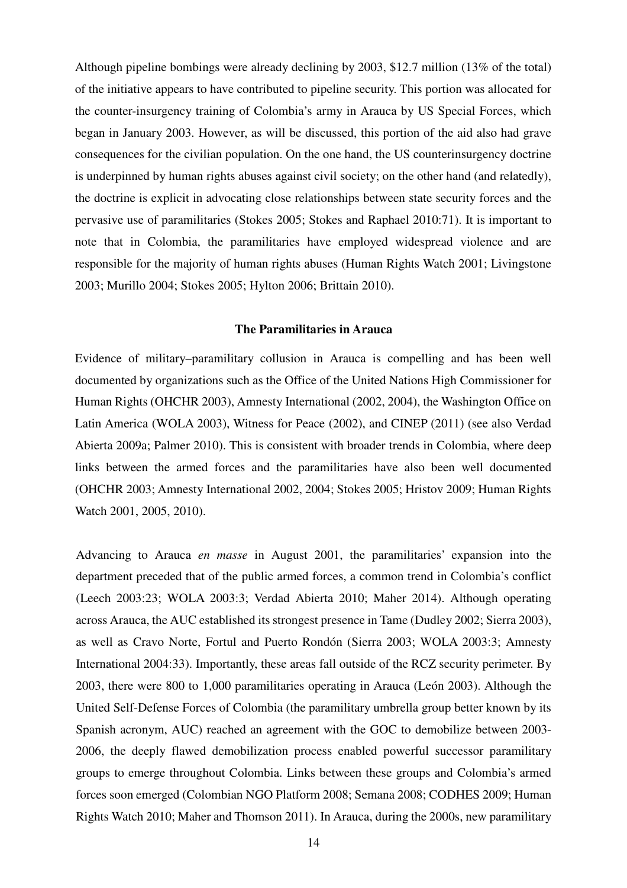Although pipeline bombings were already declining by 2003, $12.7 million (13% of the total) of the initiative appears to have contributed to pipeline security. This portion was allocated for the counter-insurgency training of Colombia's army in Arauca by US Special Forces, which began in January 2003. However, as will be discussed, this portion of the aid also had grave consequences for the civilian population. On the one hand, the US counterinsurgency doctrine is underpinned by human rights abuses against civil society; on the other hand (and relatedly), the doctrine is explicit in advocating close relationships between state security forces and the pervasive use of paramilitaries (Stokes 2005; Stokes and Raphael 2010:71). It is important to note that in Colombia, the paramilitaries have employed widespread violence and are responsible for the majority of human rights abuses (Human Rights Watch 2001; Livingstone 2003; Murillo 2004; Stokes 2005; Hylton 2006; Brittain 2010).

### The Paramilitaries in Arauca

Evidence of military–paramilitary collusion in Arauca is compelling and has been well documented by organizations such as the Office of the United Nations High Commissioner for Human Rights (OHCHR 2003), Amnesty International (2002, 2004), the Washington Office on Latin America (WOLA 2003), Witness for Peace (2002), and CINEP (2011) (see also Verdad Abierta 2009a; Palmer 2010). This is consistent with broader trends in Colombia, where deep links between the armed forces and the paramilitaries have also been well documented (OHCHR 2003; Amnesty International 2002, 2004; Stokes 2005; Hristov 2009; Human Rights Watch 2001, 2005, 2010).

Advancing to Arauca *en masse* in August 2001, the paramilitaries' expansion into the department preceded that of the public armed forces, a common trend in Colombia's conflict (Leech 2003:23; WOLA 2003:3; Verdad Abierta 2010; Maher 2014). Although operating across Arauca, the AUC established its strongest presence in Tame (Dudley 2002; Sierra 2003), as well as Cravo Norte, Fortul and Puerto Rondón (Sierra 2003; WOLA 2003:3; Amnesty International 2004:33). Importantly, these areas fall outside of the RCZ security perimeter. By 2003, there were 800 to 1,000 paramilitaries operating in Arauca (León 2003). Although the United Self-Defense Forces of Colombia (the paramilitary umbrella group better known by its Spanish acronym, AUC) reached an agreement with the GOC to demobilize between 2003-2006, the deeply flawed demobilization process enabled powerful successor paramilitary groups to emerge throughout Colombia. Links between these groups and Colombia's armed forces soon emerged (Colombian NGO Platform 2008; Semana 2008; CODHES 2009; Human Rights Watch 2010; Maher and Thomson 2011). In Arauca, during the 2000s, new paramilitary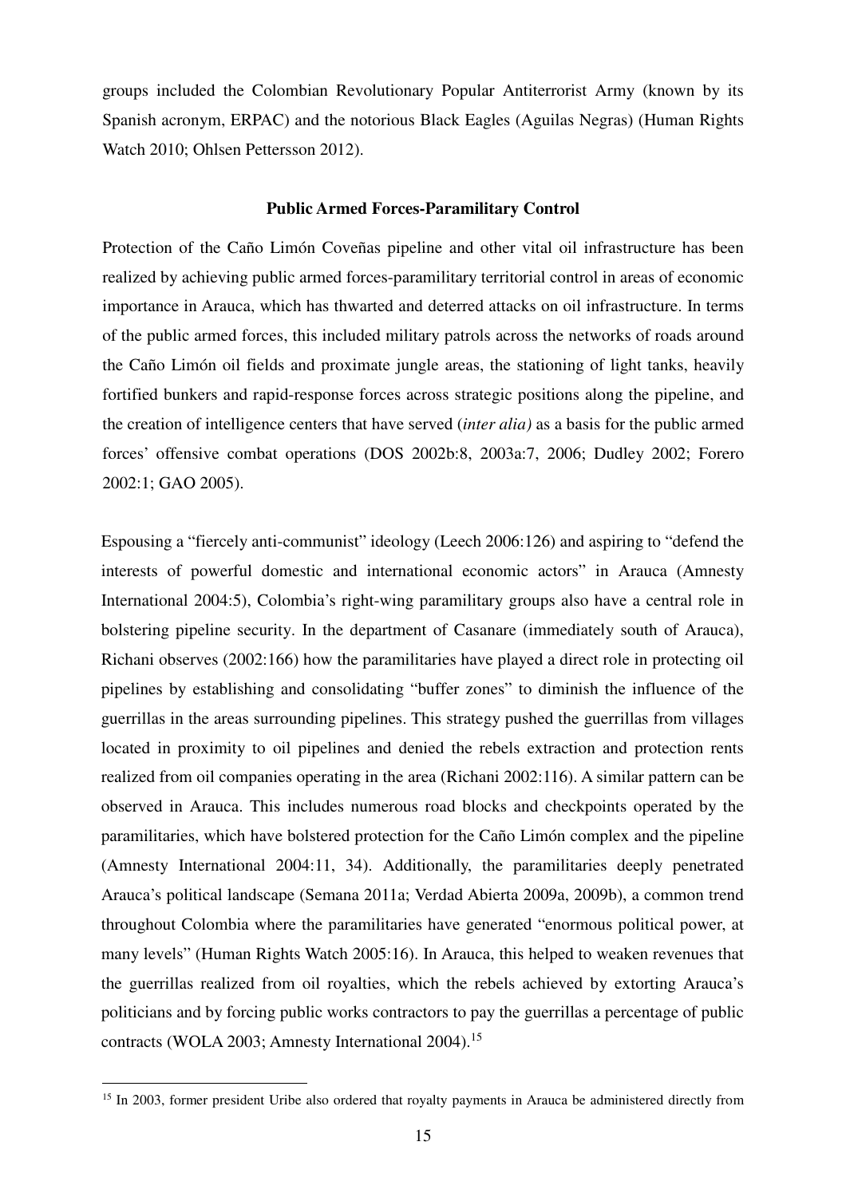groups included the Colombian Revolutionary Popular Antiterrorist Army (known by its Spanish acronym, ERPAC) and the notorious Black Eagles (Aguilas Negras) (Human Rights Watch 2010; Ohlsen Pettersson 2012).

### Public Armed Forces-Paramilitary Control

Protection of the Caño Limón Coveñas pipeline and other vital oil infrastructure has been realized by achieving public armed forces-paramilitary territorial control in areas of economic importance in Arauca, which has thwarted and deterred attacks on oil infrastructure. In terms of the public armed forces, this included military patrols across the networks of roads around the Caño Limón oil fields and proximate jungle areas, the stationing of light tanks, heavily fortified bunkers and rapid-response forces across strategic positions along the pipeline, and the creation of intelligence centers that have served (*inter alia)* as a basis for the public armed forces' offensive combat operations (DOS 2002b:8, 2003a:7, 2006; Dudley 2002; Forero 2002:1; GAO 2005).

Espousing a "fiercely anti-communist" ideology (Leech 2006:126) and aspiring to "defend the interests of powerful domestic and international economic actors" in Arauca (Amnesty International 2004:5), Colombia's right-wing paramilitary groups also have a central role in bolstering pipeline security. In the department of Casanare (immediately south of Arauca), Richani observes (2002:166) how the paramilitaries have played a direct role in protecting oil pipelines by establishing and consolidating "buffer zones" to diminish the influence of the guerrillas in the areas surrounding pipelines. This strategy pushed the guerrillas from villages located in proximity to oil pipelines and denied the rebels extraction and protection rents realized from oil companies operating in the area (Richani 2002:116). A similar pattern can be observed in Arauca. This includes numerous road blocks and checkpoints operated by the paramilitaries, which have bolstered protection for the Caño Limón complex and the pipeline (Amnesty International 2004:11, 34). Additionally, the paramilitaries deeply penetrated Arauca's political landscape (Semana 2011a; Verdad Abierta 2009a, 2009b), a common trend throughout Colombia where the paramilitaries have generated "enormous political power, at many levels" (Human Rights Watch 2005:16). In Arauca, this helped to weaken revenues that the guerrillas realized from oil royalties, which the rebels achieved by extorting Arauca's politicians and by forcing public works contractors to pay the guerrillas a percentage of public contracts (WOLA 2003; Amnesty International 2004).[15]

[15] In 2003, former president Uribe also ordered that royalty payments in Arauca be administered directly from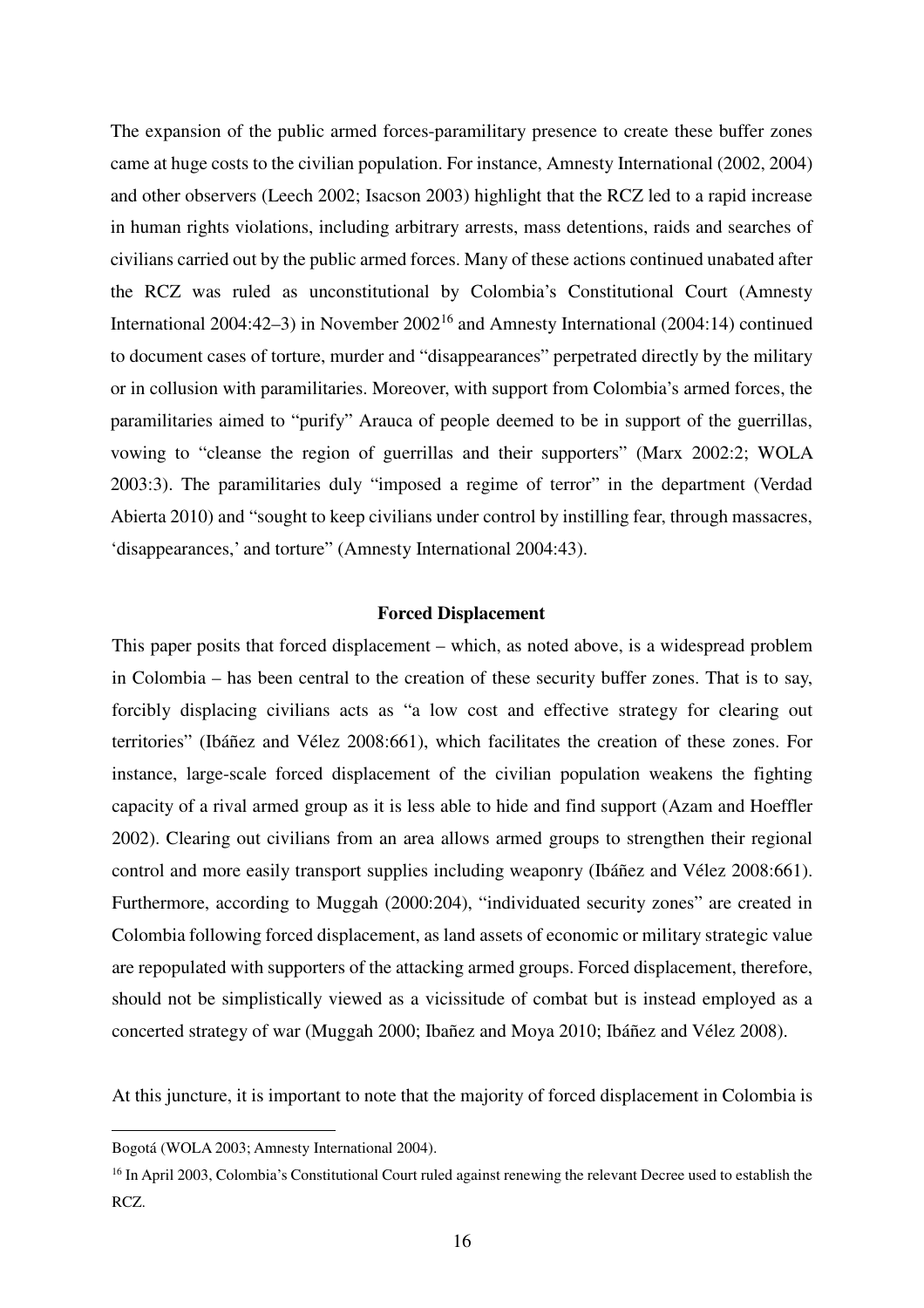The expansion of the public armed forces-paramilitary presence to create these buffer zones came at huge costs to the civilian population. For instance, Amnesty International (2002, 2004) and other observers (Leech 2002; Isacson 2003) highlight that the RCZ led to a rapid increase in human rights violations, including arbitrary arrests, mass detentions, raids and searches of civilians carried out by the public armed forces. Many of these actions continued unabated after the RCZ was ruled as unconstitutional by Colombia's Constitutional Court (Amnesty International 2004:42–3) in November 2002[16] and Amnesty International (2004:14) continued to document cases of torture, murder and "disappearances" perpetrated directly by the military or in collusion with paramilitaries. Moreover, with support from Colombia's armed forces, the paramilitaries aimed to "purify" Arauca of people deemed to be in support of the guerrillas, vowing to "cleanse the region of guerrillas and their supporters" (Marx 2002:2; WOLA 2003:3). The paramilitaries duly "imposed a regime of terror" in the department (Verdad Abierta 2010) and "sought to keep civilians under control by instilling fear, through massacres, 'disappearances,' and torture" (Amnesty International 2004:43).

## Forced Displacement

This paper posits that forced displacement – which, as noted above, is a widespread problem in Colombia – has been central to the creation of these security buffer zones. That is to say, forcibly displacing civilians acts as "a low cost and effective strategy for clearing out territories" (Ibáñez and Vélez 2008:661), which facilitates the creation of these zones. For instance, large-scale forced displacement of the civilian population weakens the fighting capacity of a rival armed group as it is less able to hide and find support (Azam and Hoeffler 2002). Clearing out civilians from an area allows armed groups to strengthen their regional control and more easily transport supplies including weaponry (Ibáñez and Vélez 2008:661). Furthermore, according to Muggah (2000:204), "individuated security zones" are created in Colombia following forced displacement, as land assets of economic or military strategic value are repopulated with supporters of the attacking armed groups. Forced displacement, therefore, should not be simplistically viewed as a vicissitude of combat but is instead employed as a concerted strategy of war (Muggah 2000; Ibañez and Moya 2010; Ibáñez and Vélez 2008).

At this juncture, it is important to note that the majority of forced displacement in Colombia is

---

Bogotá (WOLA 2003; Amnesty International 2004).

[16] In April 2003, Colombia's Constitutional Court ruled against renewing the relevant Decree used to establish the RCZ.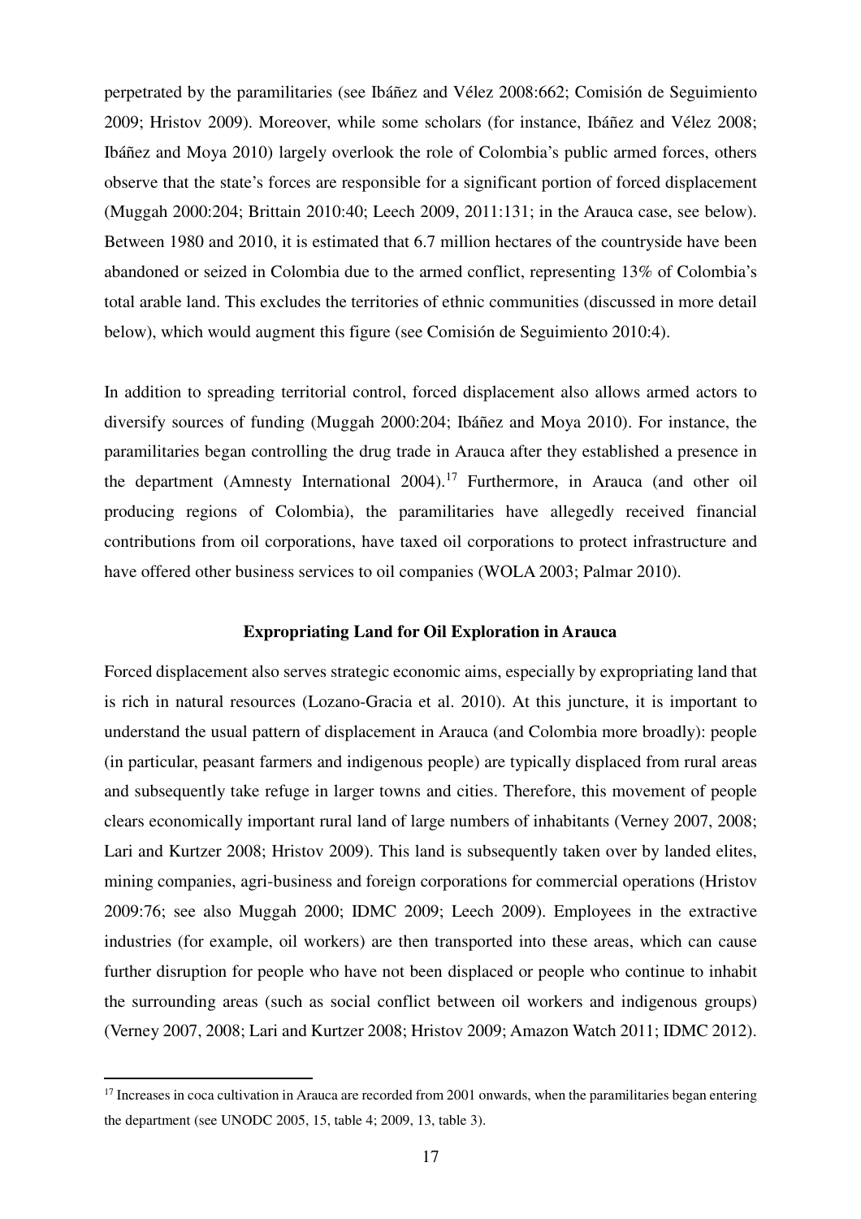perpetrated by the paramilitaries (see Ibáñez and Vélez 2008:662; Comisión de Seguimiento 2009; Hristov 2009). Moreover, while some scholars (for instance, Ibáñez and Vélez 2008; Ibáñez and Moya 2010) largely overlook the role of Colombia's public armed forces, others observe that the state's forces are responsible for a significant portion of forced displacement (Muggah 2000:204; Brittain 2010:40; Leech 2009, 2011:131; in the Arauca case, see below). Between 1980 and 2010, it is estimated that 6.7 million hectares of the countryside have been abandoned or seized in Colombia due to the armed conflict, representing 13% of Colombia's total arable land. This excludes the territories of ethnic communities (discussed in more detail below), which would augment this figure (see Comisión de Seguimiento 2010:4).

In addition to spreading territorial control, forced displacement also allows armed actors to diversify sources of funding (Muggah 2000:204; Ibáñez and Moya 2010). For instance, the paramilitaries began controlling the drug trade in Arauca after they established a presence in the department (Amnesty International 2004).[17] Furthermore, in Arauca (and other oil producing regions of Colombia), the paramilitaries have allegedly received financial contributions from oil corporations, have taxed oil corporations to protect infrastructure and have offered other business services to oil companies (WOLA 2003; Palmar 2010).

## Expropriating Land for Oil Exploration in Arauca

Forced displacement also serves strategic economic aims, especially by expropriating land that is rich in natural resources (Lozano-Gracia et al. 2010). At this juncture, it is important to understand the usual pattern of displacement in Arauca (and Colombia more broadly): people (in particular, peasant farmers and indigenous people) are typically displaced from rural areas and subsequently take refuge in larger towns and cities. Therefore, this movement of people clears economically important rural land of large numbers of inhabitants (Verney 2007, 2008; Lari and Kurtzer 2008; Hristov 2009). This land is subsequently taken over by landed elites, mining companies, agri-business and foreign corporations for commercial operations (Hristov 2009:76; see also Muggah 2000; IDMC 2009; Leech 2009). Employees in the extractive industries (for example, oil workers) are then transported into these areas, which can cause further disruption for people who have not been displaced or people who continue to inhabit the surrounding areas (such as social conflict between oil workers and indigenous groups) (Verney 2007, 2008; Lari and Kurtzer 2008; Hristov 2009; Amazon Watch 2011; IDMC 2012).

[17] Increases in coca cultivation in Arauca are recorded from 2001 onwards, when the paramilitaries began entering the department (see UNODC 2005, 15, table 4; 2009, 13, table 3).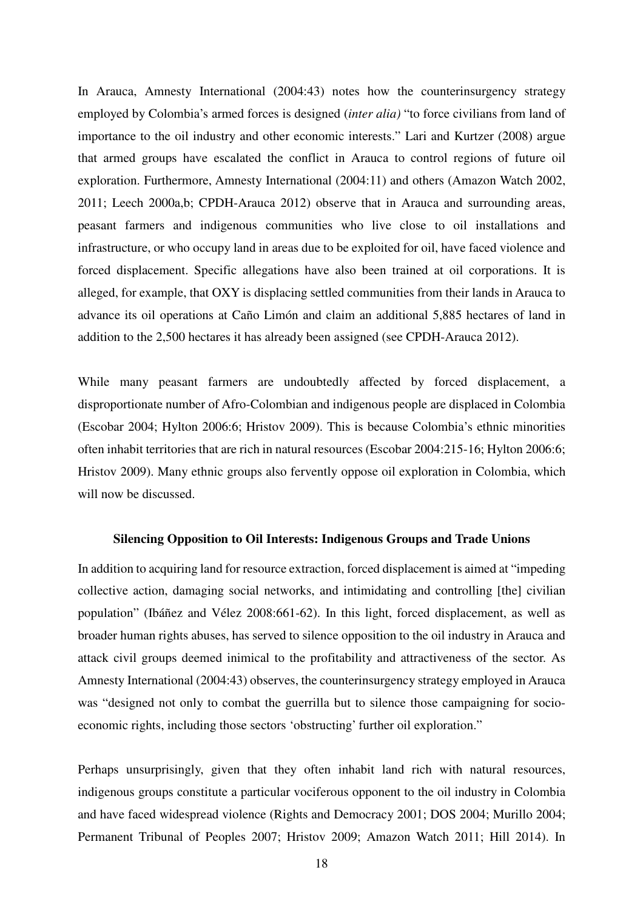In Arauca, Amnesty International (2004:43) notes how the counterinsurgency strategy employed by Colombia's armed forces is designed (*inter alia)* "to force civilians from land of importance to the oil industry and other economic interests." Lari and Kurtzer (2008) argue that armed groups have escalated the conflict in Arauca to control regions of future oil exploration. Furthermore, Amnesty International (2004:11) and others (Amazon Watch 2002, 2011; Leech 2000a,b; CPDH-Arauca 2012) observe that in Arauca and surrounding areas, peasant farmers and indigenous communities who live close to oil installations and infrastructure, or who occupy land in areas due to be exploited for oil, have faced violence and forced displacement. Specific allegations have also been trained at oil corporations. It is alleged, for example, that OXY is displacing settled communities from their lands in Arauca to advance its oil operations at Caño Limón and claim an additional 5,885 hectares of land in addition to the 2,500 hectares it has already been assigned (see CPDH-Arauca 2012).

While many peasant farmers are undoubtedly affected by forced displacement, a disproportionate number of Afro-Colombian and indigenous people are displaced in Colombia (Escobar 2004; Hylton 2006:6; Hristov 2009). This is because Colombia's ethnic minorities often inhabit territories that are rich in natural resources (Escobar 2004:215-16; Hylton 2006:6; Hristov 2009). Many ethnic groups also fervently oppose oil exploration in Colombia, which will now be discussed.

## Silencing Opposition to Oil Interests: Indigenous Groups and Trade Unions

In addition to acquiring land for resource extraction, forced displacement is aimed at "impeding collective action, damaging social networks, and intimidating and controlling [the] civilian population" (Ibáñez and Vélez 2008:661-62). In this light, forced displacement, as well as broader human rights abuses, has served to silence opposition to the oil industry in Arauca and attack civil groups deemed inimical to the profitability and attractiveness of the sector. As Amnesty International (2004:43) observes, the counterinsurgency strategy employed in Arauca was "designed not only to combat the guerrilla but to silence those campaigning for socio-economic rights, including those sectors 'obstructing' further oil exploration."

Perhaps unsurprisingly, given that they often inhabit land rich with natural resources, indigenous groups constitute a particular vociferous opponent to the oil industry in Colombia and have faced widespread violence (Rights and Democracy 2001; DOS 2004; Murillo 2004; Permanent Tribunal of Peoples 2007; Hristov 2009; Amazon Watch 2011; Hill 2014). In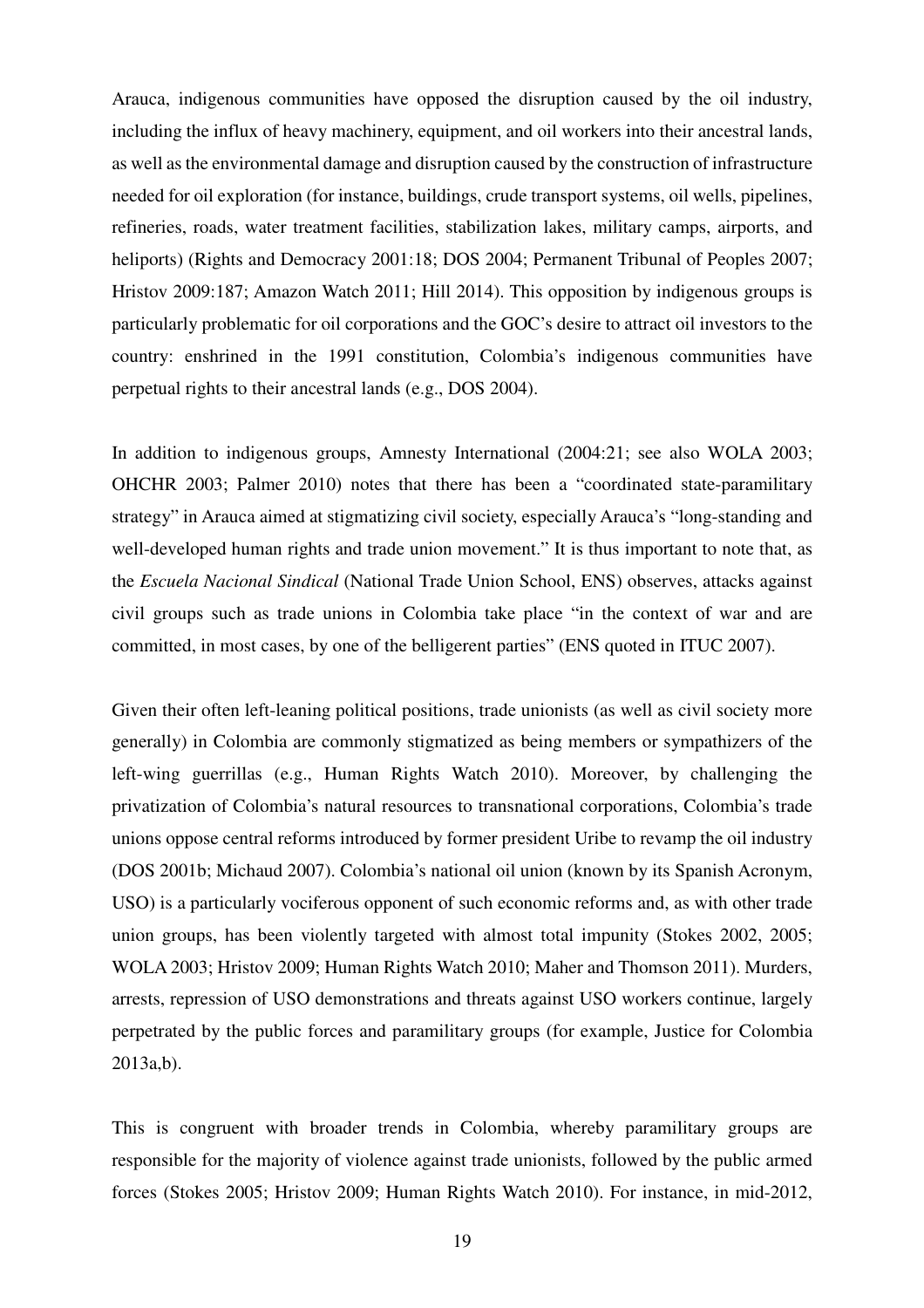Arauca, indigenous communities have opposed the disruption caused by the oil industry, including the influx of heavy machinery, equipment, and oil workers into their ancestral lands, as well as the environmental damage and disruption caused by the construction of infrastructure needed for oil exploration (for instance, buildings, crude transport systems, oil wells, pipelines, refineries, roads, water treatment facilities, stabilization lakes, military camps, airports, and heliports) (Rights and Democracy 2001:18; DOS 2004; Permanent Tribunal of Peoples 2007; Hristov 2009:187; Amazon Watch 2011; Hill 2014). This opposition by indigenous groups is particularly problematic for oil corporations and the GOC's desire to attract oil investors to the country: enshrined in the 1991 constitution, Colombia's indigenous communities have perpetual rights to their ancestral lands (e.g., DOS 2004).

In addition to indigenous groups, Amnesty International (2004:21; see also WOLA 2003; OHCHR 2003; Palmer 2010) notes that there has been a "coordinated state-paramilitary strategy" in Arauca aimed at stigmatizing civil society, especially Arauca's "long-standing and well-developed human rights and trade union movement." It is thus important to note that, as the *Escuela Nacional Sindical* (National Trade Union School, ENS) observes, attacks against civil groups such as trade unions in Colombia take place "in the context of war and are committed, in most cases, by one of the belligerent parties" (ENS quoted in ITUC 2007).

Given their often left-leaning political positions, trade unionists (as well as civil society more generally) in Colombia are commonly stigmatized as being members or sympathizers of the left-wing guerrillas (e.g., Human Rights Watch 2010). Moreover, by challenging the privatization of Colombia's natural resources to transnational corporations, Colombia's trade unions oppose central reforms introduced by former president Uribe to revamp the oil industry (DOS 2001b; Michaud 2007). Colombia's national oil union (known by its Spanish Acronym, USO) is a particularly vociferous opponent of such economic reforms and, as with other trade union groups, has been violently targeted with almost total impunity (Stokes 2002, 2005; WOLA 2003; Hristov 2009; Human Rights Watch 2010; Maher and Thomson 2011). Murders, arrests, repression of USO demonstrations and threats against USO workers continue, largely perpetrated by the public forces and paramilitary groups (for example, Justice for Colombia 2013a,b).

This is congruent with broader trends in Colombia, whereby paramilitary groups are responsible for the majority of violence against trade unionists, followed by the public armed forces (Stokes 2005; Hristov 2009; Human Rights Watch 2010). For instance, in mid-2012,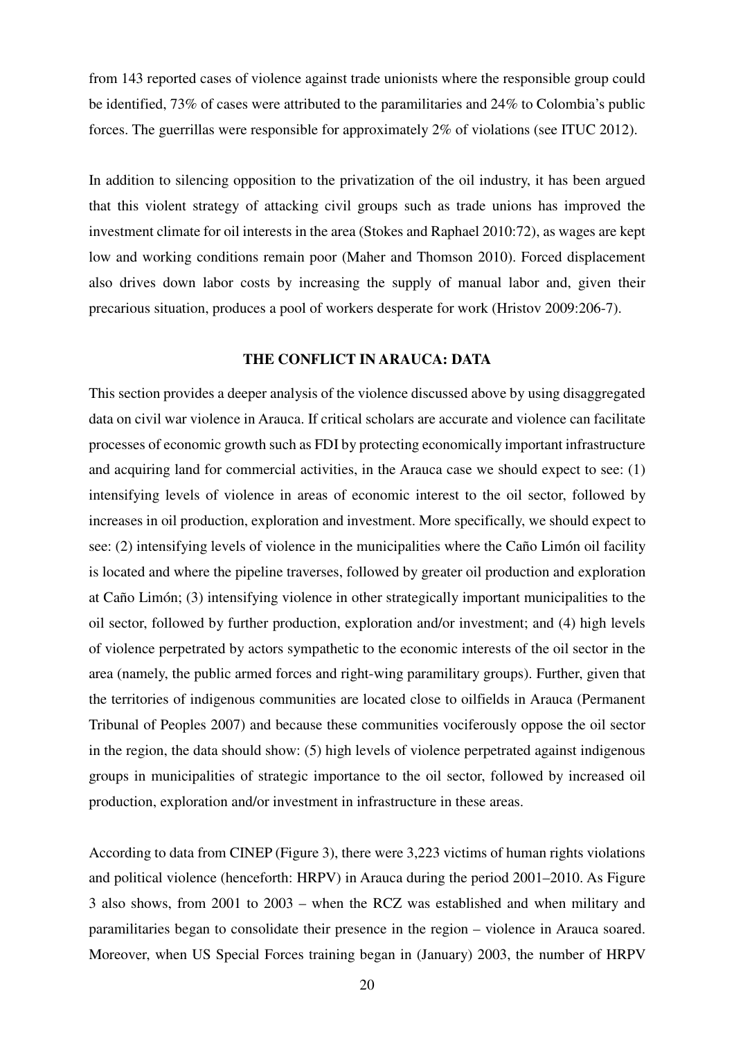from 143 reported cases of violence against trade unionists where the responsible group could be identified, 73% of cases were attributed to the paramilitaries and 24% to Colombia's public forces. The guerrillas were responsible for approximately 2% of violations (see ITUC 2012).

In addition to silencing opposition to the privatization of the oil industry, it has been argued that this violent strategy of attacking civil groups such as trade unions has improved the investment climate for oil interests in the area (Stokes and Raphael 2010:72), as wages are kept low and working conditions remain poor (Maher and Thomson 2010). Forced displacement also drives down labor costs by increasing the supply of manual labor and, given their precarious situation, produces a pool of workers desperate for work (Hristov 2009:206-7).

## THE CONFLICT IN ARAUCA: DATA

This section provides a deeper analysis of the violence discussed above by using disaggregated data on civil war violence in Arauca. If critical scholars are accurate and violence can facilitate processes of economic growth such as FDI by protecting economically important infrastructure and acquiring land for commercial activities, in the Arauca case we should expect to see: (1) intensifying levels of violence in areas of economic interest to the oil sector, followed by increases in oil production, exploration and investment. More specifically, we should expect to see: (2) intensifying levels of violence in the municipalities where the Caño Limón oil facility is located and where the pipeline traverses, followed by greater oil production and exploration at Caño Limón; (3) intensifying violence in other strategically important municipalities to the oil sector, followed by further production, exploration and/or investment; and (4) high levels of violence perpetrated by actors sympathetic to the economic interests of the oil sector in the area (namely, the public armed forces and right-wing paramilitary groups). Further, given that the territories of indigenous communities are located close to oilfields in Arauca (Permanent Tribunal of Peoples 2007) and because these communities vociferously oppose the oil sector in the region, the data should show: (5) high levels of violence perpetrated against indigenous groups in municipalities of strategic importance to the oil sector, followed by increased oil production, exploration and/or investment in infrastructure in these areas.

According to data from CINEP (Figure 3), there were 3,223 victims of human rights violations and political violence (henceforth: HRPV) in Arauca during the period 2001–2010. As Figure 3 also shows, from 2001 to 2003 – when the RCZ was established and when military and paramilitaries began to consolidate their presence in the region – violence in Arauca soared. Moreover, when US Special Forces training began in (January) 2003, the number of HRPV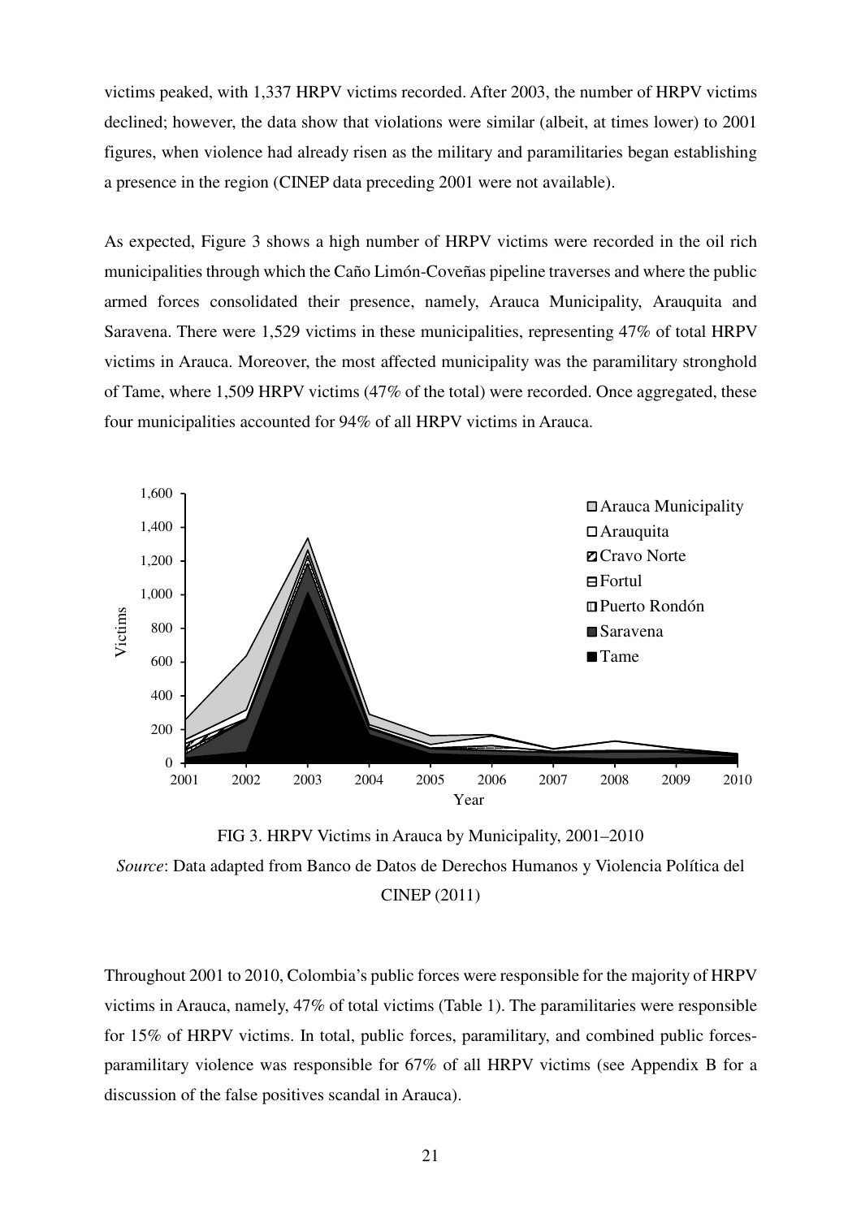victims peaked, with 1,337 HRPV victims recorded. After 2003, the number of HRPV victims declined; however, the data show that violations were similar (albeit, at times lower) to 2001 figures, when violence had already risen as the military and paramilitaries began establishing a presence in the region (CINEP data preceding 2001 were not available).

As expected, Figure 3 shows a high number of HRPV victims were recorded in the oil rich municipalities through which the Caño Limón-Coveñas pipeline traverses and where the public armed forces consolidated their presence, namely, Arauca Municipality, Arauquita and Saravena. There were 1,529 victims in these municipalities, representing 47% of total HRPV victims in Arauca. Moreover, the most affected municipality was the paramilitary stronghold of Tame, where 1,509 HRPV victims (47% of the total) were recorded. Once aggregated, these four municipalities accounted for 94% of all HRPV victims in Arauca.

FIG 3. HRPV Victims in Arauca by Municipality, 2001–2010

*Source*: Data adapted from Banco de Datos de Derechos Humanos y Violencia Política del CINEP (2011)

Throughout 2001 to 2010, Colombia's public forces were responsible for the majority of HRPV victims in Arauca, namely, 47% of total victims (Table 1). The paramilitaries were responsible for 15% of HRPV victims. In total, public forces, paramilitary, and combined public forces-paramilitary violence was responsible for 67% of all HRPV victims (see Appendix B for a discussion of the false positives scandal in Arauca).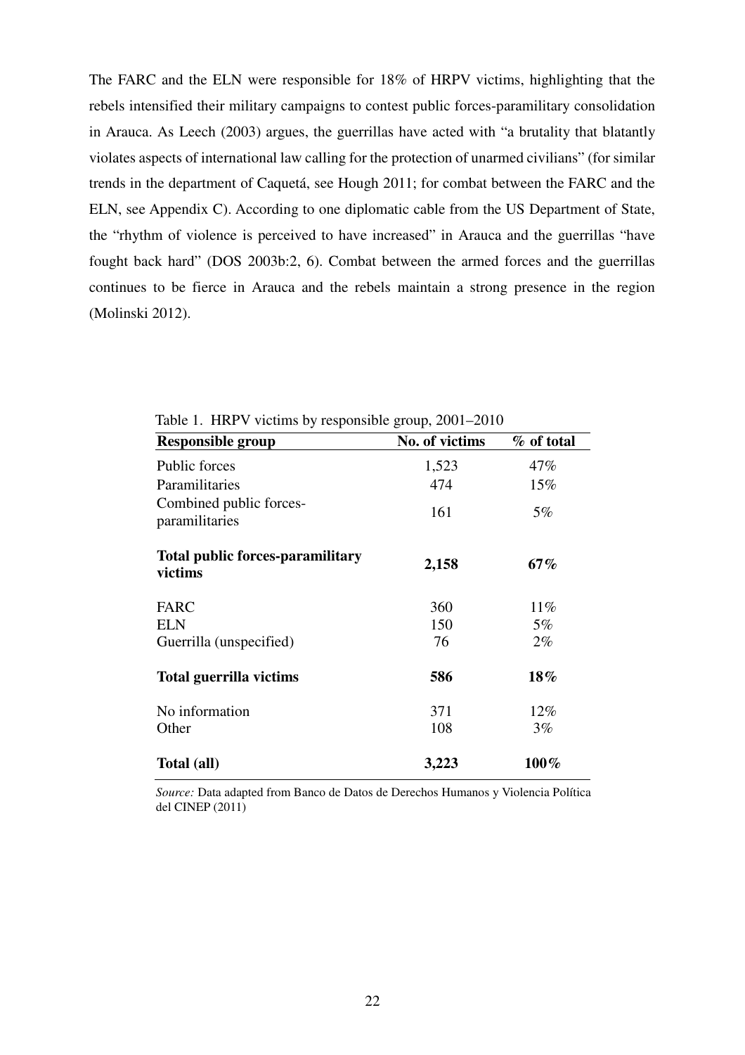The FARC and the ELN were responsible for 18% of HRPV victims, highlighting that the rebels intensified their military campaigns to contest public forces-paramilitary consolidation in Arauca. As Leech (2003) argues, the guerrillas have acted with "a brutality that blatantly violates aspects of international law calling for the protection of unarmed civilians" (for similar trends in the department of Caquetá, see Hough 2011; for combat between the FARC and the ELN, see Appendix C). According to one diplomatic cable from the US Department of State, the "rhythm of violence is perceived to have increased" in Arauca and the guerrillas "have fought back hard" (DOS 2003b:2, 6). Combat between the armed forces and the guerrillas continues to be fierce in Arauca and the rebels maintain a strong presence in the region (Molinski 2012).

Table 1. HRPV victims by responsible group, 2001–2010

| Responsible group | No. of victims | % of total |
|---|---|---|
| Public forces | 1,523 | 47% |
| Paramilitaries | 474 | 15% |
| Combined public forces-paramilitaries | 161 | 5% |
| **Total public forces-paramilitary victims** | **2,158** | **67%** |
| FARC | 360 | 11% |
| ELN | 150 | 5% |
| Guerrilla (unspecified) | 76 | 2% |
| **Total guerrilla victims** | **586** | **18%** |
| No information | 371 | 12% |
| Other | 108 | 3% |
| **Total (all)** | **3,223** | **100%** |

*Source:* Data adapted from Banco de Datos de Derechos Humanos y Violencia Política del CINEP (2011)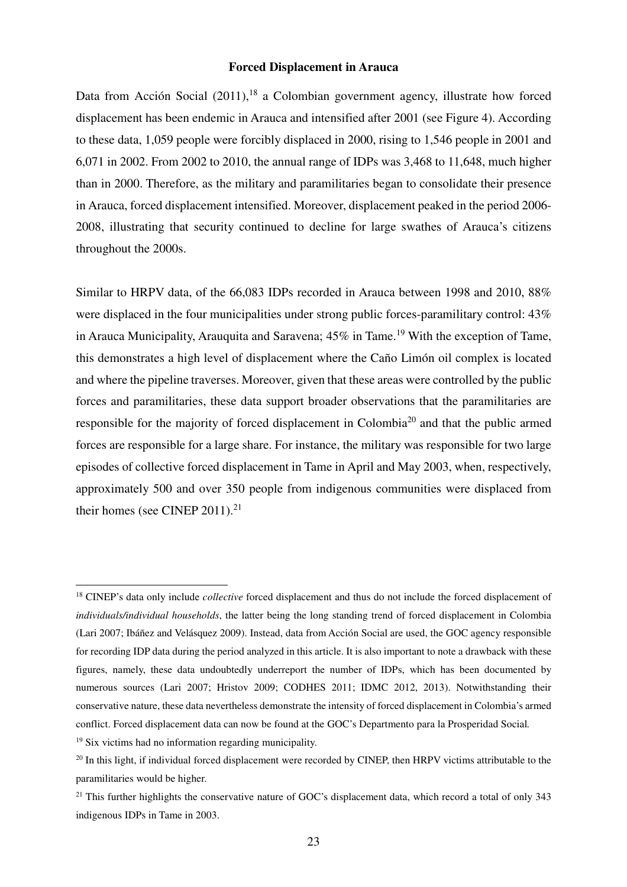**Forced Displacement in Arauca**

Data from Acción Social (2011),[18] a Colombian government agency, illustrate how forced displacement has been endemic in Arauca and intensified after 2001 (see Figure 4). According to these data, 1,059 people were forcibly displaced in 2000, rising to 1,546 people in 2001 and 6,071 in 2002. From 2002 to 2010, the annual range of IDPs was 3,468 to 11,648, much higher than in 2000. Therefore, as the military and paramilitaries began to consolidate their presence in Arauca, forced displacement intensified. Moreover, displacement peaked in the period 2006-2008, illustrating that security continued to decline for large swathes of Arauca's citizens throughout the 2000s.

Similar to HRPV data, of the 66,083 IDPs recorded in Arauca between 1998 and 2010, 88% were displaced in the four municipalities under strong public forces-paramilitary control: 43% in Arauca Municipality, Arauquita and Saravena; 45% in Tame.[19] With the exception of Tame, this demonstrates a high level of displacement where the Caño Limón oil complex is located and where the pipeline traverses. Moreover, given that these areas were controlled by the public forces and paramilitaries, these data support broader observations that the paramilitaries are responsible for the majority of forced displacement in Colombia[20] and that the public armed forces are responsible for a large share. For instance, the military was responsible for two large episodes of collective forced displacement in Tame in April and May 2003, when, respectively, approximately 500 and over 350 people from indigenous communities were displaced from their homes (see CINEP 2011).[21]

---

[18] CINEP's data only include *collective* forced displacement and thus do not include the forced displacement of *individuals/individual households*, the latter being the long standing trend of forced displacement in Colombia (Lari 2007; Ibáñez and Velásquez 2009). Instead, data from Acción Social are used, the GOC agency responsible for recording IDP data during the period analyzed in this article. It is also important to note a drawback with these figures, namely, these data undoubtedly underreport the number of IDPs, which has been documented by numerous sources (Lari 2007; Hristov 2009; CODHES 2011; IDMC 2012, 2013). Notwithstanding their conservative nature, these data nevertheless demonstrate the intensity of forced displacement in Colombia's armed conflict. Forced displacement data can now be found at the GOC's Departmento para la Prosperidad Social.

[19] Six victims had no information regarding municipality.

[20] In this light, if individual forced displacement were recorded by CINEP, then HRPV victims attributable to the paramilitaries would be higher.

[21] This further highlights the conservative nature of GOC's displacement data, which record a total of only 343 indigenous IDPs in Tame in 2003.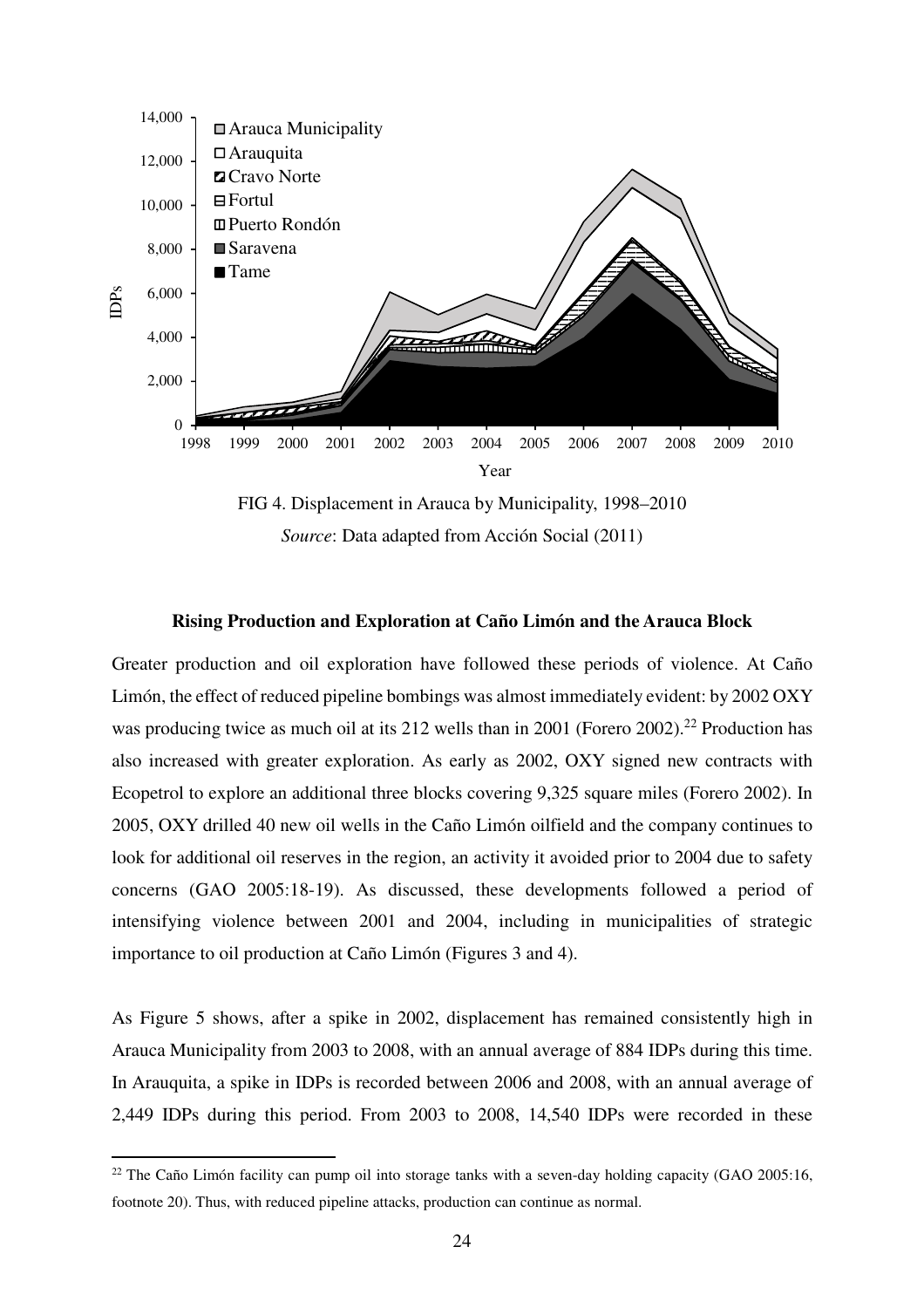FIG 4. Displacement in Arauca by Municipality, 1998–2010

*Source*: Data adapted from Acción Social (2011)

**Rising Production and Exploration at Caño Limón and the Arauca Block**

Greater production and oil exploration have followed these periods of violence. At Caño Limón, the effect of reduced pipeline bombings was almost immediately evident: by 2002 OXY was producing twice as much oil at its 212 wells than in 2001 (Forero 2002).[22] Production has also increased with greater exploration. As early as 2002, OXY signed new contracts with Ecopetrol to explore an additional three blocks covering 9,325 square miles (Forero 2002). In 2005, OXY drilled 40 new oil wells in the Caño Limón oilfield and the company continues to look for additional oil reserves in the region, an activity it avoided prior to 2004 due to safety concerns (GAO 2005:18-19). As discussed, these developments followed a period of intensifying violence between 2001 and 2004, including in municipalities of strategic importance to oil production at Caño Limón (Figures 3 and 4).

As Figure 5 shows, after a spike in 2002, displacement has remained consistently high in Arauca Municipality from 2003 to 2008, with an annual average of 884 IDPs during this time. In Arauquita, a spike in IDPs is recorded between 2006 and 2008, with an annual average of 2,449 IDPs during this period. From 2003 to 2008, 14,540 IDPs were recorded in these

[22] The Caño Limón facility can pump oil into storage tanks with a seven-day holding capacity (GAO 2005:16, footnote 20). Thus, with reduced pipeline attacks, production can continue as normal.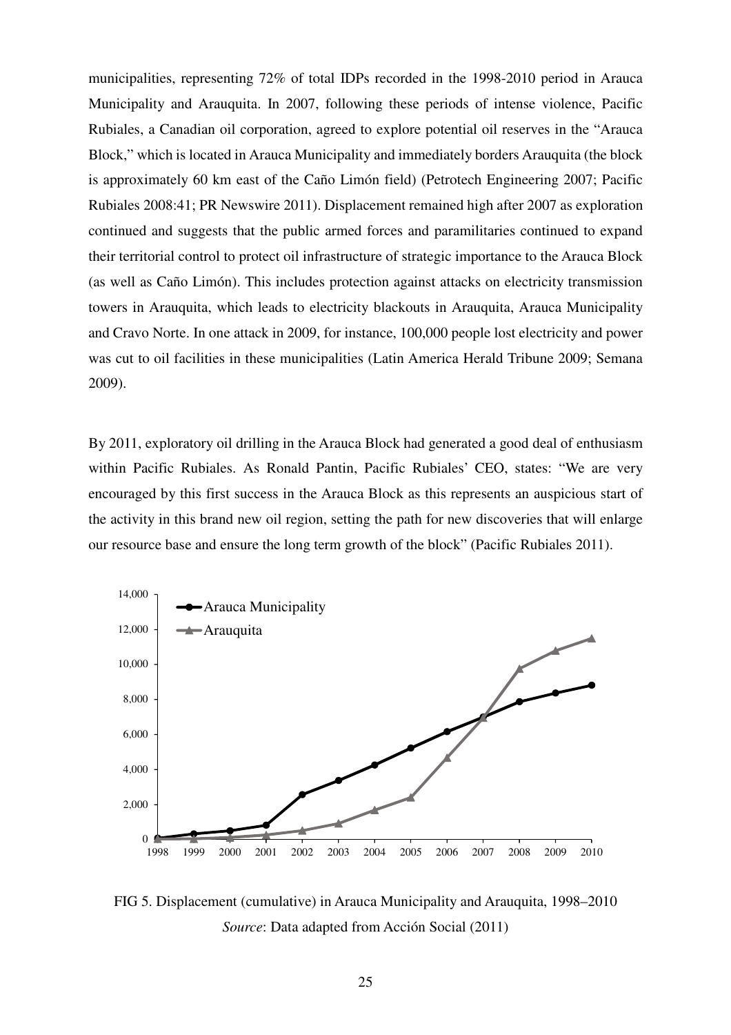municipalities, representing 72% of total IDPs recorded in the 1998-2010 period in Arauca Municipality and Arauquita. In 2007, following these periods of intense violence, Pacific Rubiales, a Canadian oil corporation, agreed to explore potential oil reserves in the "Arauca Block," which is located in Arauca Municipality and immediately borders Arauquita (the block is approximately 60 km east of the Caño Limón field) (Petrotech Engineering 2007; Pacific Rubiales 2008:41; PR Newswire 2011). Displacement remained high after 2007 as exploration continued and suggests that the public armed forces and paramilitaries continued to expand their territorial control to protect oil infrastructure of strategic importance to the Arauca Block (as well as Caño Limón). This includes protection against attacks on electricity transmission towers in Arauquita, which leads to electricity blackouts in Arauquita, Arauca Municipality and Cravo Norte. In one attack in 2009, for instance, 100,000 people lost electricity and power was cut to oil facilities in these municipalities (Latin America Herald Tribune 2009; Semana 2009).

By 2011, exploratory oil drilling in the Arauca Block had generated a good deal of enthusiasm within Pacific Rubiales. As Ronald Pantin, Pacific Rubiales' CEO, states: "We are very encouraged by this first success in the Arauca Block as this represents an auspicious start of the activity in this brand new oil region, setting the path for new discoveries that will enlarge our resource base and ensure the long term growth of the block" (Pacific Rubiales 2011).

FIG 5. Displacement (cumulative) in Arauca Municipality and Arauquita, 1998–2010
*Source*: Data adapted from Acción Social (2011)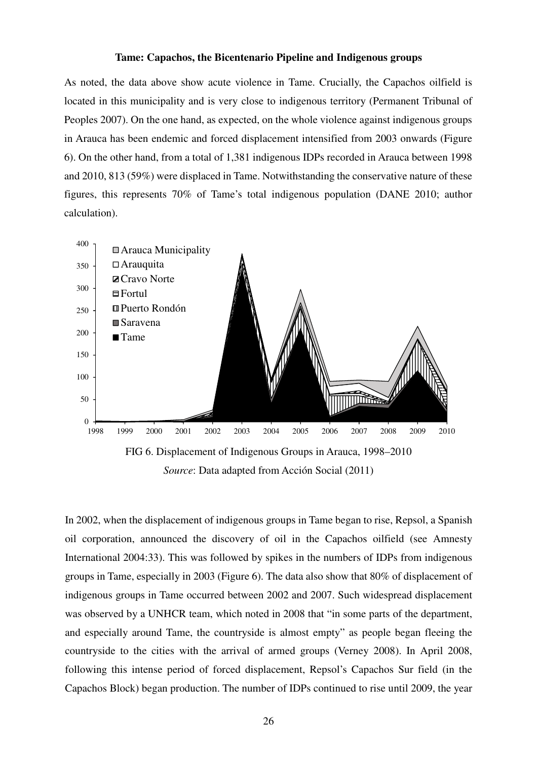**Tame: Capachos, the Bicentenario Pipeline and Indigenous groups**

As noted, the data above show acute violence in Tame. Crucially, the Capachos oilfield is located in this municipality and is very close to indigenous territory (Permanent Tribunal of Peoples 2007). On the one hand, as expected, on the whole violence against indigenous groups in Arauca has been endemic and forced displacement intensified from 2003 onwards (Figure 6). On the other hand, from a total of 1,381 indigenous IDPs recorded in Arauca between 1998 and 2010, 813 (59%) were displaced in Tame. Notwithstanding the conservative nature of these figures, this represents 70% of Tame's total indigenous population (DANE 2010; author calculation).

FIG 6. Displacement of Indigenous Groups in Arauca, 1998–2010

*Source*: Data adapted from Acción Social (2011)

In 2002, when the displacement of indigenous groups in Tame began to rise, Repsol, a Spanish oil corporation, announced the discovery of oil in the Capachos oilfield (see Amnesty International 2004:33). This was followed by spikes in the numbers of IDPs from indigenous groups in Tame, especially in 2003 (Figure 6). The data also show that 80% of displacement of indigenous groups in Tame occurred between 2002 and 2007. Such widespread displacement was observed by a UNHCR team, which noted in 2008 that "in some parts of the department, and especially around Tame, the countryside is almost empty" as people began fleeing the countryside to the cities with the arrival of armed groups (Verney 2008). In April 2008, following this intense period of forced displacement, Repsol's Capachos Sur field (in the Capachos Block) began production. The number of IDPs continued to rise until 2009, the year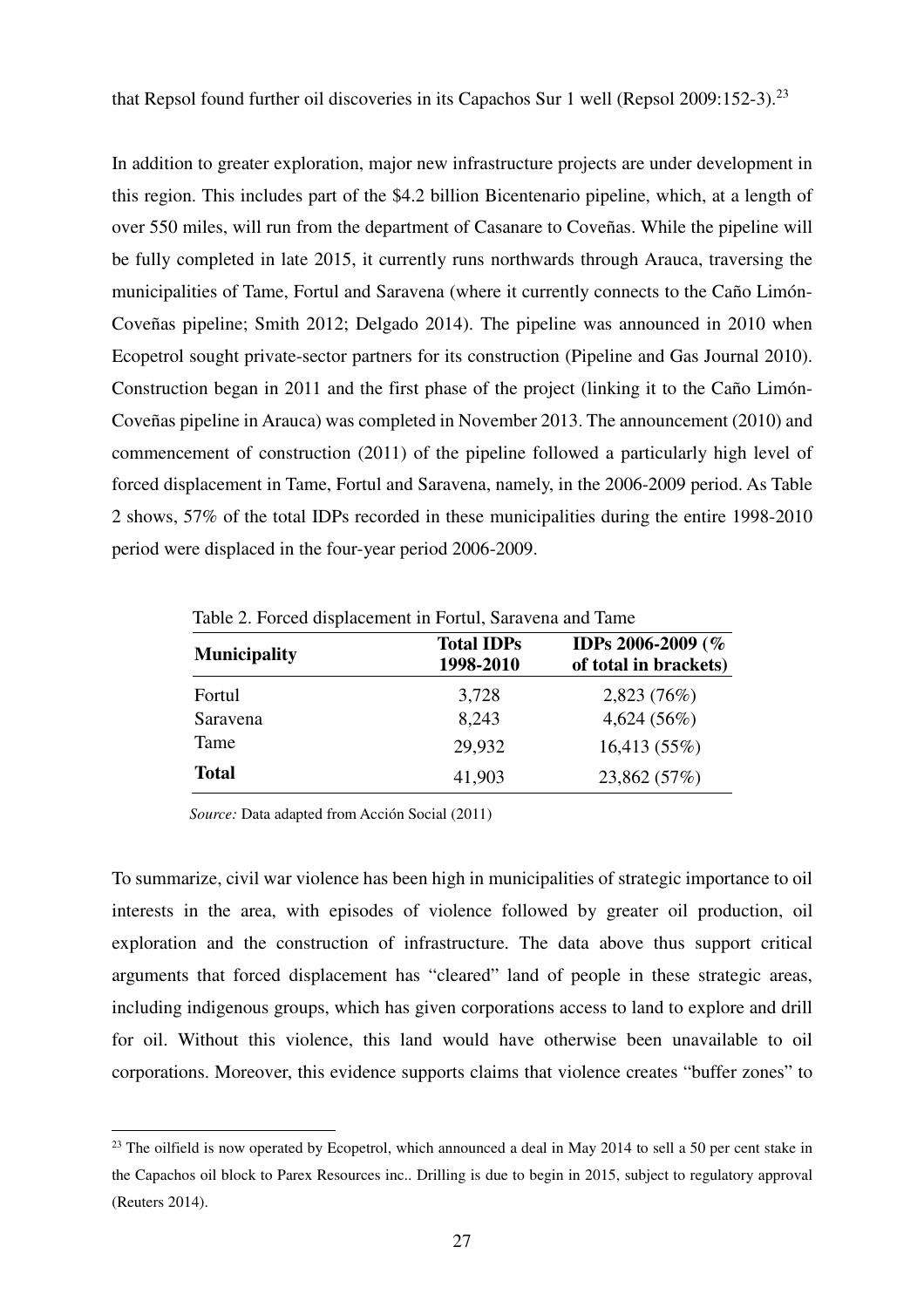that Repsol found further oil discoveries in its Capachos Sur 1 well (Repsol 2009:152-3).[23]

In addition to greater exploration, major new infrastructure projects are under development in this region. This includes part of the $4.2 billion Bicentenario pipeline, which, at a length of over 550 miles, will run from the department of Casanare to Coveñas. While the pipeline will be fully completed in late 2015, it currently runs northwards through Arauca, traversing the municipalities of Tame, Fortul and Saravena (where it currently connects to the Caño Limón-Coveñas pipeline; Smith 2012; Delgado 2014). The pipeline was announced in 2010 when Ecopetrol sought private-sector partners for its construction (Pipeline and Gas Journal 2010). Construction began in 2011 and the first phase of the project (linking it to the Caño Limón-Coveñas pipeline in Arauca) was completed in November 2013. The announcement (2010) and commencement of construction (2011) of the pipeline followed a particularly high level of forced displacement in Tame, Fortul and Saravena, namely, in the 2006-2009 period. As Table 2 shows, 57% of the total IDPs recorded in these municipalities during the entire 1998-2010 period were displaced in the four-year period 2006-2009.

Table 2. Forced displacement in Fortul, Saravena and Tame

| **Municipality** | **Total IDPs 1998-2010** | **IDPs 2006-2009 (% of total in brackets)** |
|---|---|---|
| Fortul | 3,728 | 2,823 (76%) |
| Saravena | 8,243 | 4,624 (56%) |
| Tame | 29,932 | 16,413 (55%) |
| **Total** | 41,903 | 23,862 (57%) |

*Source:* Data adapted from Acción Social (2011)

To summarize, civil war violence has been high in municipalities of strategic importance to oil interests in the area, with episodes of violence followed by greater oil production, oil exploration and the construction of infrastructure. The data above thus support critical arguments that forced displacement has "cleared" land of people in these strategic areas, including indigenous groups, which has given corporations access to land to explore and drill for oil. Without this violence, this land would have otherwise been unavailable to oil corporations. Moreover, this evidence supports claims that violence creates "buffer zones" to

[23] The oilfield is now operated by Ecopetrol, which announced a deal in May 2014 to sell a 50 per cent stake in the Capachos oil block to Parex Resources inc.. Drilling is due to begin in 2015, subject to regulatory approval (Reuters 2014).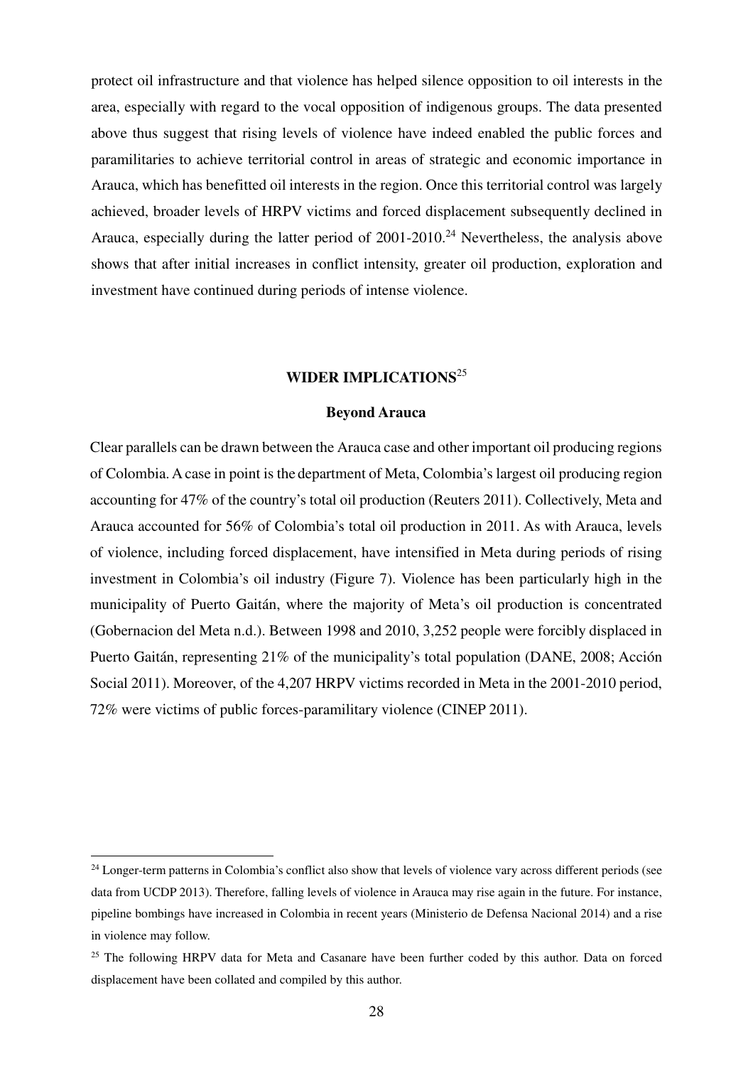protect oil infrastructure and that violence has helped silence opposition to oil interests in the area, especially with regard to the vocal opposition of indigenous groups. The data presented above thus suggest that rising levels of violence have indeed enabled the public forces and paramilitaries to achieve territorial control in areas of strategic and economic importance in Arauca, which has benefitted oil interests in the region. Once this territorial control was largely achieved, broader levels of HRPV victims and forced displacement subsequently declined in Arauca, especially during the latter period of 2001-2010.[24] Nevertheless, the analysis above shows that after initial increases in conflict intensity, greater oil production, exploration and investment have continued during periods of intense violence.

## WIDER IMPLICATIONS[25]

### Beyond Arauca

Clear parallels can be drawn between the Arauca case and other important oil producing regions of Colombia. A case in point is the department of Meta, Colombia's largest oil producing region accounting for 47% of the country's total oil production (Reuters 2011). Collectively, Meta and Arauca accounted for 56% of Colombia's total oil production in 2011. As with Arauca, levels of violence, including forced displacement, have intensified in Meta during periods of rising investment in Colombia's oil industry (Figure 7). Violence has been particularly high in the municipality of Puerto Gaitán, where the majority of Meta's oil production is concentrated (Gobernacion del Meta n.d.). Between 1998 and 2010, 3,252 people were forcibly displaced in Puerto Gaitán, representing 21% of the municipality's total population (DANE, 2008; Acción Social 2011). Moreover, of the 4,207 HRPV victims recorded in Meta in the 2001-2010 period, 72% were victims of public forces-paramilitary violence (CINEP 2011).

---

[24] Longer-term patterns in Colombia's conflict also show that levels of violence vary across different periods (see data from UCDP 2013). Therefore, falling levels of violence in Arauca may rise again in the future. For instance, pipeline bombings have increased in Colombia in recent years (Ministerio de Defensa Nacional 2014) and a rise in violence may follow.

[25] The following HRPV data for Meta and Casanare have been further coded by this author. Data on forced displacement have been collated and compiled by this author.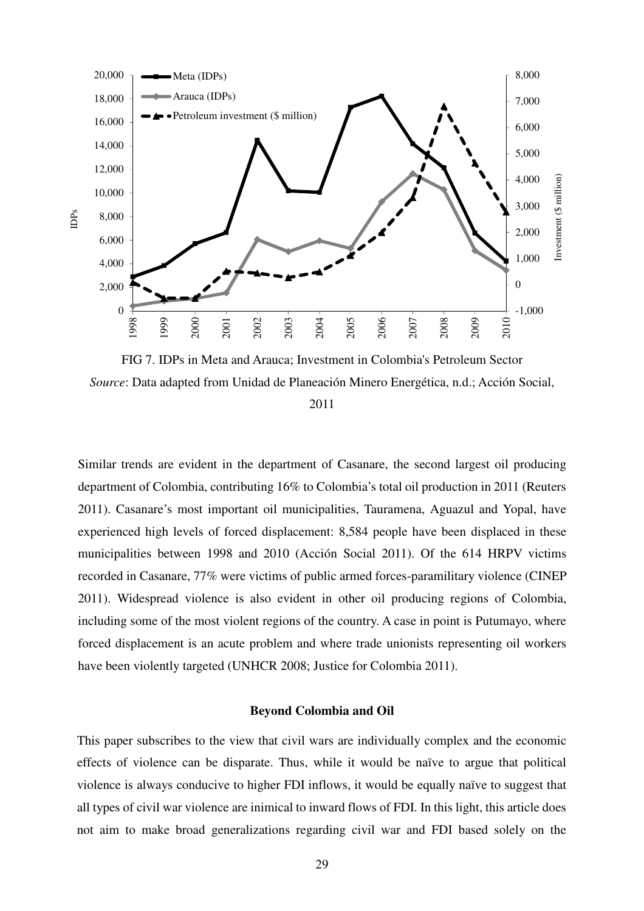FIG 7. IDPs in Meta and Arauca; Investment in Colombia's Petroleum Sector

*Source*: Data adapted from Unidad de Planeación Minero Energética, n.d.; Acción Social, 2011

Similar trends are evident in the department of Casanare, the second largest oil producing department of Colombia, contributing 16% to Colombia's total oil production in 2011 (Reuters 2011). Casanare's most important oil municipalities, Tauramena, Aguazul and Yopal, have experienced high levels of forced displacement: 8,584 people have been displaced in these municipalities between 1998 and 2010 (Acción Social 2011). Of the 614 HRPV victims recorded in Casanare, 77% were victims of public armed forces-paramilitary violence (CINEP 2011). Widespread violence is also evident in other oil producing regions of Colombia, including some of the most violent regions of the country. A case in point is Putumayo, where forced displacement is an acute problem and where trade unionists representing oil workers have been violently targeted (UNHCR 2008; Justice for Colombia 2011).

### Beyond Colombia and Oil

This paper subscribes to the view that civil wars are individually complex and the economic effects of violence can be disparate. Thus, while it would be naïve to argue that political violence is always conducive to higher FDI inflows, it would be equally naïve to suggest that all types of civil war violence are inimical to inward flows of FDI. In this light, this article does not aim to make broad generalizations regarding civil war and FDI based solely on the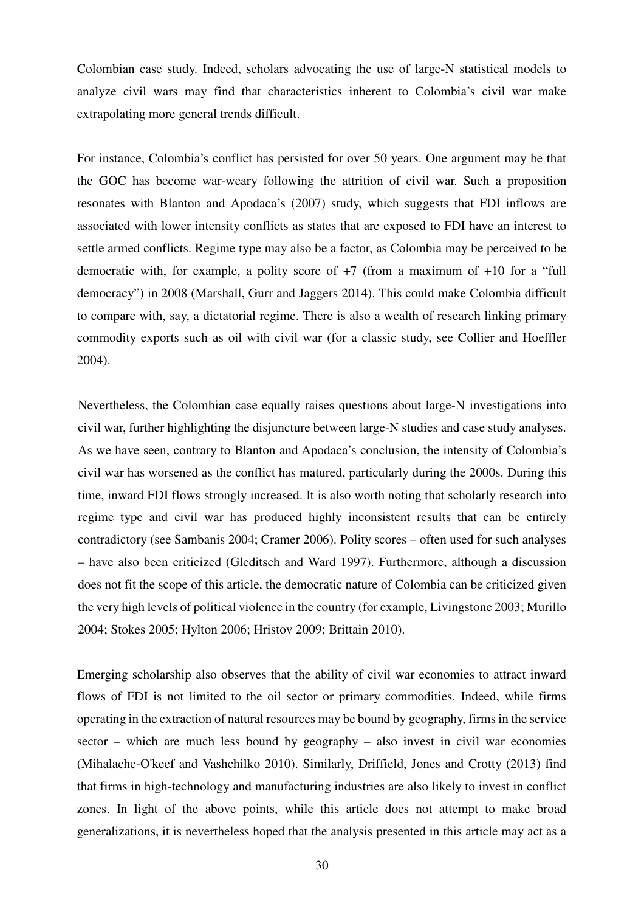Colombian case study. Indeed, scholars advocating the use of large-N statistical models to analyze civil wars may find that characteristics inherent to Colombia's civil war make extrapolating more general trends difficult.

For instance, Colombia's conflict has persisted for over 50 years. One argument may be that the GOC has become war-weary following the attrition of civil war. Such a proposition resonates with Blanton and Apodaca's (2007) study, which suggests that FDI inflows are associated with lower intensity conflicts as states that are exposed to FDI have an interest to settle armed conflicts. Regime type may also be a factor, as Colombia may be perceived to be democratic with, for example, a polity score of +7 (from a maximum of +10 for a "full democracy") in 2008 (Marshall, Gurr and Jaggers 2014). This could make Colombia difficult to compare with, say, a dictatorial regime. There is also a wealth of research linking primary commodity exports such as oil with civil war (for a classic study, see Collier and Hoeffler 2004).

Nevertheless, the Colombian case equally raises questions about large-N investigations into civil war, further highlighting the disjuncture between large-N studies and case study analyses. As we have seen, contrary to Blanton and Apodaca's conclusion, the intensity of Colombia's civil war has worsened as the conflict has matured, particularly during the 2000s. During this time, inward FDI flows strongly increased. It is also worth noting that scholarly research into regime type and civil war has produced highly inconsistent results that can be entirely contradictory (see Sambanis 2004; Cramer 2006). Polity scores – often used for such analyses – have also been criticized (Gleditsch and Ward 1997). Furthermore, although a discussion does not fit the scope of this article, the democratic nature of Colombia can be criticized given the very high levels of political violence in the country (for example, Livingstone 2003; Murillo 2004; Stokes 2005; Hylton 2006; Hristov 2009; Brittain 2010).

Emerging scholarship also observes that the ability of civil war economies to attract inward flows of FDI is not limited to the oil sector or primary commodities. Indeed, while firms operating in the extraction of natural resources may be bound by geography, firms in the service sector – which are much less bound by geography – also invest in civil war economies (Mihalache-O'keef and Vashchilko 2010). Similarly, Driffield, Jones and Crotty (2013) find that firms in high-technology and manufacturing industries are also likely to invest in conflict zones. In light of the above points, while this article does not attempt to make broad generalizations, it is nevertheless hoped that the analysis presented in this article may act as a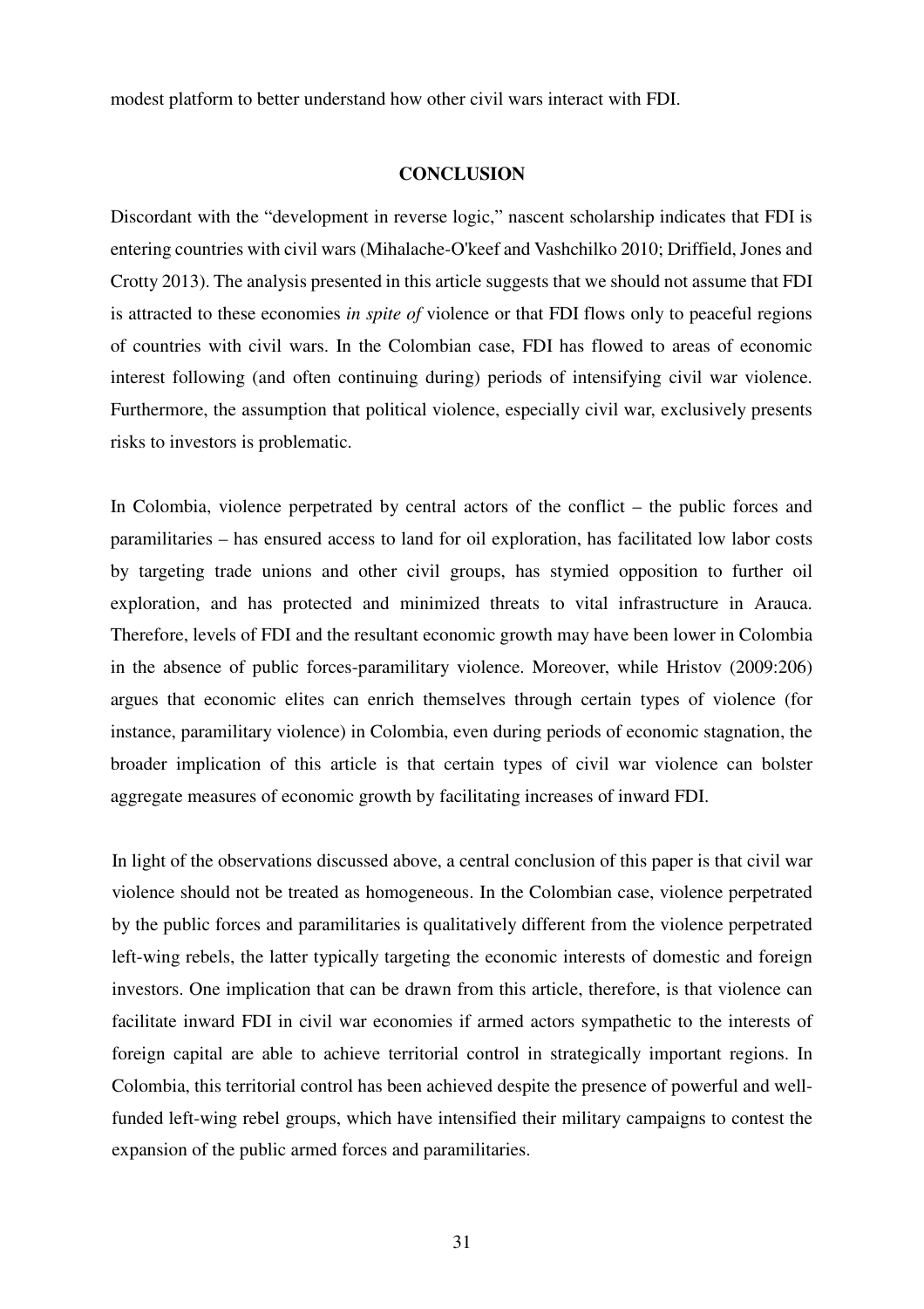modest platform to better understand how other civil wars interact with FDI.

## CONCLUSION

Discordant with the "development in reverse logic," nascent scholarship indicates that FDI is entering countries with civil wars (Mihalache-O'keef and Vashchilko 2010; Driffield, Jones and Crotty 2013). The analysis presented in this article suggests that we should not assume that FDI is attracted to these economies *in spite of* violence or that FDI flows only to peaceful regions of countries with civil wars. In the Colombian case, FDI has flowed to areas of economic interest following (and often continuing during) periods of intensifying civil war violence. Furthermore, the assumption that political violence, especially civil war, exclusively presents risks to investors is problematic.

In Colombia, violence perpetrated by central actors of the conflict – the public forces and paramilitaries – has ensured access to land for oil exploration, has facilitated low labor costs by targeting trade unions and other civil groups, has stymied opposition to further oil exploration, and has protected and minimized threats to vital infrastructure in Arauca. Therefore, levels of FDI and the resultant economic growth may have been lower in Colombia in the absence of public forces-paramilitary violence. Moreover, while Hristov (2009:206) argues that economic elites can enrich themselves through certain types of violence (for instance, paramilitary violence) in Colombia, even during periods of economic stagnation, the broader implication of this article is that certain types of civil war violence can bolster aggregate measures of economic growth by facilitating increases of inward FDI.

In light of the observations discussed above, a central conclusion of this paper is that civil war violence should not be treated as homogeneous. In the Colombian case, violence perpetrated by the public forces and paramilitaries is qualitatively different from the violence perpetrated left-wing rebels, the latter typically targeting the economic interests of domestic and foreign investors. One implication that can be drawn from this article, therefore, is that violence can facilitate inward FDI in civil war economies if armed actors sympathetic to the interests of foreign capital are able to achieve territorial control in strategically important regions. In Colombia, this territorial control has been achieved despite the presence of powerful and well-funded left-wing rebel groups, which have intensified their military campaigns to contest the expansion of the public armed forces and paramilitaries.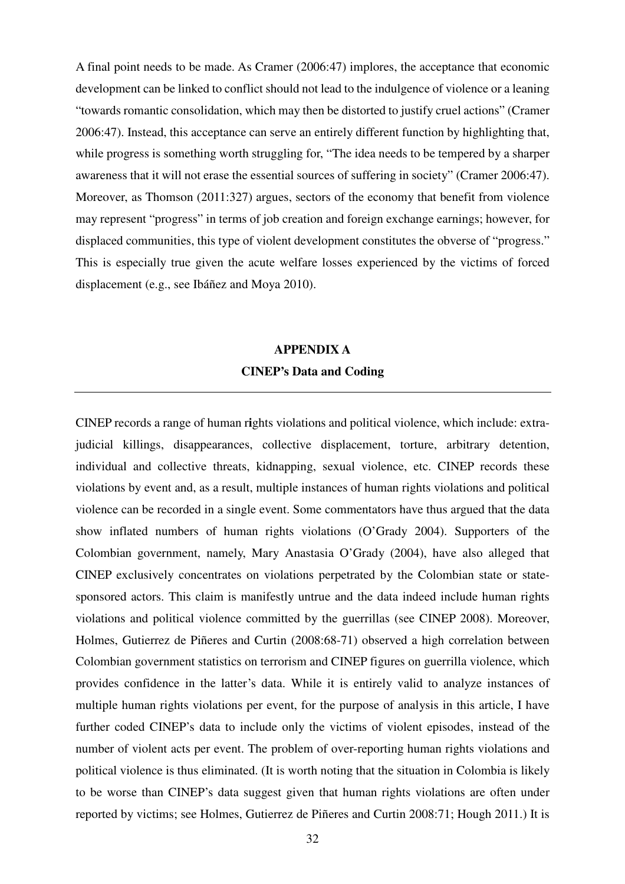A final point needs to be made. As Cramer (2006:47) implores, the acceptance that economic development can be linked to conflict should not lead to the indulgence of violence or a leaning "towards romantic consolidation, which may then be distorted to justify cruel actions" (Cramer 2006:47). Instead, this acceptance can serve an entirely different function by highlighting that, while progress is something worth struggling for, "The idea needs to be tempered by a sharper awareness that it will not erase the essential sources of suffering in society" (Cramer 2006:47). Moreover, as Thomson (2011:327) argues, sectors of the economy that benefit from violence may represent "progress" in terms of job creation and foreign exchange earnings; however, for displaced communities, this type of violent development constitutes the obverse of "progress." This is especially true given the acute welfare losses experienced by the victims of forced displacement (e.g., see Ibáñez and Moya 2010).

## APPENDIX A
## CINEP's Data and Coding

---

CINEP records a range of human rights violations and political violence, which include: extra-judicial killings, disappearances, collective displacement, torture, arbitrary detention, individual and collective threats, kidnapping, sexual violence, etc. CINEP records these violations by event and, as a result, multiple instances of human rights violations and political violence can be recorded in a single event. Some commentators have thus argued that the data show inflated numbers of human rights violations (O'Grady 2004). Supporters of the Colombian government, namely, Mary Anastasia O'Grady (2004), have also alleged that CINEP exclusively concentrates on violations perpetrated by the Colombian state or state-sponsored actors. This claim is manifestly untrue and the data indeed include human rights violations and political violence committed by the guerrillas (see CINEP 2008). Moreover, Holmes, Gutierrez de Piñeres and Curtin (2008:68-71) observed a high correlation between Colombian government statistics on terrorism and CINEP figures on guerrilla violence, which provides confidence in the latter's data. While it is entirely valid to analyze instances of multiple human rights violations per event, for the purpose of analysis in this article, I have further coded CINEP's data to include only the victims of violent episodes, instead of the number of violent acts per event. The problem of over-reporting human rights violations and political violence is thus eliminated. (It is worth noting that the situation in Colombia is likely to be worse than CINEP's data suggest given that human rights violations are often under reported by victims; see Holmes, Gutierrez de Piñeres and Curtin 2008:71; Hough 2011.) It is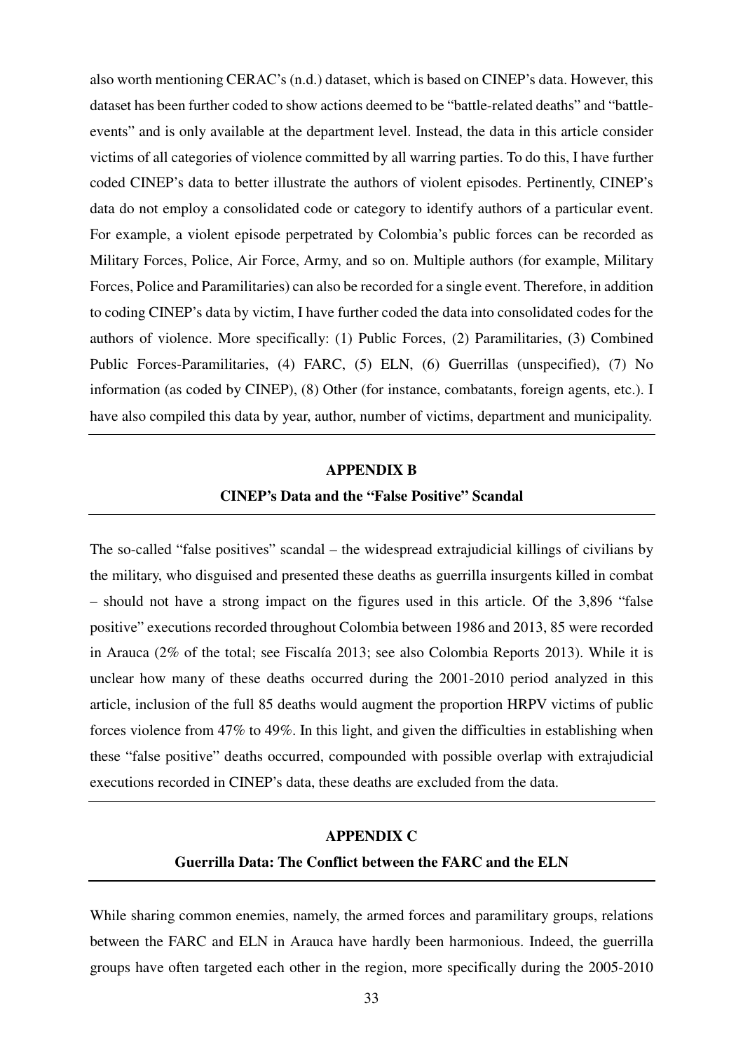also worth mentioning CERAC's (n.d.) dataset, which is based on CINEP's data. However, this dataset has been further coded to show actions deemed to be "battle-related deaths" and "battle-events" and is only available at the department level. Instead, the data in this article consider victims of all categories of violence committed by all warring parties. To do this, I have further coded CINEP's data to better illustrate the authors of violent episodes. Pertinently, CINEP's data do not employ a consolidated code or category to identify authors of a particular event. For example, a violent episode perpetrated by Colombia's public forces can be recorded as Military Forces, Police, Air Force, Army, and so on. Multiple authors (for example, Military Forces, Police and Paramilitaries) can also be recorded for a single event. Therefore, in addition to coding CINEP's data by victim, I have further coded the data into consolidated codes for the authors of violence. More specifically: (1) Public Forces, (2) Paramilitaries, (3) Combined Public Forces-Paramilitaries, (4) FARC, (5) ELN, (6) Guerrillas (unspecified), (7) No information (as coded by CINEP), (8) Other (for instance, combatants, foreign agents, etc.). I have also compiled this data by year, author, number of victims, department and municipality.

## APPENDIX B

### CINEP's Data and the "False Positive" Scandal

The so-called "false positives" scandal – the widespread extrajudicial killings of civilians by the military, who disguised and presented these deaths as guerrilla insurgents killed in combat – should not have a strong impact on the figures used in this article. Of the 3,896 "false positive" executions recorded throughout Colombia between 1986 and 2013, 85 were recorded in Arauca (2% of the total; see Fiscalía 2013; see also Colombia Reports 2013). While it is unclear how many of these deaths occurred during the 2001-2010 period analyzed in this article, inclusion of the full 85 deaths would augment the proportion HRPV victims of public forces violence from 47% to 49%. In this light, and given the difficulties in establishing when these "false positive" deaths occurred, compounded with possible overlap with extrajudicial executions recorded in CINEP's data, these deaths are excluded from the data.

## APPENDIX C

### Guerrilla Data: The Conflict between the FARC and the ELN

While sharing common enemies, namely, the armed forces and paramilitary groups, relations between the FARC and ELN in Arauca have hardly been harmonious. Indeed, the guerrilla groups have often targeted each other in the region, more specifically during the 2005-2010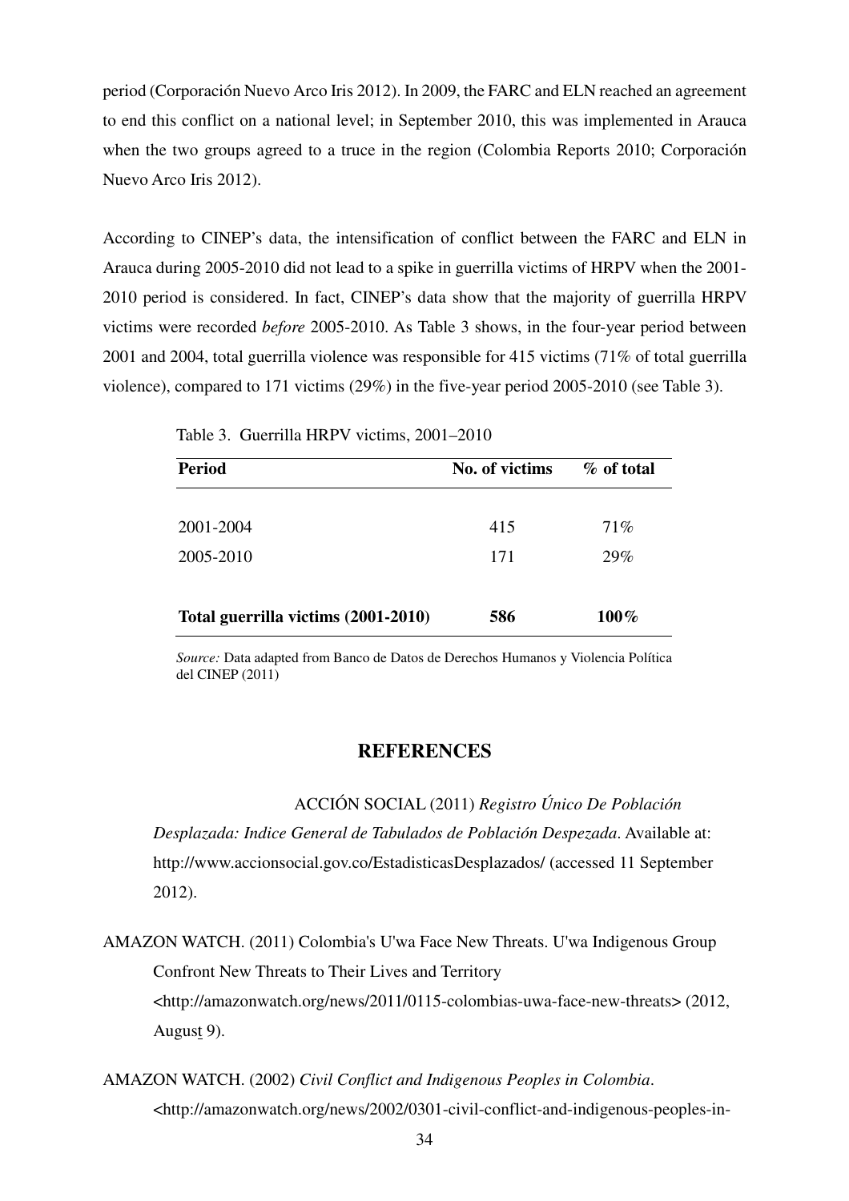period (Corporación Nuevo Arco Iris 2012). In 2009, the FARC and ELN reached an agreement to end this conflict on a national level; in September 2010, this was implemented in Arauca when the two groups agreed to a truce in the region (Colombia Reports 2010; Corporación Nuevo Arco Iris 2012).

According to CINEP's data, the intensification of conflict between the FARC and ELN in Arauca during 2005-2010 did not lead to a spike in guerrilla victims of HRPV when the 2001-2010 period is considered. In fact, CINEP's data show that the majority of guerrilla HRPV victims were recorded *before* 2005-2010. As Table 3 shows, in the four-year period between 2001 and 2004, total guerrilla violence was responsible for 415 victims (71% of total guerrilla violence), compared to 171 victims (29%) in the five-year period 2005-2010 (see Table 3).

Table 3. Guerrilla HRPV victims, 2001–2010

| Period | No. of victims | % of total |
|---|---|---|
| 2001-2004 | 415 | 71% |
| 2005-2010 | 171 | 29% |
| **Total guerrilla victims (2001-2010)** | **586** | **100%** |

*Source:* Data adapted from Banco de Datos de Derechos Humanos y Violencia Política del CINEP (2011)

## REFERENCES

ACCIÓN SOCIAL (2011) *Registro Único De Población Desplazada: Indice General de Tabulados de Población Despezada*. Available at: http://www.accionsocial.gov.co/EstadisticasDesplazados/ (accessed 11 September 2012).

AMAZON WATCH. (2011) Colombia's U'wa Face New Threats. U'wa Indigenous Group Confront New Threats to Their Lives and Territory <http://amazonwatch.org/news/2011/0115-colombias-uwa-face-new-threats> (2012, August 9).

AMAZON WATCH. (2002) *Civil Conflict and Indigenous Peoples in Colombia*. <http://amazonwatch.org/news/2002/0301-civil-conflict-and-indigenous-peoples-in-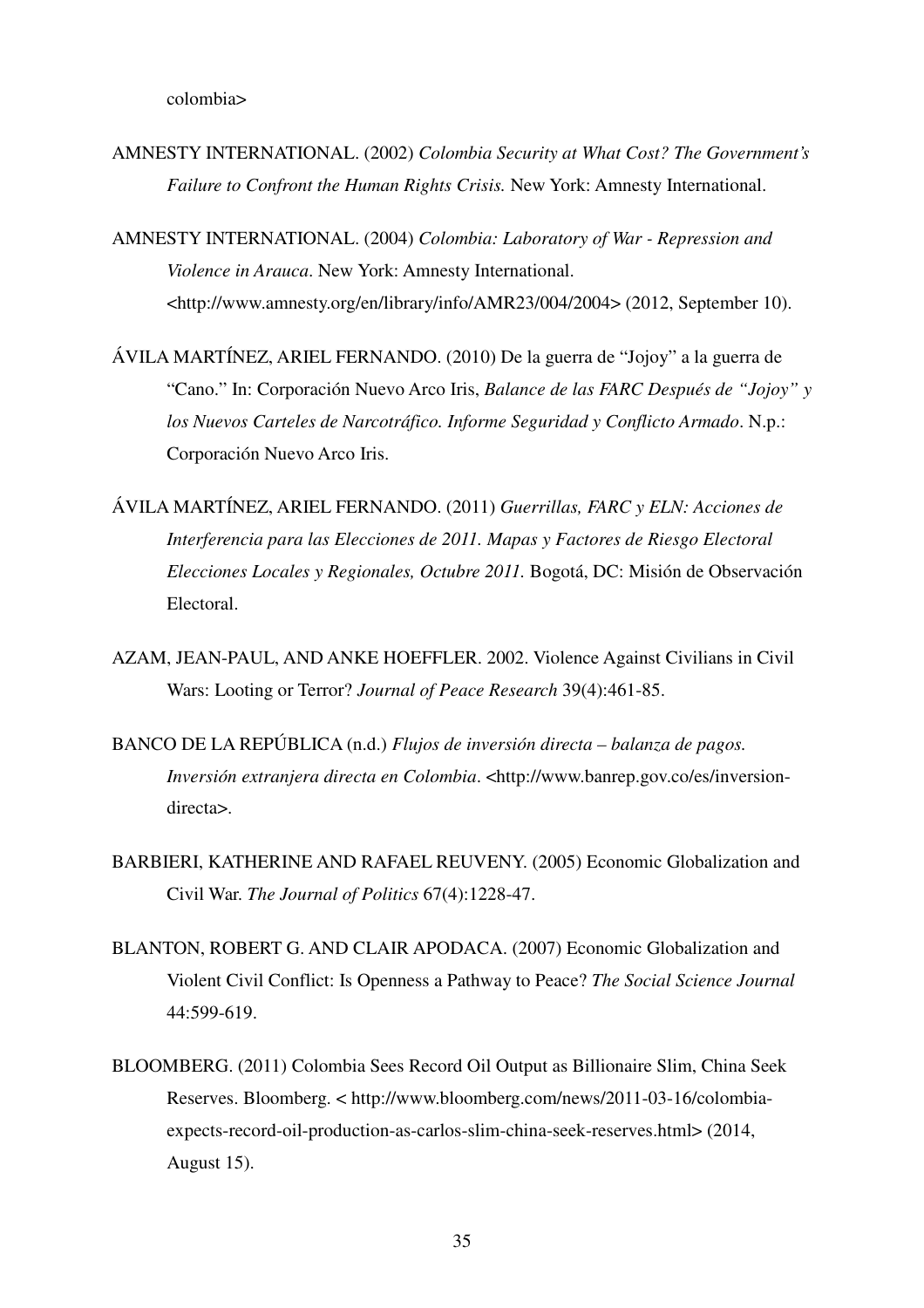colombia>

AMNESTY INTERNATIONAL. (2002) *Colombia Security at What Cost? The Government's Failure to Confront the Human Rights Crisis.* New York: Amnesty International.

AMNESTY INTERNATIONAL. (2004) *Colombia: Laboratory of War - Repression and Violence in Arauca*. New York: Amnesty International. <http://www.amnesty.org/en/library/info/AMR23/004/2004> (2012, September 10).

ÁVILA MARTÍNEZ, ARIEL FERNANDO. (2010) De la guerra de "Jojoy" a la guerra de "Cano." In: Corporación Nuevo Arco Iris, *Balance de las FARC Después de "Jojoy" y los Nuevos Carteles de Narcotráfico. Informe Seguridad y Conflicto Armado*. N.p.: Corporación Nuevo Arco Iris.

ÁVILA MARTÍNEZ, ARIEL FERNANDO. (2011) *Guerrillas, FARC y ELN: Acciones de Interferencia para las Elecciones de 2011. Mapas y Factores de Riesgo Electoral Elecciones Locales y Regionales, Octubre 2011.* Bogotá, DC: Misión de Observación Electoral.

AZAM, JEAN-PAUL, AND ANKE HOEFFLER. 2002. Violence Against Civilians in Civil Wars: Looting or Terror? *Journal of Peace Research* 39(4):461-85.

BANCO DE LA REPÚBLICA (n.d.) *Flujos de inversión directa – balanza de pagos. Inversión extranjera directa en Colombia*. <http://www.banrep.gov.co/es/inversion-directa>.

BARBIERI, KATHERINE AND RAFAEL REUVENY. (2005) Economic Globalization and Civil War. *The Journal of Politics* 67(4):1228-47.

BLANTON, ROBERT G. AND CLAIR APODACA. (2007) Economic Globalization and Violent Civil Conflict: Is Openness a Pathway to Peace? *The Social Science Journal* 44:599-619.

BLOOMBERG. (2011) Colombia Sees Record Oil Output as Billionaire Slim, China Seek Reserves. Bloomberg. < http://www.bloomberg.com/news/2011-03-16/colombia-expects-record-oil-production-as-carlos-slim-china-seek-reserves.html> (2014, August 15).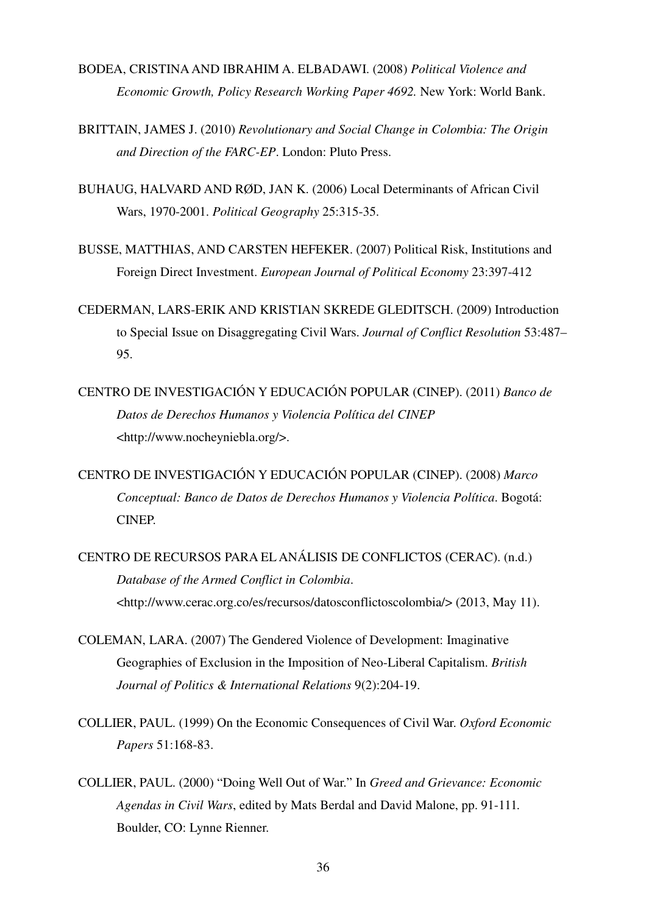BODEA, CRISTINA AND IBRAHIM A. ELBADAWI. (2008) *Political Violence and Economic Growth, Policy Research Working Paper 4692.* New York: World Bank.

BRITTAIN, JAMES J. (2010) *Revolutionary and Social Change in Colombia: The Origin and Direction of the FARC-EP*. London: Pluto Press.

BUHAUG, HALVARD AND RØD, JAN K. (2006) Local Determinants of African Civil Wars, 1970-2001. *Political Geography* 25:315-35.

BUSSE, MATTHIAS, AND CARSTEN HEFEKER. (2007) Political Risk, Institutions and Foreign Direct Investment. *European Journal of Political Economy* 23:397-412

CEDERMAN, LARS-ERIK AND KRISTIAN SKREDE GLEDITSCH. (2009) Introduction to Special Issue on Disaggregating Civil Wars. *Journal of Conflict Resolution* 53:487–95.

CENTRO DE INVESTIGACIÓN Y EDUCACIÓN POPULAR (CINEP). (2011) *Banco de Datos de Derechos Humanos y Violencia Política del CINEP* <http://www.nocheyniebla.org/>.

CENTRO DE INVESTIGACIÓN Y EDUCACIÓN POPULAR (CINEP). (2008) *Marco Conceptual: Banco de Datos de Derechos Humanos y Violencia Política*. Bogotá: CINEP.

CENTRO DE RECURSOS PARA EL ANÁLISIS DE CONFLICTOS (CERAC). (n.d.) *Database of the Armed Conflict in Colombia*. <http://www.cerac.org.co/es/recursos/datosconflictoscolombia/> (2013, May 11).

COLEMAN, LARA. (2007) The Gendered Violence of Development: Imaginative Geographies of Exclusion in the Imposition of Neo-Liberal Capitalism. *British Journal of Politics & International Relations* 9(2):204-19.

COLLIER, PAUL. (1999) On the Economic Consequences of Civil War. *Oxford Economic Papers* 51:168-83.

COLLIER, PAUL. (2000) "Doing Well Out of War." In *Greed and Grievance: Economic Agendas in Civil Wars*, edited by Mats Berdal and David Malone, pp. 91-111. Boulder, CO: Lynne Rienner.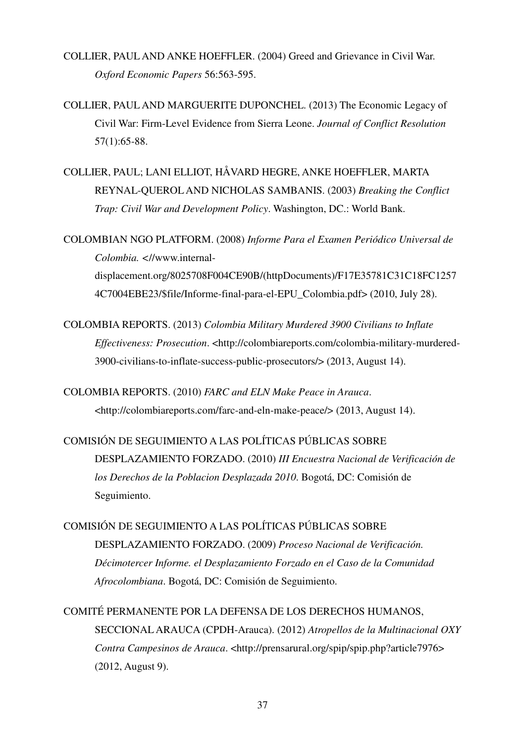COLLIER, PAUL AND ANKE HOEFFLER. (2004) Greed and Grievance in Civil War. *Oxford Economic Papers* 56:563-595.

COLLIER, PAUL AND MARGUERITE DUPONCHEL. (2013) The Economic Legacy of Civil War: Firm-Level Evidence from Sierra Leone. *Journal of Conflict Resolution* 57(1):65-88.

COLLIER, PAUL; LANI ELLIOT, HÅVARD HEGRE, ANKE HOEFFLER, MARTA REYNAL-QUEROL AND NICHOLAS SAMBANIS. (2003) *Breaking the Conflict Trap: Civil War and Development Policy*. Washington, DC.: World Bank.

COLOMBIAN NGO PLATFORM. (2008) *Informe Para el Examen Periódico Universal de Colombia.* <//www.internal-displacement.org/8025708F004CE90B/(httpDocuments)/F17E35781C31C18FC12574C7004EBE23/$file/Informe-final-para-el-EPU_Colombia.pdf> (2010, July 28).

COLOMBIA REPORTS. (2013) *Colombia Military Murdered 3900 Civilians to Inflate Effectiveness: Prosecution*. <http://colombiareports.com/colombia-military-murdered-3900-civilians-to-inflate-success-public-prosecutors/> (2013, August 14).

COLOMBIA REPORTS. (2010) *FARC and ELN Make Peace in Arauca*. <http://colombiareports.com/farc-and-eln-make-peace/> (2013, August 14).

COMISIÓN DE SEGUIMIENTO A LAS POLÍTICAS PÚBLICAS SOBRE DESPLAZAMIENTO FORZADO. (2010) *III Encuestra Nacional de Verificación de los Derechos de la Poblacion Desplazada 2010*. Bogotá, DC: Comisión de Seguimiento.

COMISIÓN DE SEGUIMIENTO A LAS POLÍTICAS PÚBLICAS SOBRE DESPLAZAMIENTO FORZADO. (2009) *Proceso Nacional de Verificación. Décimotercer Informe. el Desplazamiento Forzado en el Caso de la Comunidad Afrocolombiana*. Bogotá, DC: Comisión de Seguimiento.

COMITÉ PERMANENTE POR LA DEFENSA DE LOS DERECHOS HUMANOS, SECCIONAL ARAUCA (CPDH-Arauca). (2012) *Atropellos de la Multinacional OXY Contra Campesinos de Arauca*. <http://prensarural.org/spip/spip.php?article7976> (2012, August 9).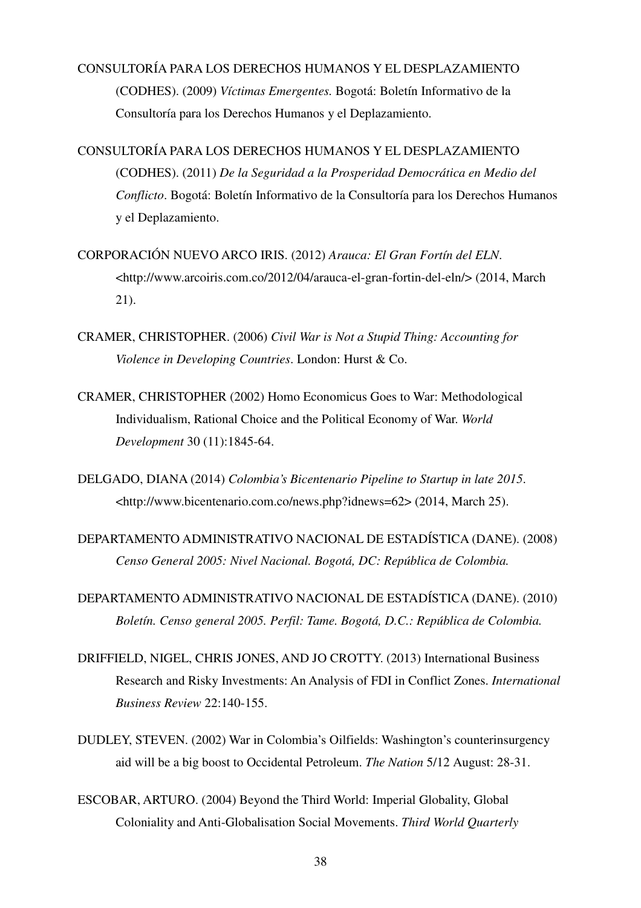CONSULTORÍA PARA LOS DERECHOS HUMANOS Y EL DESPLAZAMIENTO (CODHES). (2009) *Víctimas Emergentes.* Bogotá: Boletín Informativo de la Consultoría para los Derechos Humanos y el Deplazamiento.

CONSULTORÍA PARA LOS DERECHOS HUMANOS Y EL DESPLAZAMIENTO (CODHES). (2011) *De la Seguridad a la Prosperidad Democrática en Medio del Conflicto*. Bogotá: Boletín Informativo de la Consultoría para los Derechos Humanos y el Deplazamiento.

CORPORACIÓN NUEVO ARCO IRIS. (2012) *Arauca: El Gran Fortín del ELN*. <http://www.arcoiris.com.co/2012/04/arauca-el-gran-fortin-del-eln/> (2014, March 21).

CRAMER, CHRISTOPHER. (2006) *Civil War is Not a Stupid Thing: Accounting for Violence in Developing Countries*. London: Hurst & Co.

CRAMER, CHRISTOPHER (2002) Homo Economicus Goes to War: Methodological Individualism, Rational Choice and the Political Economy of War. *World Development* 30 (11):1845-64.

DELGADO, DIANA (2014) *Colombia's Bicentenario Pipeline to Startup in late 2015*. <http://www.bicentenario.com.co/news.php?idnews=62> (2014, March 25).

DEPARTAMENTO ADMINISTRATIVO NACIONAL DE ESTADÍSTICA (DANE). (2008) *Censo General 2005: Nivel Nacional. Bogotá, DC: República de Colombia.*

DEPARTAMENTO ADMINISTRATIVO NACIONAL DE ESTADÍSTICA (DANE). (2010) *Boletín. Censo general 2005. Perfil: Tame. Bogotá, D.C.: República de Colombia.*

DRIFFIELD, NIGEL, CHRIS JONES, AND JO CROTTY. (2013) International Business Research and Risky Investments: An Analysis of FDI in Conflict Zones. *International Business Review* 22:140-155.

DUDLEY, STEVEN. (2002) War in Colombia's Oilfields: Washington's counterinsurgency aid will be a big boost to Occidental Petroleum. *The Nation* 5/12 August: 28-31.

ESCOBAR, ARTURO. (2004) Beyond the Third World: Imperial Globality, Global Coloniality and Anti-Globalisation Social Movements. *Third World Quarterly*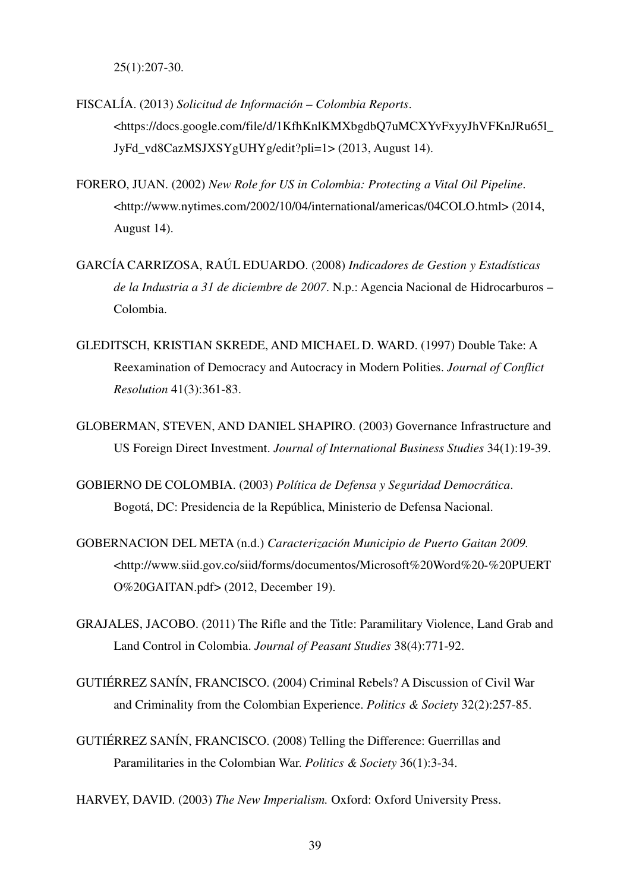25(1):207-30.

FISCALÍA. (2013) *Solicitud de Información – Colombia Reports*. <https://docs.google.com/file/d/1KfhKnlKMXbgdbQ7uMCXYvFxyyJhVFKnJRu65l_JyFd_vd8CazMSJXSYgUHYg/edit?pli=1> (2013, August 14).

FORERO, JUAN. (2002) *New Role for US in Colombia: Protecting a Vital Oil Pipeline*. <http://www.nytimes.com/2002/10/04/international/americas/04COLO.html> (2014, August 14).

GARCÍA CARRIZOSA, RAÚL EDUARDO. (2008) *Indicadores de Gestion y Estadísticas de la Industria a 31 de diciembre de 2007*. N.p.: Agencia Nacional de Hidrocarburos – Colombia.

GLEDITSCH, KRISTIAN SKREDE, AND MICHAEL D. WARD. (1997) Double Take: A Reexamination of Democracy and Autocracy in Modern Polities. *Journal of Conflict Resolution* 41(3):361-83.

GLOBERMAN, STEVEN, AND DANIEL SHAPIRO. (2003) Governance Infrastructure and US Foreign Direct Investment. *Journal of International Business Studies* 34(1):19-39.

GOBIERNO DE COLOMBIA. (2003) *Política de Defensa y Seguridad Democrática*. Bogotá, DC: Presidencia de la República, Ministerio de Defensa Nacional.

GOBERNACION DEL META (n.d.) *Caracterización Municipio de Puerto Gaitan 2009.* <http://www.siid.gov.co/siid/forms/documentos/Microsoft%20Word%20-%20PUERTO%20GAITAN.pdf> (2012, December 19).

GRAJALES, JACOBO. (2011) The Rifle and the Title: Paramilitary Violence, Land Grab and Land Control in Colombia. *Journal of Peasant Studies* 38(4):771-92.

GUTIÉRREZ SANÍN, FRANCISCO. (2004) Criminal Rebels? A Discussion of Civil War and Criminality from the Colombian Experience. *Politics & Society* 32(2):257-85.

GUTIÉRREZ SANÍN, FRANCISCO. (2008) Telling the Difference: Guerrillas and Paramilitaries in the Colombian War. *Politics & Society* 36(1):3-34.

HARVEY, DAVID. (2003) *The New Imperialism.* Oxford: Oxford University Press.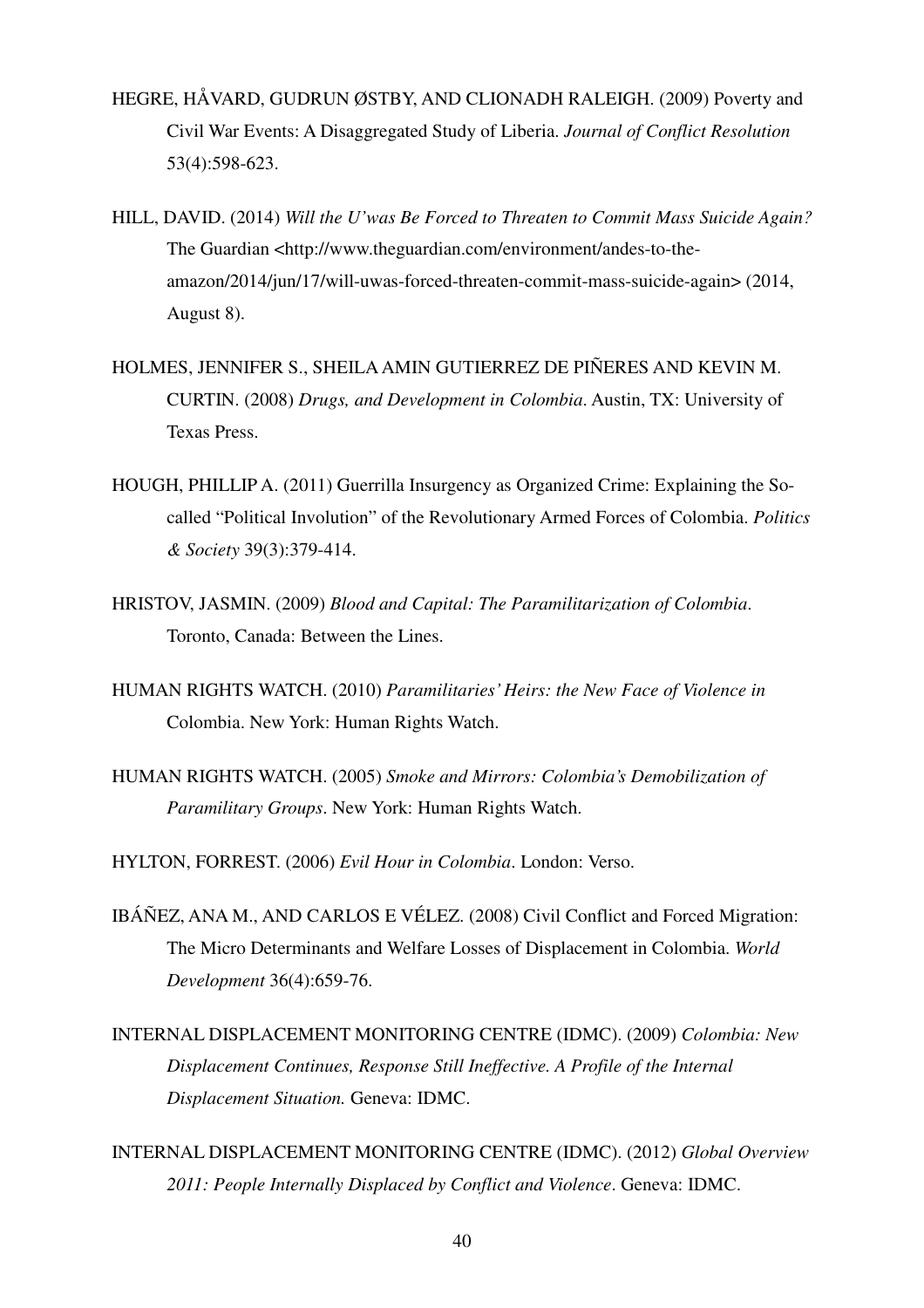HEGRE, HÅVARD, GUDRUN ØSTBY, AND CLIONADH RALEIGH. (2009) Poverty and Civil War Events: A Disaggregated Study of Liberia. *Journal of Conflict Resolution* 53(4):598-623.

HILL, DAVID. (2014) *Will the U'was Be Forced to Threaten to Commit Mass Suicide Again?* The Guardian <http://www.theguardian.com/environment/andes-to-the-amazon/2014/jun/17/will-uwas-forced-threaten-commit-mass-suicide-again> (2014, August 8).

HOLMES, JENNIFER S., SHEILA AMIN GUTIERREZ DE PIÑERES AND KEVIN M. CURTIN. (2008) *Drugs, and Development in Colombia*. Austin, TX: University of Texas Press.

HOUGH, PHILLIP A. (2011) Guerrilla Insurgency as Organized Crime: Explaining the So-called "Political Involution" of the Revolutionary Armed Forces of Colombia. *Politics & Society* 39(3):379-414.

HRISTOV, JASMIN. (2009) *Blood and Capital: The Paramilitarization of Colombia*. Toronto, Canada: Between the Lines.

HUMAN RIGHTS WATCH. (2010) *Paramilitaries' Heirs: the New Face of Violence in* Colombia. New York: Human Rights Watch.

HUMAN RIGHTS WATCH. (2005) *Smoke and Mirrors: Colombia's Demobilization of Paramilitary Groups*. New York: Human Rights Watch.

HYLTON, FORREST. (2006) *Evil Hour in Colombia*. London: Verso.

IBÁÑEZ, ANA M., AND CARLOS E VÉLEZ. (2008) Civil Conflict and Forced Migration: The Micro Determinants and Welfare Losses of Displacement in Colombia. *World Development* 36(4):659-76.

INTERNAL DISPLACEMENT MONITORING CENTRE (IDMC). (2009) *Colombia: New Displacement Continues, Response Still Ineffective. A Profile of the Internal Displacement Situation.* Geneva: IDMC.

INTERNAL DISPLACEMENT MONITORING CENTRE (IDMC). (2012) *Global Overview 2011: People Internally Displaced by Conflict and Violence*. Geneva: IDMC.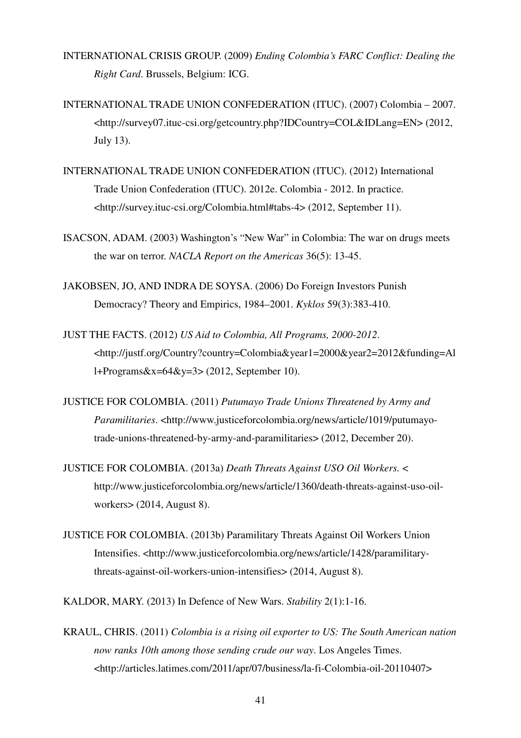INTERNATIONAL CRISIS GROUP. (2009) *Ending Colombia's FARC Conflict: Dealing the Right Card*. Brussels, Belgium: ICG.

INTERNATIONAL TRADE UNION CONFEDERATION (ITUC). (2007) Colombia – 2007. <http://survey07.ituc-csi.org/getcountry.php?IDCountry=COL&IDLang=EN> (2012, July 13).

INTERNATIONAL TRADE UNION CONFEDERATION (ITUC). (2012) International Trade Union Confederation (ITUC). 2012e. Colombia - 2012. In practice. <http://survey.ituc-csi.org/Colombia.html#tabs-4> (2012, September 11).

ISACSON, ADAM. (2003) Washington's "New War" in Colombia: The war on drugs meets the war on terror. *NACLA Report on the Americas* 36(5): 13-45.

JAKOBSEN, JO, AND INDRA DE SOYSA. (2006) Do Foreign Investors Punish Democracy? Theory and Empirics, 1984–2001. *Kyklos* 59(3):383-410.

JUST THE FACTS. (2012) *US Aid to Colombia, All Programs, 2000-2012*. <http://justf.org/Country?country=Colombia&year1=2000&year2=2012&funding=All+Programs&x=64&y=3> (2012, September 10).

JUSTICE FOR COLOMBIA. (2011) *Putumayo Trade Unions Threatened by Army and Paramilitaries*. <http://www.justiceforcolombia.org/news/article/1019/putumayo-trade-unions-threatened-by-army-and-paramilitaries> (2012, December 20).

JUSTICE FOR COLOMBIA. (2013a) *Death Threats Against USO Oil Workers.* < http://www.justiceforcolombia.org/news/article/1360/death-threats-against-uso-oil-workers> (2014, August 8).

JUSTICE FOR COLOMBIA. (2013b) Paramilitary Threats Against Oil Workers Union Intensifies. <http://www.justiceforcolombia.org/news/article/1428/paramilitary-threats-against-oil-workers-union-intensifies> (2014, August 8).

KALDOR, MARY. (2013) In Defence of New Wars. *Stability* 2(1):1-16.

KRAUL, CHRIS. (2011) *Colombia is a rising oil exporter to US: The South American nation now ranks 10th among those sending crude our way*. Los Angeles Times. <http://articles.latimes.com/2011/apr/07/business/la-fi-Colombia-oil-20110407>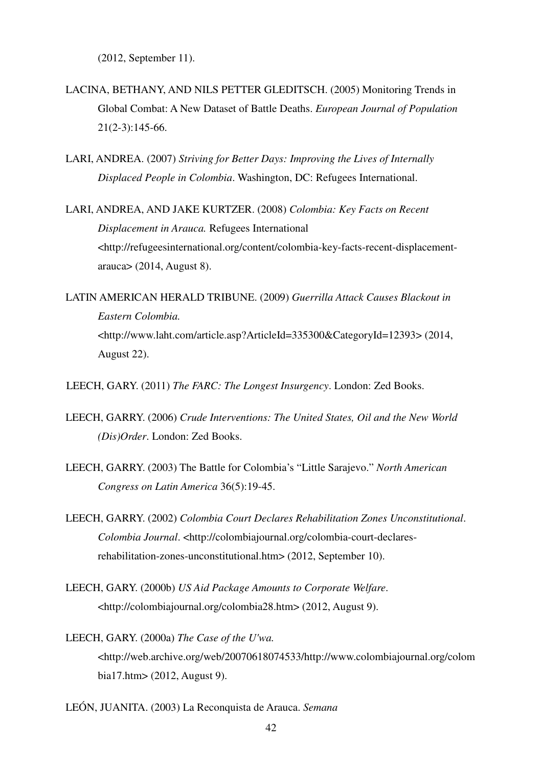(2012, September 11).

LACINA, BETHANY, AND NILS PETTER GLEDITSCH. (2005) Monitoring Trends in Global Combat: A New Dataset of Battle Deaths. *European Journal of Population* 21(2-3):145-66.

LARI, ANDREA. (2007) *Striving for Better Days: Improving the Lives of Internally Displaced People in Colombia*. Washington, DC: Refugees International.

LARI, ANDREA, AND JAKE KURTZER. (2008) *Colombia: Key Facts on Recent Displacement in Arauca.* Refugees International <http://refugeesinternational.org/content/colombia-key-facts-recent-displacement-arauca> (2014, August 8).

LATIN AMERICAN HERALD TRIBUNE. (2009) *Guerrilla Attack Causes Blackout in Eastern Colombia.* <http://www.laht.com/article.asp?ArticleId=335300&CategoryId=12393> (2014, August 22).

LEECH, GARY. (2011) *The FARC: The Longest Insurgency*. London: Zed Books.

LEECH, GARRY. (2006) *Crude Interventions: The United States, Oil and the New World (Dis)Order*. London: Zed Books.

LEECH, GARRY. (2003) The Battle for Colombia's "Little Sarajevo." *North American Congress on Latin America* 36(5):19-45.

LEECH, GARRY. (2002) *Colombia Court Declares Rehabilitation Zones Unconstitutional*. *Colombia Journal*. <http://colombiajournal.org/colombia-court-declares-rehabilitation-zones-unconstitutional.htm> (2012, September 10).

LEECH, GARY. (2000b) *US Aid Package Amounts to Corporate Welfare*. <http://colombiajournal.org/colombia28.htm> (2012, August 9).

LEECH, GARY. (2000a) *The Case of the U'wa.* <http://web.archive.org/web/20070618074533/http://www.colombiajournal.org/colombia17.htm> (2012, August 9).

LEÓN, JUANITA. (2003) La Reconquista de Arauca. *Semana*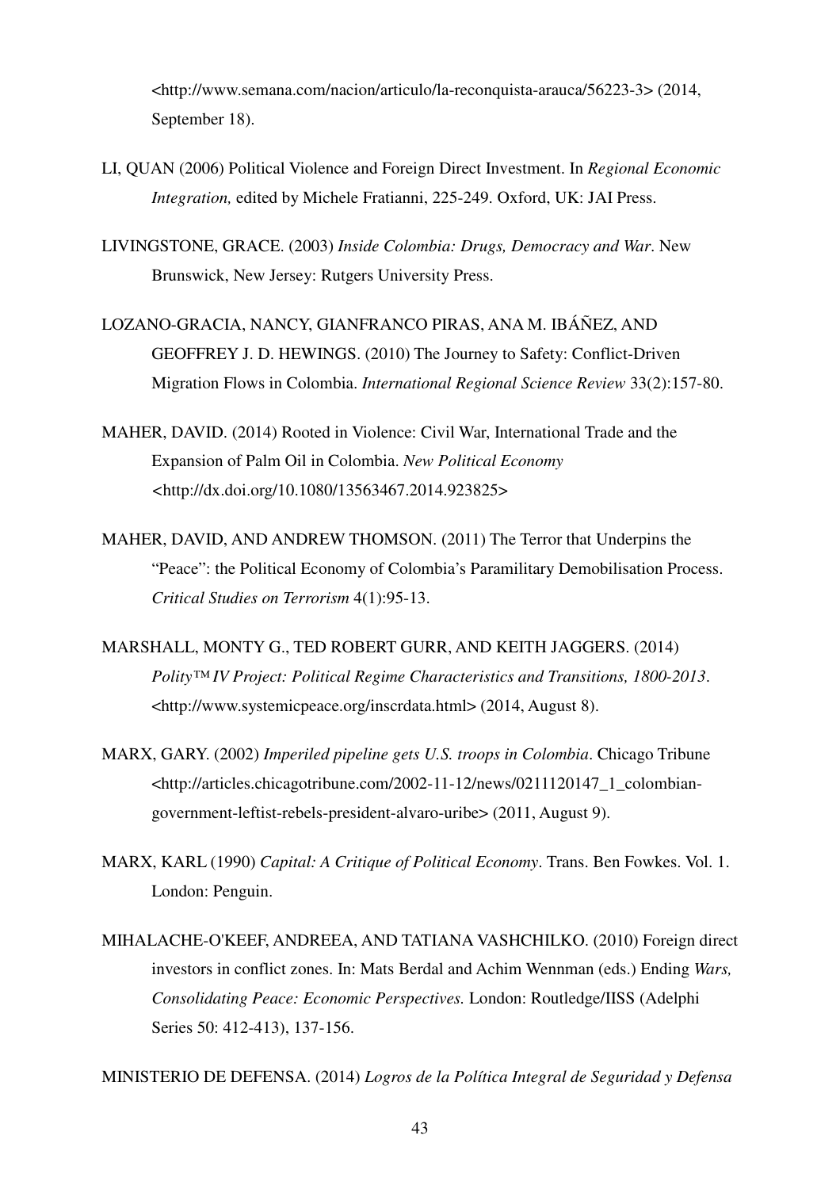<http://www.semana.com/nacion/articulo/la-reconquista-arauca/56223-3> (2014, September 18).

LI, QUAN (2006) Political Violence and Foreign Direct Investment. In *Regional Economic Integration,* edited by Michele Fratianni, 225-249. Oxford, UK: JAI Press.

LIVINGSTONE, GRACE. (2003) *Inside Colombia: Drugs, Democracy and War*. New Brunswick, New Jersey: Rutgers University Press.

LOZANO-GRACIA, NANCY, GIANFRANCO PIRAS, ANA M. IBÁÑEZ, AND GEOFFREY J. D. HEWINGS. (2010) The Journey to Safety: Conflict-Driven Migration Flows in Colombia. *International Regional Science Review* 33(2):157-80.

MAHER, DAVID. (2014) Rooted in Violence: Civil War, International Trade and the Expansion of Palm Oil in Colombia. *New Political Economy* <http://dx.doi.org/10.1080/13563467.2014.923825>

MAHER, DAVID, AND ANDREW THOMSON. (2011) The Terror that Underpins the "Peace": the Political Economy of Colombia's Paramilitary Demobilisation Process. *Critical Studies on Terrorism* 4(1):95-13.

MARSHALL, MONTY G., TED ROBERT GURR, AND KEITH JAGGERS. (2014) *Polity™ IV Project: Political Regime Characteristics and Transitions, 1800-2013*. <http://www.systemicpeace.org/inscrdata.html> (2014, August 8).

MARX, GARY. (2002) *Imperiled pipeline gets U.S. troops in Colombia*. Chicago Tribune <http://articles.chicagotribune.com/2002-11-12/news/0211120147_1_colombian-government-leftist-rebels-president-alvaro-uribe> (2011, August 9).

MARX, KARL (1990) *Capital: A Critique of Political Economy*. Trans. Ben Fowkes. Vol. 1. London: Penguin.

MIHALACHE-O'KEEF, ANDREEA, AND TATIANA VASHCHILKO. (2010) Foreign direct investors in conflict zones. In: Mats Berdal and Achim Wennman (eds.) Ending *Wars, Consolidating Peace: Economic Perspectives.* London: Routledge/IISS (Adelphi Series 50: 412-413), 137-156.

MINISTERIO DE DEFENSA. (2014) *Logros de la Política Integral de Seguridad y Defensa*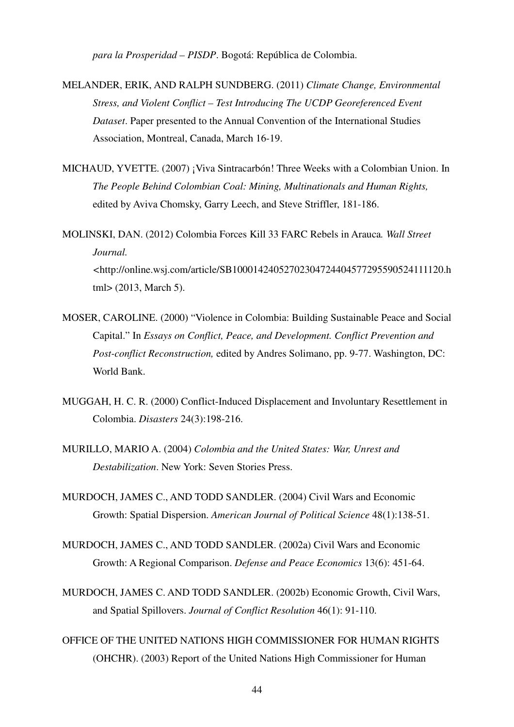*para la Prosperidad – PISDP*. Bogotá: República de Colombia.

MELANDER, ERIK, AND RALPH SUNDBERG. (2011) *Climate Change, Environmental Stress, and Violent Conflict – Test Introducing The UCDP Georeferenced Event Dataset*. Paper presented to the Annual Convention of the International Studies Association, Montreal, Canada, March 16-19.

MICHAUD, YVETTE. (2007) ¡Viva Sintracarbón! Three Weeks with a Colombian Union. In *The People Behind Colombian Coal: Mining, Multinationals and Human Rights,* edited by Aviva Chomsky, Garry Leech, and Steve Striffler, 181-186.

MOLINSKI, DAN. (2012) Colombia Forces Kill 33 FARC Rebels in Arauca*. Wall Street Journal.* <http://online.wsj.com/article/SB10001424052702304724404577295590524111120.html> (2013, March 5).

MOSER, CAROLINE. (2000) "Violence in Colombia: Building Sustainable Peace and Social Capital." In *Essays on Conflict, Peace, and Development. Conflict Prevention and Post-conflict Reconstruction,* edited by Andres Solimano, pp. 9-77. Washington, DC: World Bank.

MUGGAH, H. C. R. (2000) Conflict-Induced Displacement and Involuntary Resettlement in Colombia. *Disasters* 24(3):198-216.

MURILLO, MARIO A. (2004) *Colombia and the United States: War, Unrest and Destabilization*. New York: Seven Stories Press.

MURDOCH, JAMES C., AND TODD SANDLER. (2004) Civil Wars and Economic Growth: Spatial Dispersion. *American Journal of Political Science* 48(1):138-51.

MURDOCH, JAMES C., AND TODD SANDLER. (2002a) Civil Wars and Economic Growth: A Regional Comparison. *Defense and Peace Economics* 13(6): 451-64.

MURDOCH, JAMES C. AND TODD SANDLER. (2002b) Economic Growth, Civil Wars, and Spatial Spillovers. *Journal of Conflict Resolution* 46(1): 91-110.

OFFICE OF THE UNITED NATIONS HIGH COMMISSIONER FOR HUMAN RIGHTS (OHCHR). (2003) Report of the United Nations High Commissioner for Human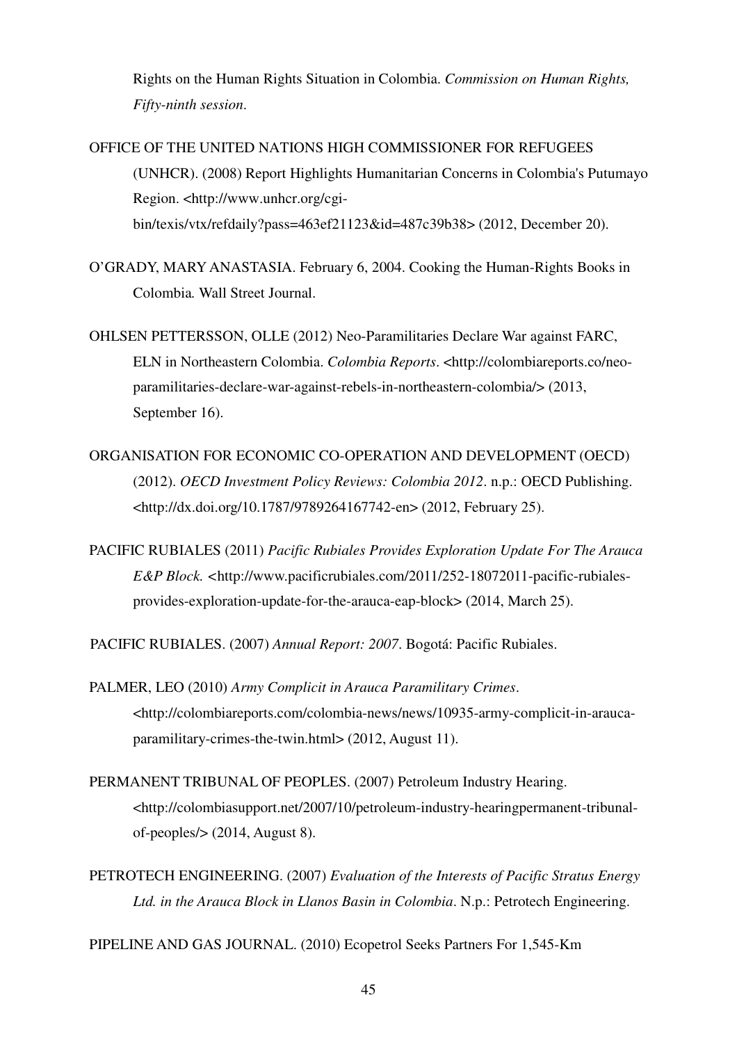Rights on the Human Rights Situation in Colombia. *Commission on Human Rights, Fifty-ninth session*.

OFFICE OF THE UNITED NATIONS HIGH COMMISSIONER FOR REFUGEES (UNHCR). (2008) Report Highlights Humanitarian Concerns in Colombia's Putumayo Region. <http://www.unhcr.org/cgi-bin/texis/vtx/refdaily?pass=463ef21123&id=487c39b38> (2012, December 20).

O'GRADY, MARY ANASTASIA. February 6, 2004. Cooking the Human-Rights Books in Colombia*.* Wall Street Journal.

OHLSEN PETTERSSON, OLLE (2012) Neo-Paramilitaries Declare War against FARC, ELN in Northeastern Colombia. *Colombia Reports*. <http://colombiareports.co/neo-paramilitaries-declare-war-against-rebels-in-northeastern-colombia/> (2013, September 16).

ORGANISATION FOR ECONOMIC CO-OPERATION AND DEVELOPMENT (OECD) (2012). *OECD Investment Policy Reviews: Colombia 2012*. n.p.: OECD Publishing. <http://dx.doi.org/10.1787/9789264167742-en> (2012, February 25).

PACIFIC RUBIALES (2011) *Pacific Rubiales Provides Exploration Update For The Arauca E&P Block.* <http://www.pacificrubiales.com/2011/252-18072011-pacific-rubiales-provides-exploration-update-for-the-arauca-eap-block> (2014, March 25).

PACIFIC RUBIALES. (2007) *Annual Report: 2007*. Bogotá: Pacific Rubiales.

PALMER, LEO (2010) *Army Complicit in Arauca Paramilitary Crimes*. <http://colombiareports.com/colombia-news/news/10935-army-complicit-in-arauca-paramilitary-crimes-the-twin.html> (2012, August 11).

PERMANENT TRIBUNAL OF PEOPLES. (2007) Petroleum Industry Hearing. <http://colombiasupport.net/2007/10/petroleum-industry-hearingpermanent-tribunal-of-peoples/> (2014, August 8).

PETROTECH ENGINEERING. (2007) *Evaluation of the Interests of Pacific Stratus Energy Ltd. in the Arauca Block in Llanos Basin in Colombia*. N.p.: Petrotech Engineering.

PIPELINE AND GAS JOURNAL. (2010) Ecopetrol Seeks Partners For 1,545-Km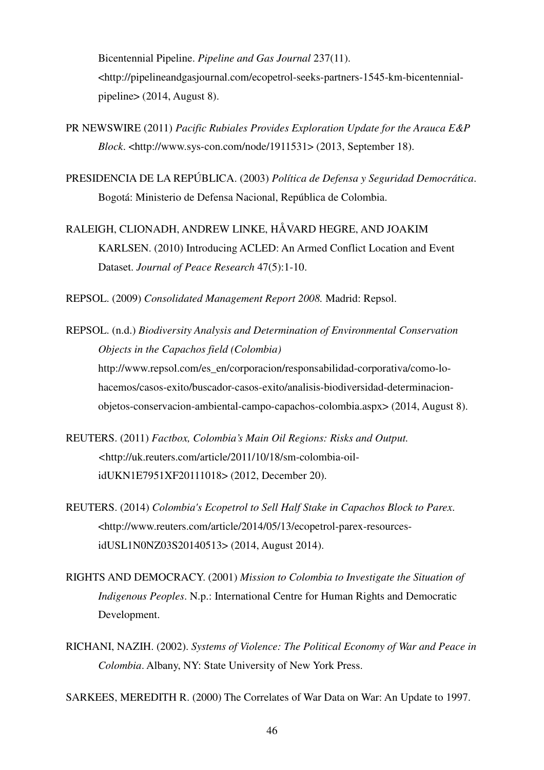Bicentennial Pipeline. *Pipeline and Gas Journal* 237(11). <http://pipelineandgasjournal.com/ecopetrol-seeks-partners-1545-km-bicentennial-pipeline> (2014, August 8).

PR NEWSWIRE (2011) *Pacific Rubiales Provides Exploration Update for the Arauca E&P Block*. <http://www.sys-con.com/node/1911531> (2013, September 18).

PRESIDENCIA DE LA REPÚBLICA. (2003) *Política de Defensa y Seguridad Democrática*. Bogotá: Ministerio de Defensa Nacional, República de Colombia.

RALEIGH, CLIONADH, ANDREW LINKE, HÅVARD HEGRE, AND JOAKIM KARLSEN. (2010) Introducing ACLED: An Armed Conflict Location and Event Dataset. *Journal of Peace Research* 47(5):1-10.

REPSOL. (2009) *Consolidated Management Report 2008.* Madrid: Repsol.

REPSOL. (n.d.) *Biodiversity Analysis and Determination of Environmental Conservation Objects in the Capachos field (Colombia)* http://www.repsol.com/es_en/corporacion/responsabilidad-corporativa/como-lo-hacemos/casos-exito/buscador-casos-exito/analisis-biodiversidad-determinacion-objetos-conservacion-ambiental-campo-capachos-colombia.aspx> (2014, August 8).

REUTERS. (2011) *Factbox, Colombia's Main Oil Regions: Risks and Output.* <http://uk.reuters.com/article/2011/10/18/sm-colombia-oil-idUKN1E7951XF20111018> (2012, December 20).

REUTERS. (2014) *Colombia's Ecopetrol to Sell Half Stake in Capachos Block to Parex*. <http://www.reuters.com/article/2014/05/13/ecopetrol-parex-resources-idUSL1N0NZ03S20140513> (2014, August 2014).

RIGHTS AND DEMOCRACY. (2001) *Mission to Colombia to Investigate the Situation of Indigenous Peoples*. N.p.: International Centre for Human Rights and Democratic Development.

RICHANI, NAZIH. (2002). *Systems of Violence: The Political Economy of War and Peace in Colombia*. Albany, NY: State University of New York Press.

SARKEES, MEREDITH R. (2000) The Correlates of War Data on War: An Update to 1997.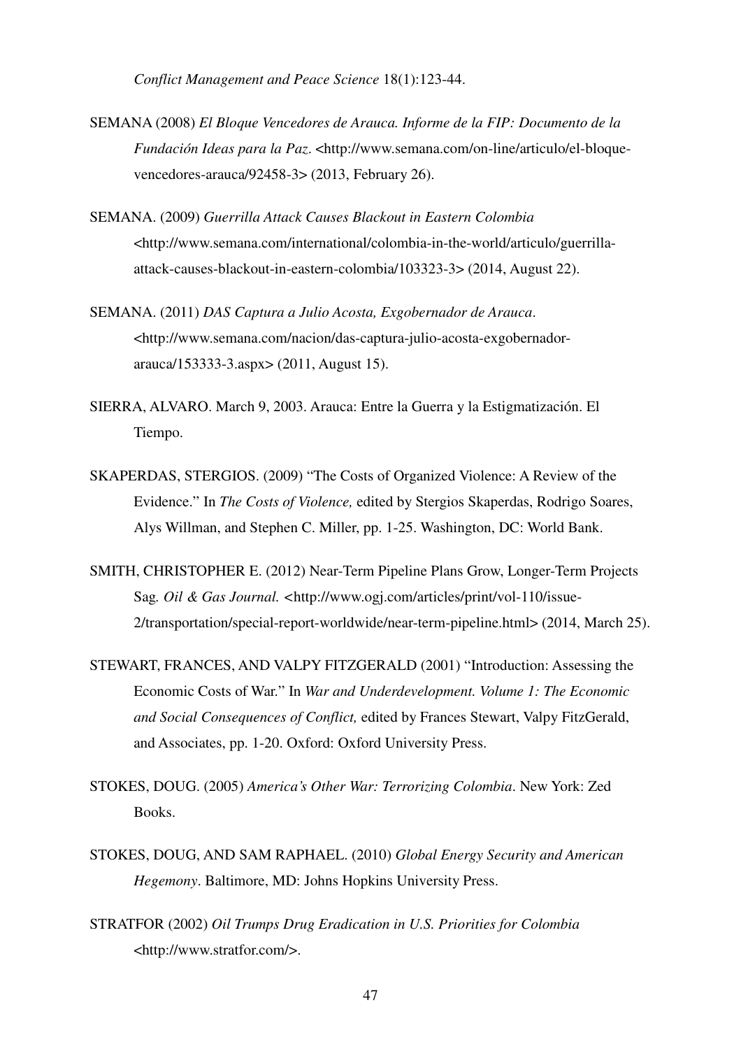*Conflict Management and Peace Science* 18(1):123-44.

SEMANA (2008) *El Bloque Vencedores de Arauca. Informe de la FIP: Documento de la Fundación Ideas para la Paz*. <http://www.semana.com/on-line/articulo/el-bloque-vencedores-arauca/92458-3> (2013, February 26).

SEMANA. (2009) *Guerrilla Attack Causes Blackout in Eastern Colombia* <http://www.semana.com/international/colombia-in-the-world/articulo/guerrilla-attack-causes-blackout-in-eastern-colombia/103323-3> (2014, August 22).

SEMANA. (2011) *DAS Captura a Julio Acosta, Exgobernador de Arauca*. <http://www.semana.com/nacion/das-captura-julio-acosta-exgobernador-arauca/153333-3.aspx> (2011, August 15).

SIERRA, ALVARO. March 9, 2003. Arauca: Entre la Guerra y la Estigmatización. El Tiempo.

SKAPERDAS, STERGIOS. (2009) "The Costs of Organized Violence: A Review of the Evidence." In *The Costs of Violence,* edited by Stergios Skaperdas, Rodrigo Soares, Alys Willman, and Stephen C. Miller, pp. 1-25. Washington, DC: World Bank.

SMITH, CHRISTOPHER E. (2012) Near-Term Pipeline Plans Grow, Longer-Term Projects Sag*. Oil & Gas Journal.* <http://www.ogj.com/articles/print/vol-110/issue-2/transportation/special-report-worldwide/near-term-pipeline.html> (2014, March 25).

STEWART, FRANCES, AND VALPY FITZGERALD (2001) "Introduction: Assessing the Economic Costs of War." In *War and Underdevelopment. Volume 1: The Economic and Social Consequences of Conflict,* edited by Frances Stewart, Valpy FitzGerald, and Associates, pp. 1-20. Oxford: Oxford University Press.

STOKES, DOUG. (2005) *America's Other War: Terrorizing Colombia*. New York: Zed Books.

STOKES, DOUG, AND SAM RAPHAEL. (2010) *Global Energy Security and American Hegemony*. Baltimore, MD: Johns Hopkins University Press.

STRATFOR (2002) *Oil Trumps Drug Eradication in U.S. Priorities for Colombia* <http://www.stratfor.com/>.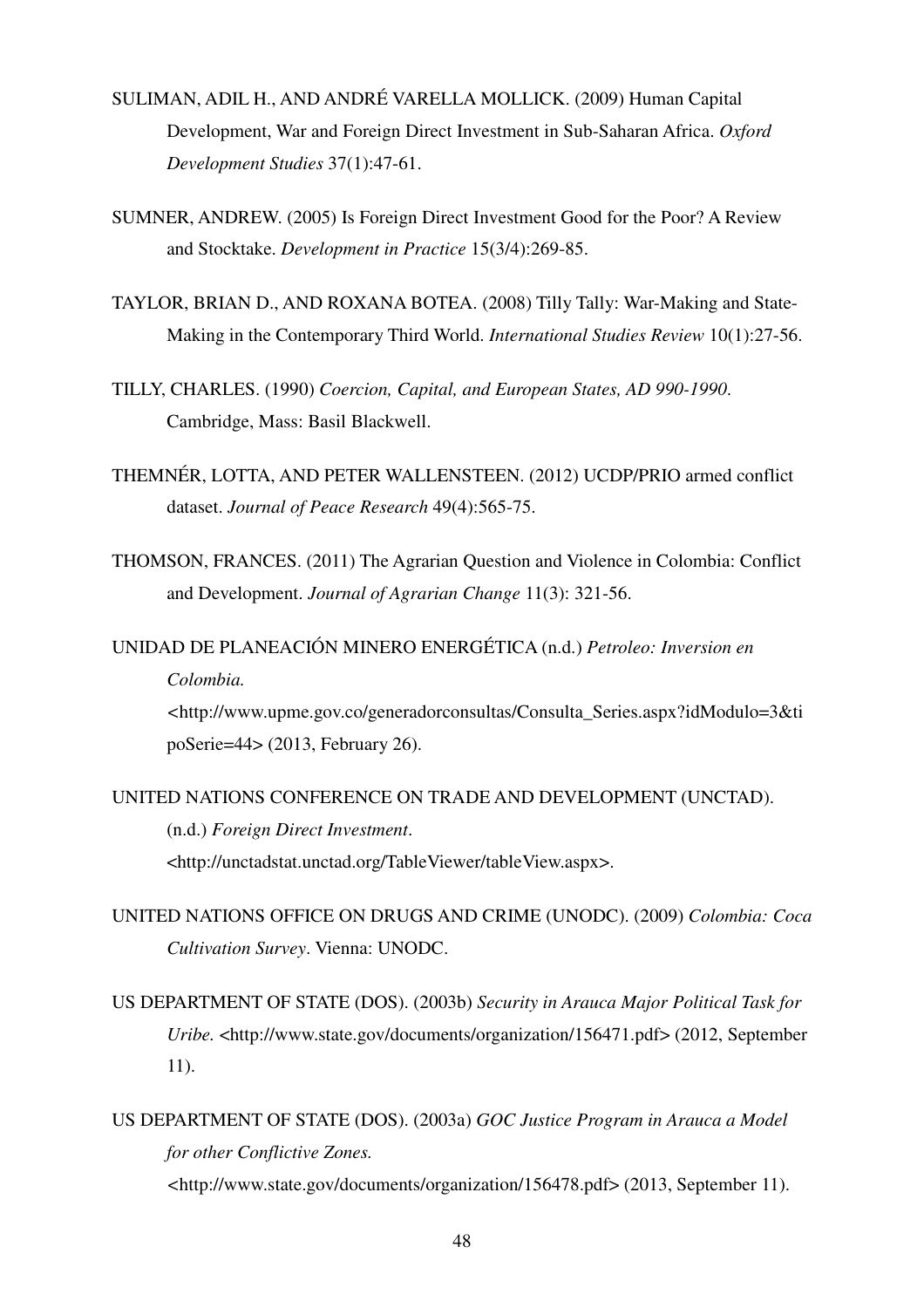SULIMAN, ADIL H., AND ANDRÉ VARELLA MOLLICK. (2009) Human Capital Development, War and Foreign Direct Investment in Sub-Saharan Africa. *Oxford Development Studies* 37(1):47-61.

SUMNER, ANDREW. (2005) Is Foreign Direct Investment Good for the Poor? A Review and Stocktake. *Development in Practice* 15(3/4):269-85.

TAYLOR, BRIAN D., AND ROXANA BOTEA. (2008) Tilly Tally: War-Making and State-Making in the Contemporary Third World. *International Studies Review* 10(1):27-56.

TILLY, CHARLES. (1990) *Coercion, Capital, and European States, AD 990-1990*. Cambridge, Mass: Basil Blackwell.

THEMNÉR, LOTTA, AND PETER WALLENSTEEN. (2012) UCDP/PRIO armed conflict dataset. *Journal of Peace Research* 49(4):565-75.

THOMSON, FRANCES. (2011) The Agrarian Question and Violence in Colombia: Conflict and Development. *Journal of Agrarian Change* 11(3): 321-56.

UNIDAD DE PLANEACIÓN MINERO ENERGÉTICA (n.d.) *Petroleo: Inversion en Colombia.* <http://www.upme.gov.co/generadorconsultas/Consulta_Series.aspx?idModulo=3&tipoSerie=44> (2013, February 26).

UNITED NATIONS CONFERENCE ON TRADE AND DEVELOPMENT (UNCTAD). (n.d.) *Foreign Direct Investment*. <http://unctadstat.unctad.org/TableViewer/tableView.aspx>.

UNITED NATIONS OFFICE ON DRUGS AND CRIME (UNODC). (2009) *Colombia: Coca Cultivation Survey*. Vienna: UNODC.

US DEPARTMENT OF STATE (DOS). (2003b) *Security in Arauca Major Political Task for Uribe.* <http://www.state.gov/documents/organization/156471.pdf> (2012, September 11).

US DEPARTMENT OF STATE (DOS). (2003a) *GOC Justice Program in Arauca a Model for other Conflictive Zones.* <http://www.state.gov/documents/organization/156478.pdf> (2013, September 11).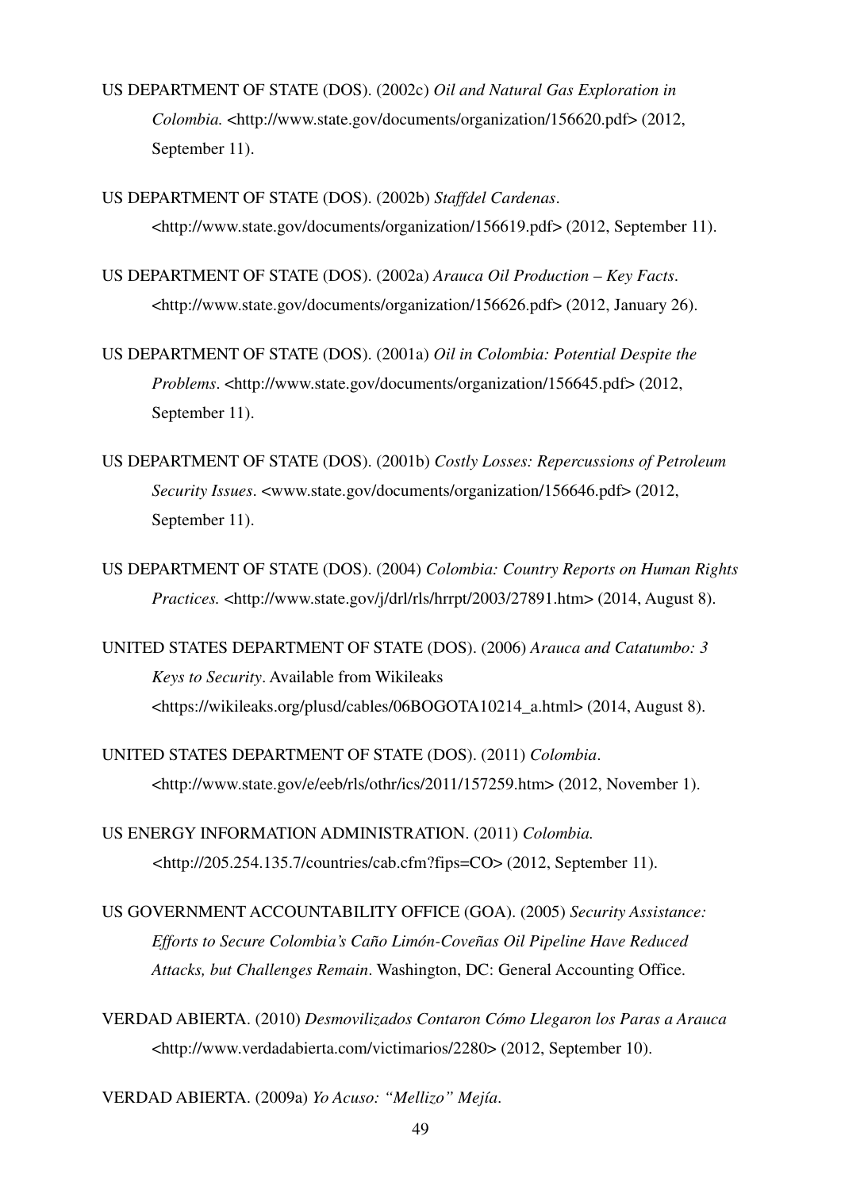US DEPARTMENT OF STATE (DOS). (2002c) *Oil and Natural Gas Exploration in Colombia.* <http://www.state.gov/documents/organization/156620.pdf> (2012, September 11).

US DEPARTMENT OF STATE (DOS). (2002b) *Staffdel Cardenas*. <http://www.state.gov/documents/organization/156619.pdf> (2012, September 11).

US DEPARTMENT OF STATE (DOS). (2002a) *Arauca Oil Production – Key Facts*. <http://www.state.gov/documents/organization/156626.pdf> (2012, January 26).

US DEPARTMENT OF STATE (DOS). (2001a) *Oil in Colombia: Potential Despite the Problems*. <http://www.state.gov/documents/organization/156645.pdf> (2012, September 11).

US DEPARTMENT OF STATE (DOS). (2001b) *Costly Losses: Repercussions of Petroleum Security Issues*. <www.state.gov/documents/organization/156646.pdf> (2012, September 11).

US DEPARTMENT OF STATE (DOS). (2004) *Colombia: Country Reports on Human Rights Practices.* <http://www.state.gov/j/drl/rls/hrrpt/2003/27891.htm> (2014, August 8).

UNITED STATES DEPARTMENT OF STATE (DOS). (2006) *Arauca and Catatumbo: 3 Keys to Security*. Available from Wikileaks <https://wikileaks.org/plusd/cables/06BOGOTA10214_a.html> (2014, August 8).

UNITED STATES DEPARTMENT OF STATE (DOS). (2011) *Colombia*. <http://www.state.gov/e/eeb/rls/othr/ics/2011/157259.htm> (2012, November 1).

US ENERGY INFORMATION ADMINISTRATION. (2011) *Colombia.* <http://205.254.135.7/countries/cab.cfm?fips=CO> (2012, September 11).

US GOVERNMENT ACCOUNTABILITY OFFICE (GOA). (2005) *Security Assistance: Efforts to Secure Colombia's Caño Limón-Coveñas Oil Pipeline Have Reduced Attacks, but Challenges Remain*. Washington, DC: General Accounting Office.

VERDAD ABIERTA. (2010) *Desmovilizados Contaron Cómo Llegaron los Paras a Arauca* <http://www.verdadabierta.com/victimarios/2280> (2012, September 10).

VERDAD ABIERTA. (2009a) *Yo Acuso: "Mellizo" Mejía*.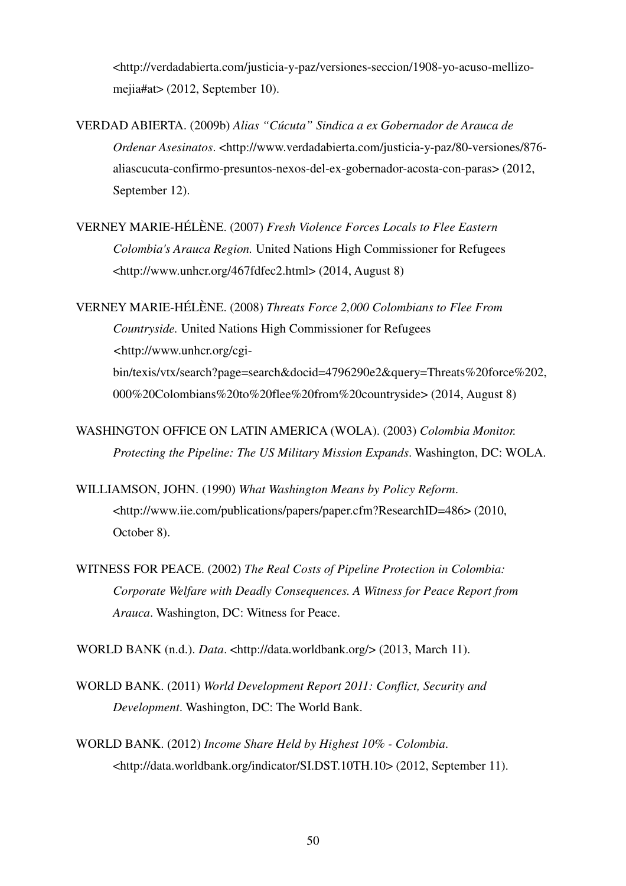<http://verdadabierta.com/justicia-y-paz/versiones-seccion/1908-yo-acuso-mellizo-mejia#at> (2012, September 10).

VERDAD ABIERTA. (2009b) *Alias "Cúcuta" Sindica a ex Gobernador de Arauca de Ordenar Asesinatos*. <http://www.verdadabierta.com/justicia-y-paz/80-versiones/876-aliascucuta-confirmo-presuntos-nexos-del-ex-gobernador-acosta-con-paras> (2012, September 12).

VERNEY MARIE-HÉLÈNE. (2007) *Fresh Violence Forces Locals to Flee Eastern Colombia's Arauca Region.* United Nations High Commissioner for Refugees <http://www.unhcr.org/467fdfec2.html> (2014, August 8)

VERNEY MARIE-HÉLÈNE. (2008) *Threats Force 2,000 Colombians to Flee From Countryside.* United Nations High Commissioner for Refugees <http://www.unhcr.org/cgi-bin/texis/vtx/search?page=search&docid=4796290e2&query=Threats%20force%202,000%20Colombians%20to%20flee%20from%20countryside> (2014, August 8)

WASHINGTON OFFICE ON LATIN AMERICA (WOLA). (2003) *Colombia Monitor. Protecting the Pipeline: The US Military Mission Expands*. Washington, DC: WOLA.

WILLIAMSON, JOHN. (1990) *What Washington Means by Policy Reform*. <http://www.iie.com/publications/papers/paper.cfm?ResearchID=486> (2010, October 8).

WITNESS FOR PEACE. (2002) *The Real Costs of Pipeline Protection in Colombia: Corporate Welfare with Deadly Consequences. A Witness for Peace Report from Arauca*. Washington, DC: Witness for Peace.

WORLD BANK (n.d.). *Data*. <http://data.worldbank.org/> (2013, March 11).

WORLD BANK. (2011) *World Development Report 2011: Conflict, Security and Development*. Washington, DC: The World Bank.

WORLD BANK. (2012) *Income Share Held by Highest 10% - Colombia*. <http://data.worldbank.org/indicator/SI.DST.10TH.10> (2012, September 11).